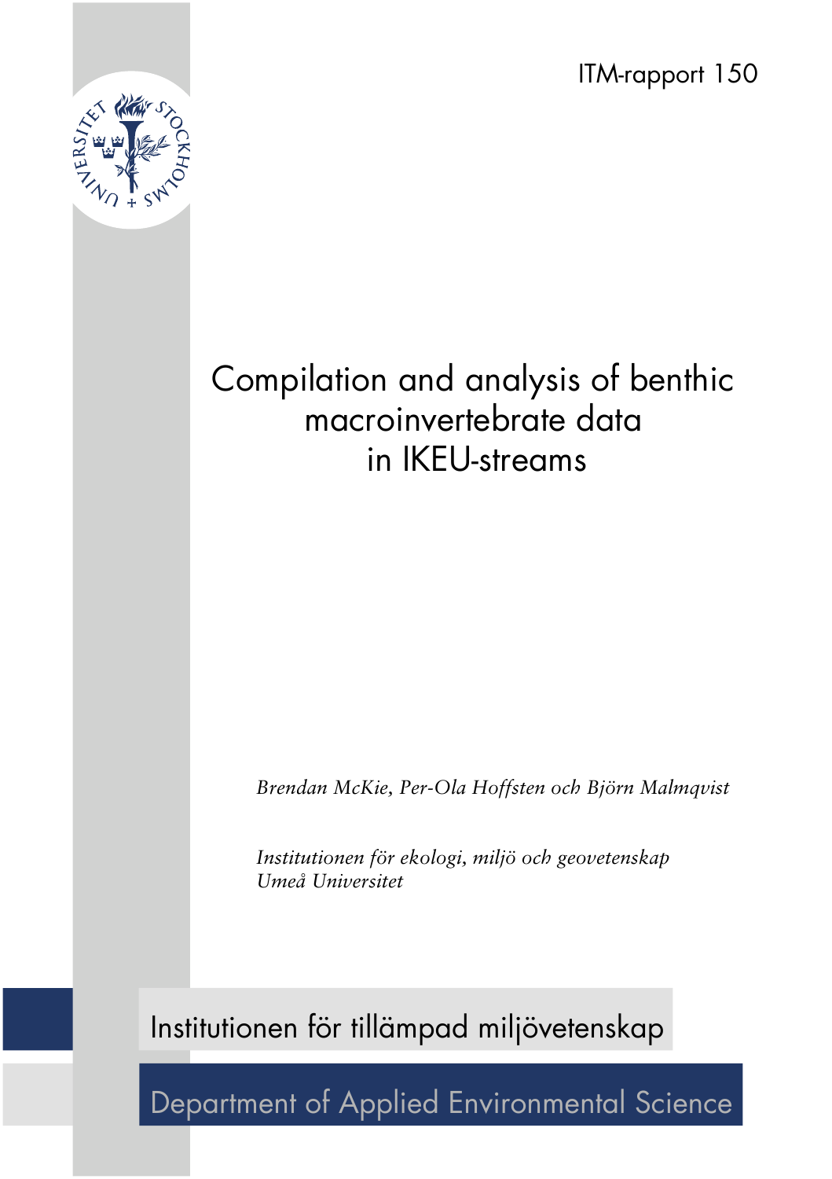ITM-rapport 150

# Compilation and analysis of benthic macroinvertebrate data in IKEU-streams

*Brendan McKie, Per-Ola Hoffsten och Björn Malmqvist*

*Institutionen för ekologi, miljö och geovetenskap*
*Umeå Universitet*

Institutionen för tillämpad miljövetenskap

Department of Applied Environmental Science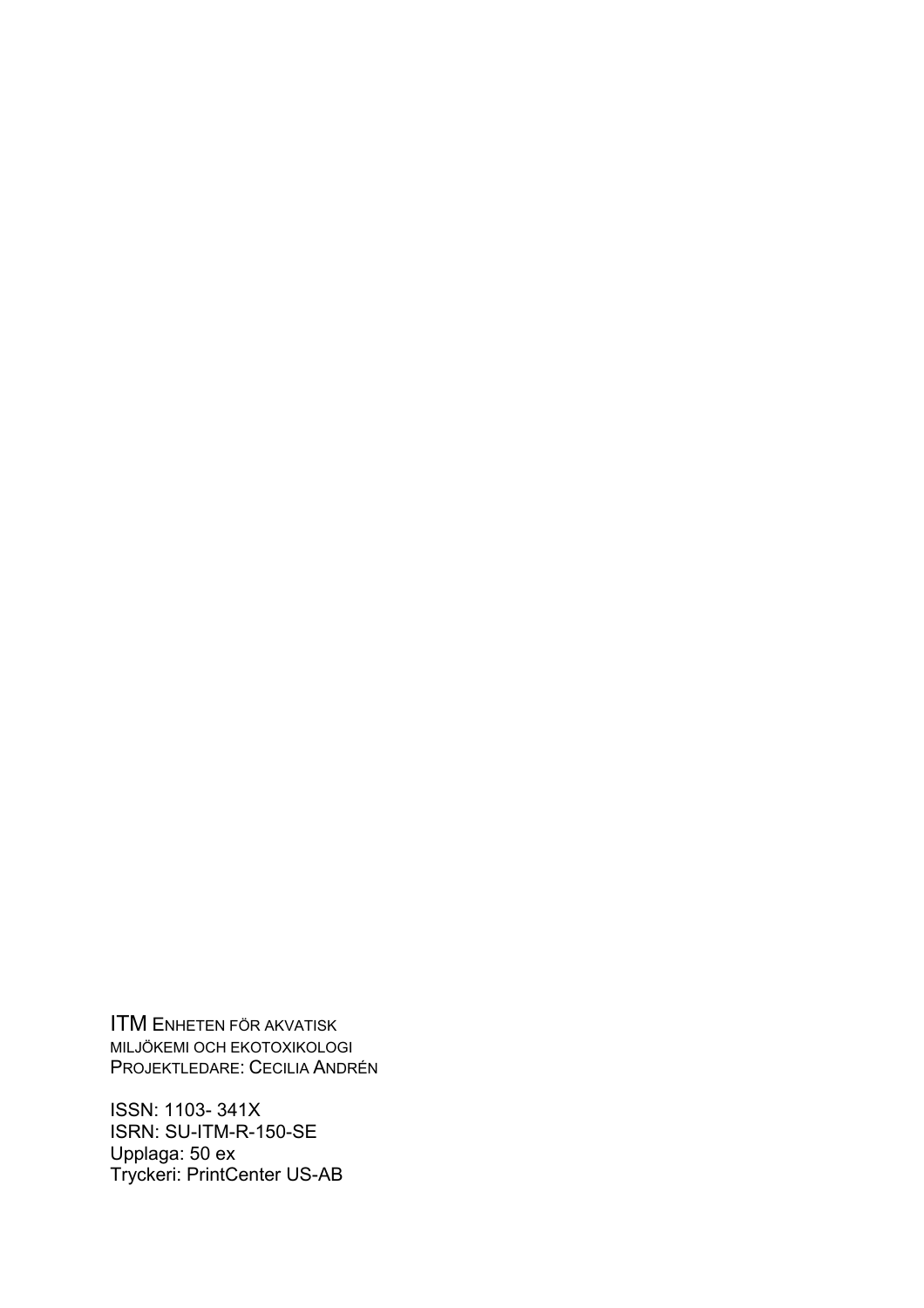ITM Enheten för akvatisk miljökemi och ekotoxikologi
Projektledare: Cecilia Andrén

ISSN: 1103- 341X
ISRN: SU-ITM-R-150-SE
Upplaga: 50 ex
Tryckeri: PrintCenter US-AB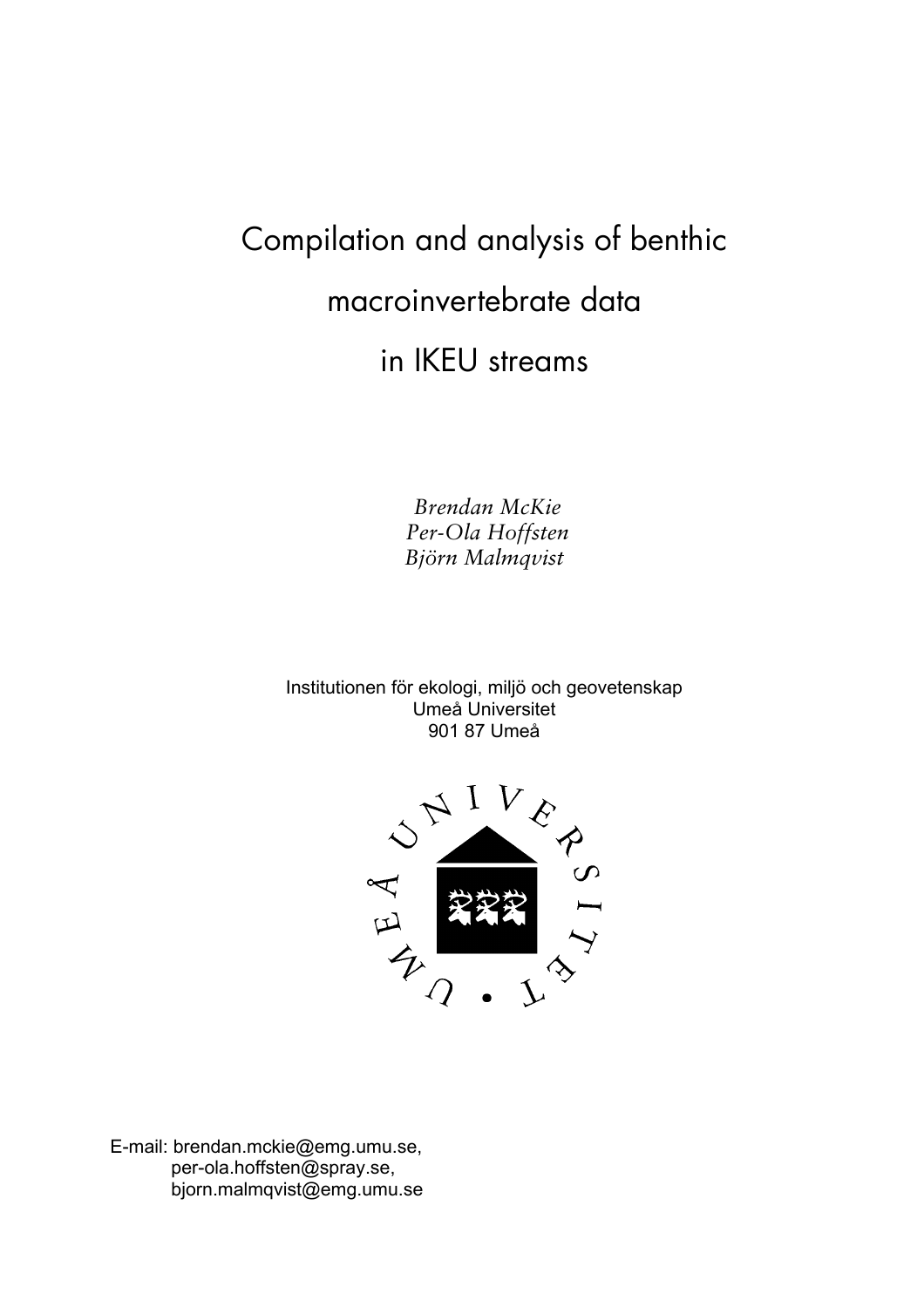# Compilation and analysis of benthic macroinvertebrate data in IKEU streams

*Brendan McKie*
*Per-Ola Hoffsten*
*Björn Malmqvist*

Institutionen för ekologi, miljö och geovetenskap
Umeå Universitet
901 87 Umeå

UMEÅ UNIVERSITET

E-mail: brendan.mckie@emg.umu.se,
per-ola.hoffsten@spray.se,
bjorn.malmqvist@emg.umu.se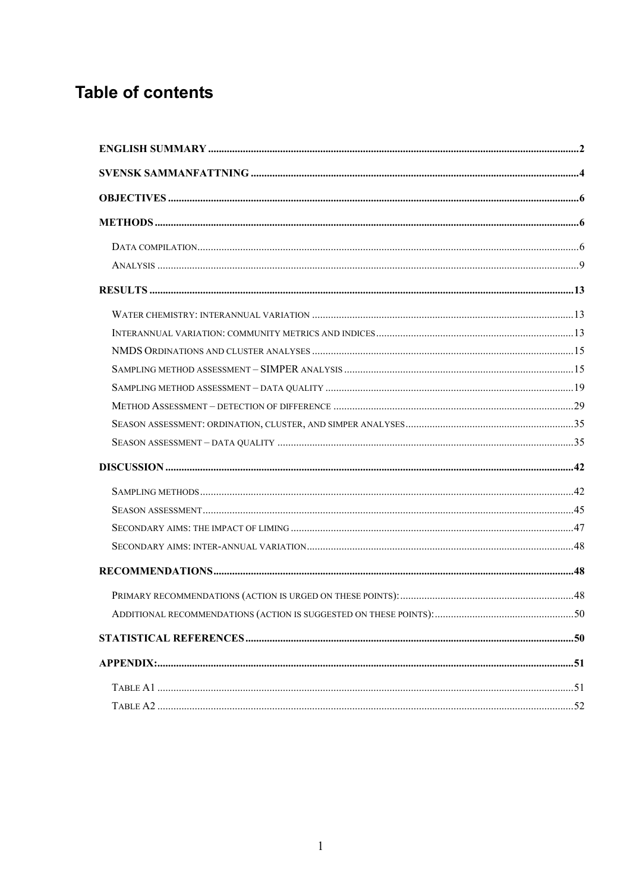# Table of contents

ENGLISH SUMMARY ..... 2

SVENSK SAMMANFATTNING ..... 4

OBJECTIVES ..... 6

METHODS ..... 6

- DATA COMPILATION ..... 6
- ANALYSIS ..... 9

RESULTS ..... 13

- WATER CHEMISTRY: INTERANNUAL VARIATION ..... 13
- INTERANNUAL VARIATION: COMMUNITY METRICS AND INDICES ..... 13
- NMDS ORDINATIONS AND CLUSTER ANALYSES ..... 15
- SAMPLING METHOD ASSESSMENT – SIMPER ANALYSIS ..... 15
- SAMPLING METHOD ASSESSMENT – DATA QUALITY ..... 19
- METHOD ASSESSMENT – DETECTION OF DIFFERENCE ..... 29
- SEASON ASSESSMENT: ORDINATION, CLUSTER, AND SIMPER ANALYSES ..... 35
- SEASON ASSESSMENT – DATA QUALITY ..... 35

DISCUSSION ..... 42

- SAMPLING METHODS ..... 42
- SEASON ASSESSMENT ..... 45
- SECONDARY AIMS: THE IMPACT OF LIMING ..... 47
- SECONDARY AIMS: INTER-ANNUAL VARIATION ..... 48

RECOMMENDATIONS ..... 48

- PRIMARY RECOMMENDATIONS (ACTION IS URGED ON THESE POINTS): ..... 48
- ADDITIONAL RECOMMENDATIONS (ACTION IS SUGGESTED ON THESE POINTS): ..... 50

STATISTICAL REFERENCES ..... 50

APPENDIX: ..... 51

- TABLE A1 ..... 51
- TABLE A2 ..... 52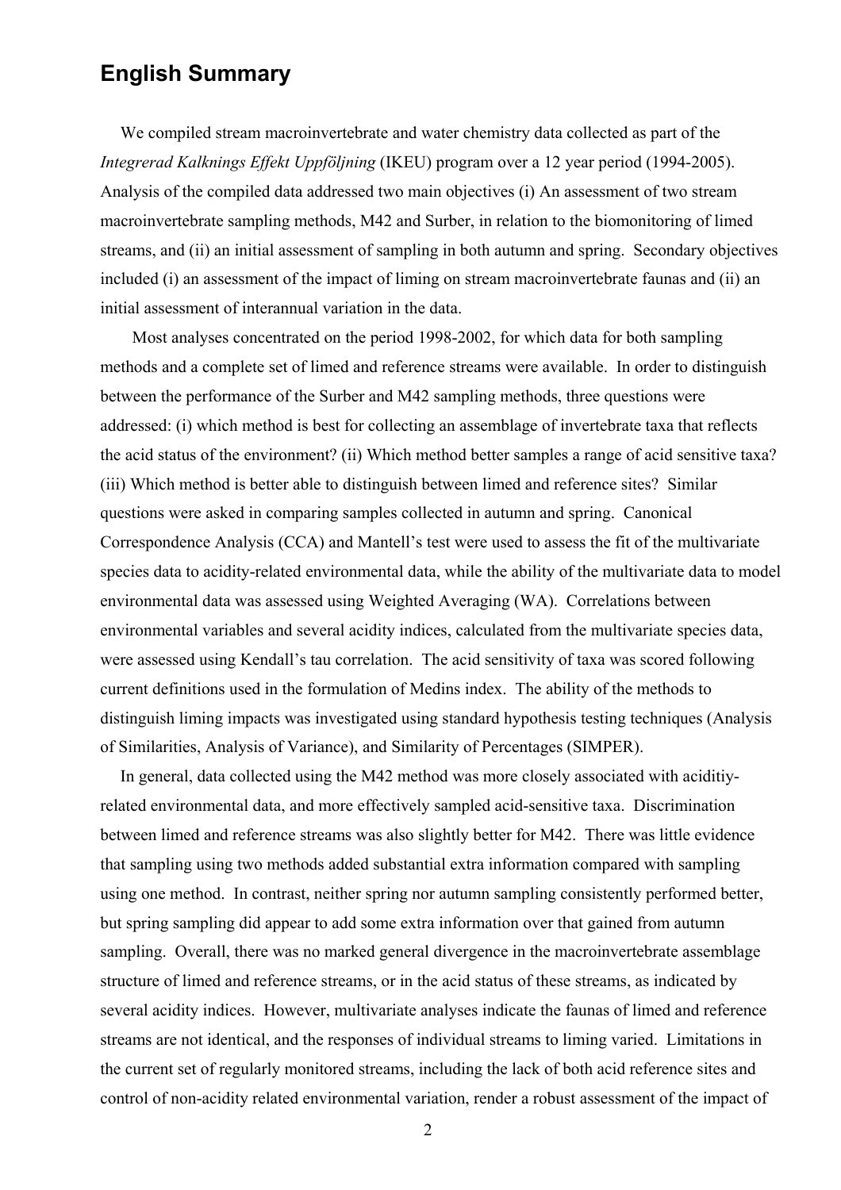## English Summary

We compiled stream macroinvertebrate and water chemistry data collected as part of the *Integrerad Kalknings Effekt Uppföljning* (IKEU) program over a 12 year period (1994-2005). Analysis of the compiled data addressed two main objectives (i) An assessment of two stream macroinvertebrate sampling methods, M42 and Surber, in relation to the biomonitoring of limed streams, and (ii) an initial assessment of sampling in both autumn and spring. Secondary objectives included (i) an assessment of the impact of liming on stream macroinvertebrate faunas and (ii) an initial assessment of interannual variation in the data.

Most analyses concentrated on the period 1998-2002, for which data for both sampling methods and a complete set of limed and reference streams were available. In order to distinguish between the performance of the Surber and M42 sampling methods, three questions were addressed: (i) which method is best for collecting an assemblage of invertebrate taxa that reflects the acid status of the environment? (ii) Which method better samples a range of acid sensitive taxa? (iii) Which method is better able to distinguish between limed and reference sites? Similar questions were asked in comparing samples collected in autumn and spring. Canonical Correspondence Analysis (CCA) and Mantell's test were used to assess the fit of the multivariate species data to acidity-related environmental data, while the ability of the multivariate data to model environmental data was assessed using Weighted Averaging (WA). Correlations between environmental variables and several acidity indices, calculated from the multivariate species data, were assessed using Kendall's tau correlation. The acid sensitivity of taxa was scored following current definitions used in the formulation of Medins index. The ability of the methods to distinguish liming impacts was investigated using standard hypothesis testing techniques (Analysis of Similarities, Analysis of Variance), and Similarity of Percentages (SIMPER).

In general, data collected using the M42 method was more closely associated with aciditiy-related environmental data, and more effectively sampled acid-sensitive taxa. Discrimination between limed and reference streams was also slightly better for M42. There was little evidence that sampling using two methods added substantial extra information compared with sampling using one method. In contrast, neither spring nor autumn sampling consistently performed better, but spring sampling did appear to add some extra information over that gained from autumn sampling. Overall, there was no marked general divergence in the macroinvertebrate assemblage structure of limed and reference streams, or in the acid status of these streams, as indicated by several acidity indices. However, multivariate analyses indicate the faunas of limed and reference streams are not identical, and the responses of individual streams to liming varied. Limitations in the current set of regularly monitored streams, including the lack of both acid reference sites and control of non-acidity related environmental variation, render a robust assessment of the impact of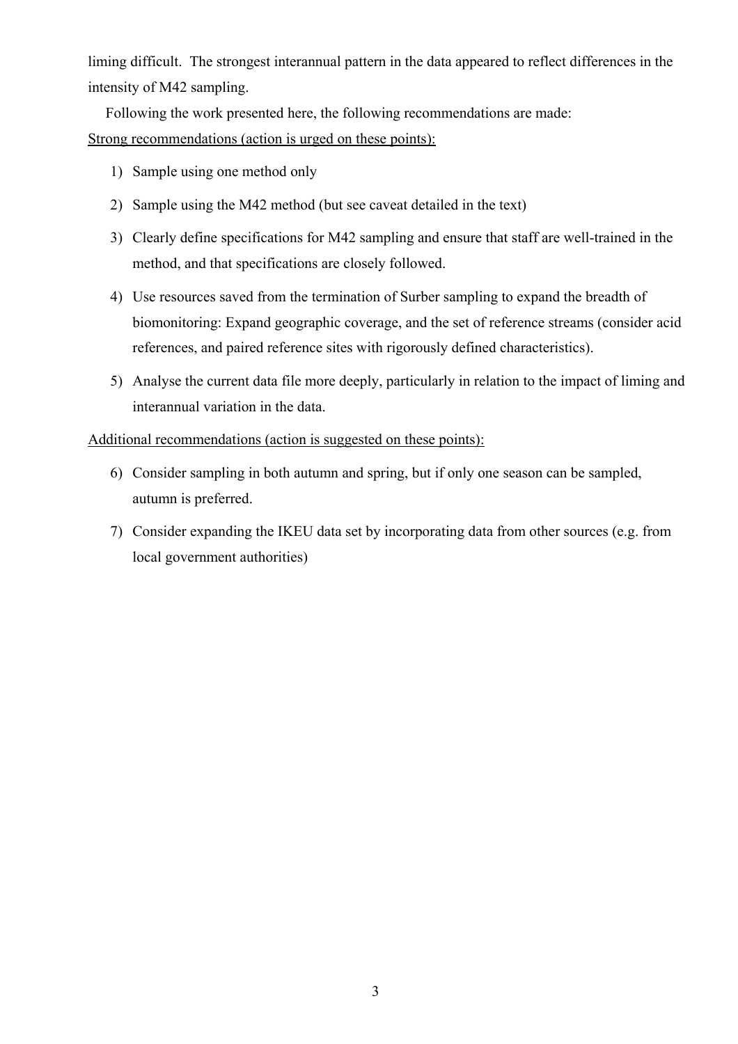liming difficult. The strongest interannual pattern in the data appeared to reflect differences in the intensity of M42 sampling.

Following the work presented here, the following recommendations are made:

<u>Strong recommendations (action is urged on these points):</u>

1) Sample using one method only
2) Sample using the M42 method (but see caveat detailed in the text)
3) Clearly define specifications for M42 sampling and ensure that staff are well-trained in the method, and that specifications are closely followed.
4) Use resources saved from the termination of Surber sampling to expand the breadth of biomonitoring: Expand geographic coverage, and the set of reference streams (consider acid references, and paired reference sites with rigorously defined characteristics).
5) Analyse the current data file more deeply, particularly in relation to the impact of liming and interannual variation in the data.

<u>Additional recommendations (action is suggested on these points):</u>

6) Consider sampling in both autumn and spring, but if only one season can be sampled, autumn is preferred.
7) Consider expanding the IKEU data set by incorporating data from other sources (e.g. from local government authorities)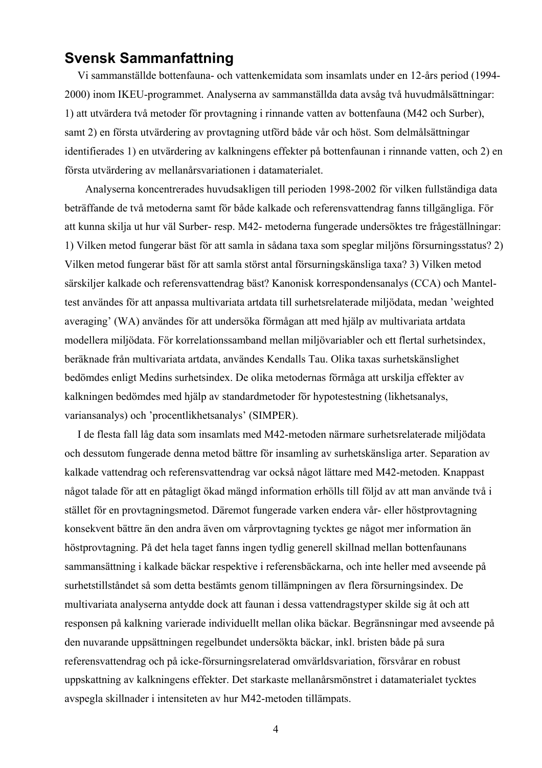## Svensk Sammanfattning

Vi sammanställde bottenfauna- och vattenkemidata som insamlats under en 12-års period (1994-2000) inom IKEU-programmet. Analyserna av sammanställda data avsåg två huvudmålsättningar: 1) att utvärdera två metoder för provtagning i rinnande vatten av bottenfauna (M42 och Surber), samt 2) en första utvärdering av provtagning utförd både vår och höst. Som delmålsättningar identifierades 1) en utvärdering av kalkningens effekter på bottenfaunan i rinnande vatten, och 2) en första utvärdering av mellanårsvariationen i datamaterialet.

Analyserna koncentrerades huvudsakligen till perioden 1998-2002 för vilken fullständiga data beträffande de två metoderna samt för både kalkade och referensvattendrag fanns tillgängliga. För att kunna skilja ut hur väl Surber- resp. M42- metoderna fungerade undersöktes tre frågeställningar: 1) Vilken metod fungerar bäst för att samla in sådana taxa som speglar miljöns försurningsstatus? 2) Vilken metod fungerar bäst för att samla störst antal försurningskänsliga taxa? 3) Vilken metod särskiljer kalkade och referensvattendrag bäst? Kanonisk korrespondensanalys (CCA) och Mantel-test användes för att anpassa multivariata artdata till surhetsrelaterade miljödata, medan 'weighted averaging' (WA) användes för att undersöka förmågan att med hjälp av multivariata artdata modellera miljödata. För korrelationssamband mellan miljövariabler och ett flertal surhetsindex, beräknade från multivariata artdata, användes Kendalls Tau. Olika taxas surhetskänslighet bedömdes enligt Medins surhetsindex. De olika metodernas förmåga att urskilja effekter av kalkningen bedömdes med hjälp av standardmetoder för hypotestestning (likhetsanalys, variansanalys) och 'procentlikhetsanalys' (SIMPER).

I de flesta fall låg data som insamlats med M42-metoden närmare surhetsrelaterade miljödata och dessutom fungerade denna metod bättre för insamling av surhetskänsliga arter. Separation av kalkade vattendrag och referensvattendrag var också något lättare med M42-metoden. Knappast något talade för att en påtagligt ökad mängd information erhölls till följd av att man använde två i stället för en provtagningsmetod. Däremot fungerade varken endera vår- eller höstprovtagning konsekvent bättre än den andra även om vårprovtagning tycktes ge något mer information än höstprovtagning. På det hela taget fanns ingen tydlig generell skillnad mellan bottenfaunans sammansättning i kalkade bäckar respektive i referensbäckarna, och inte heller med avseende på surhetstillståndet så som detta bestämts genom tillämpningen av flera försurningsindex. De multivariata analyserna antydde dock att faunan i dessa vattendragstyper skilde sig åt och att responsen på kalkning varierade individuellt mellan olika bäckar. Begränsningar med avseende på den nuvarande uppsättningen regelbundet undersökta bäckar, inkl. bristen både på sura referensvattendrag och på icke-försurningsrelaterad omvärldsvariation, försvårar en robust uppskattning av kalkningens effekter. Det starkaste mellanårsmönstret i datamaterialet tycktes avspegla skillnader i intensiteten av hur M42-metoden tillämpats.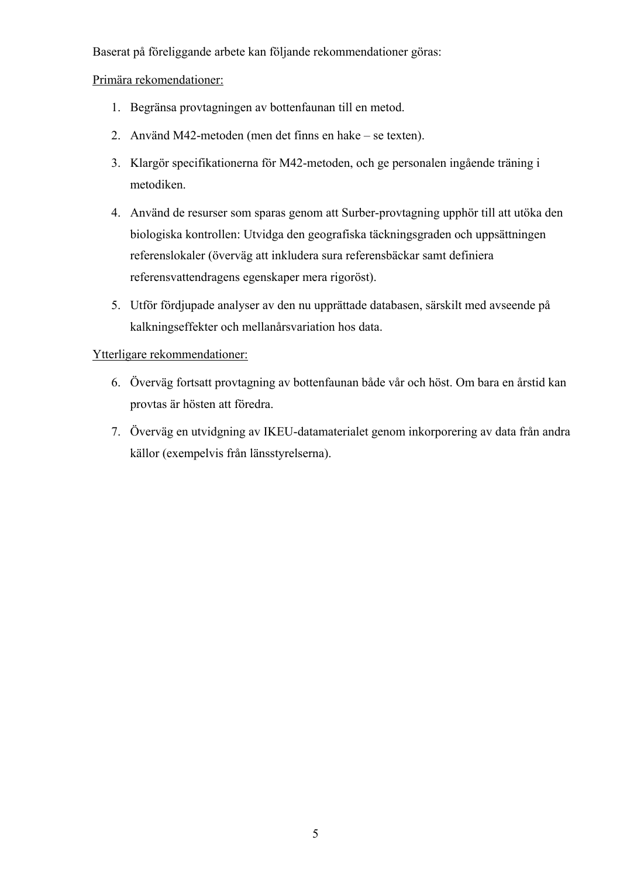Baserat på föreliggande arbete kan följande rekommendationer göras:

<u>Primära rekomendationer:</u>

1. Begränsa provtagningen av bottenfaunan till en metod.
2. Använd M42-metoden (men det finns en hake – se texten).
3. Klargör specifikationerna för M42-metoden, och ge personalen ingående träning i metodiken.
4. Använd de resurser som sparas genom att Surber-provtagning upphör till att utöka den biologiska kontrollen: Utvidga den geografiska täckningsgraden och uppsättningen referenslokaler (överväg att inkludera sura referensbäckar samt definiera referensvattendragens egenskaper mera rigoröst).
5. Utför fördjupade analyser av den nu upprättade databasen, särskilt med avseende på kalkningseffekter och mellanårsvariation hos data.

<u>Ytterligare rekommendationer:</u>

6. Överväg fortsatt provtagning av bottenfaunan både vår och höst. Om bara en årstid kan provtas är hösten att föredra.
7. Överväg en utvidgning av IKEU-datamaterialet genom inkorporering av data från andra källor (exempelvis från länsstyrelserna).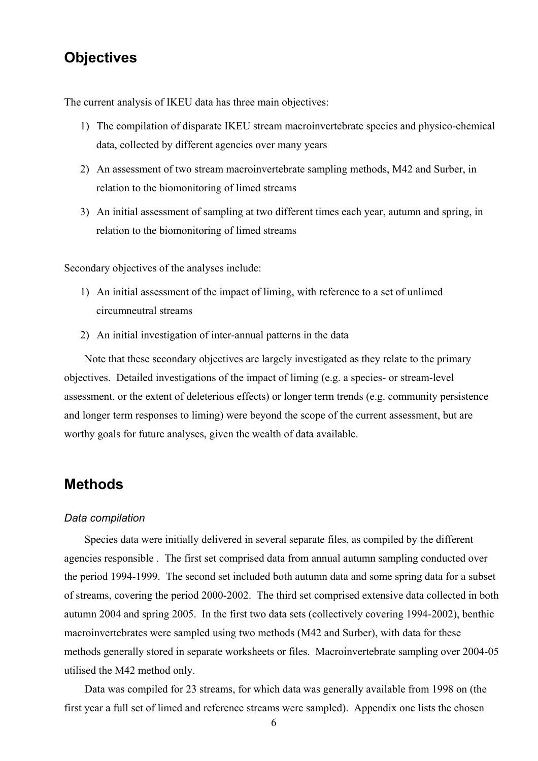## Objectives

The current analysis of IKEU data has three main objectives:

1) The compilation of disparate IKEU stream macroinvertebrate species and physico-chemical data, collected by different agencies over many years
2) An assessment of two stream macroinvertebrate sampling methods, M42 and Surber, in relation to the biomonitoring of limed streams
3) An initial assessment of sampling at two different times each year, autumn and spring, in relation to the biomonitoring of limed streams

Secondary objectives of the analyses include:

1) An initial assessment of the impact of liming, with reference to a set of unlimed circumneutral streams
2) An initial investigation of inter-annual patterns in the data

Note that these secondary objectives are largely investigated as they relate to the primary objectives. Detailed investigations of the impact of liming (e.g. a species- or stream-level assessment, or the extent of deleterious effects) or longer term trends (e.g. community persistence and longer term responses to liming) were beyond the scope of the current assessment, but are worthy goals for future analyses, given the wealth of data available.

## Methods

### *Data compilation*

Species data were initially delivered in several separate files, as compiled by the different agencies responsible . The first set comprised data from annual autumn sampling conducted over the period 1994-1999. The second set included both autumn data and some spring data for a subset of streams, covering the period 2000-2002. The third set comprised extensive data collected in both autumn 2004 and spring 2005. In the first two data sets (collectively covering 1994-2002), benthic macroinvertebrates were sampled using two methods (M42 and Surber), with data for these methods generally stored in separate worksheets or files. Macroinvertebrate sampling over 2004-05 utilised the M42 method only.

Data was compiled for 23 streams, for which data was generally available from 1998 on (the first year a full set of limed and reference streams were sampled). Appendix one lists the chosen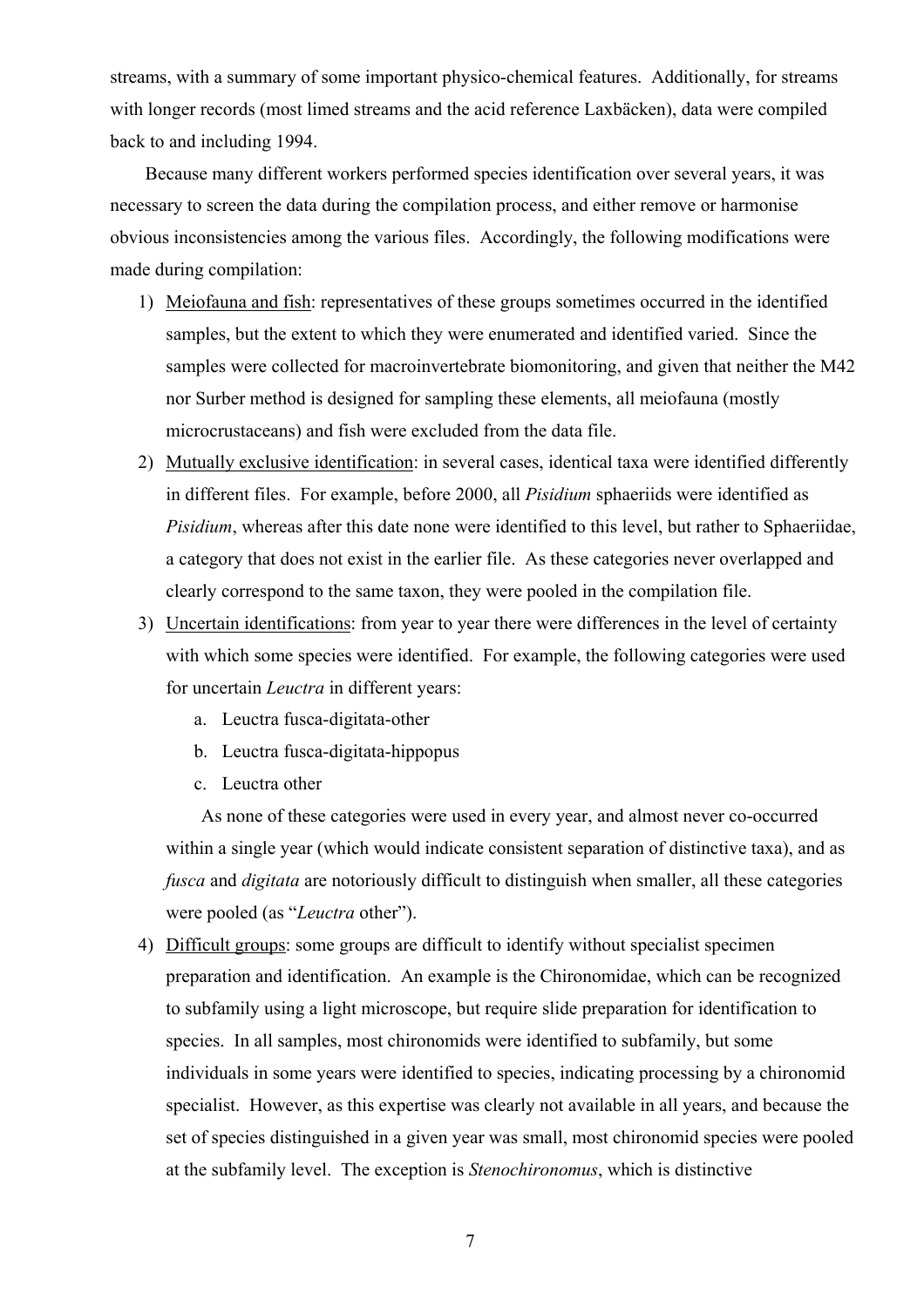streams, with a summary of some important physico-chemical features. Additionally, for streams with longer records (most limed streams and the acid reference Laxbäcken), data were compiled back to and including 1994.

Because many different workers performed species identification over several years, it was necessary to screen the data during the compilation process, and either remove or harmonise obvious inconsistencies among the various files. Accordingly, the following modifications were made during compilation:

1) Meiofauna and fish: representatives of these groups sometimes occurred in the identified samples, but the extent to which they were enumerated and identified varied. Since the samples were collected for macroinvertebrate biomonitoring, and given that neither the M42 nor Surber method is designed for sampling these elements, all meiofauna (mostly microcrustaceans) and fish were excluded from the data file.
2) Mutually exclusive identification: in several cases, identical taxa were identified differently in different files. For example, before 2000, all *Pisidium* sphaeriids were identified as *Pisidium*, whereas after this date none were identified to this level, but rather to Sphaeriidae, a category that does not exist in the earlier file. As these categories never overlapped and clearly correspond to the same taxon, they were pooled in the compilation file.
3) Uncertain identifications: from year to year there were differences in the level of certainty with which some species were identified. For example, the following categories were used for uncertain *Leuctra* in different years:
    a. Leuctra fusca-digitata-other
    b. Leuctra fusca-digitata-hippopus
    c. Leuctra other

    As none of these categories were used in every year, and almost never co-occurred within a single year (which would indicate consistent separation of distinctive taxa), and as *fusca* and *digitata* are notoriously difficult to distinguish when smaller, all these categories were pooled (as "*Leuctra* other").
4) Difficult groups: some groups are difficult to identify without specialist specimen preparation and identification. An example is the Chironomidae, which can be recognized to subfamily using a light microscope, but require slide preparation for identification to species. In all samples, most chironomids were identified to subfamily, but some individuals in some years were identified to species, indicating processing by a chironomid specialist. However, as this expertise was clearly not available in all years, and because the set of species distinguished in a given year was small, most chironomid species were pooled at the subfamily level. The exception is *Stenochironomus*, which is distinctive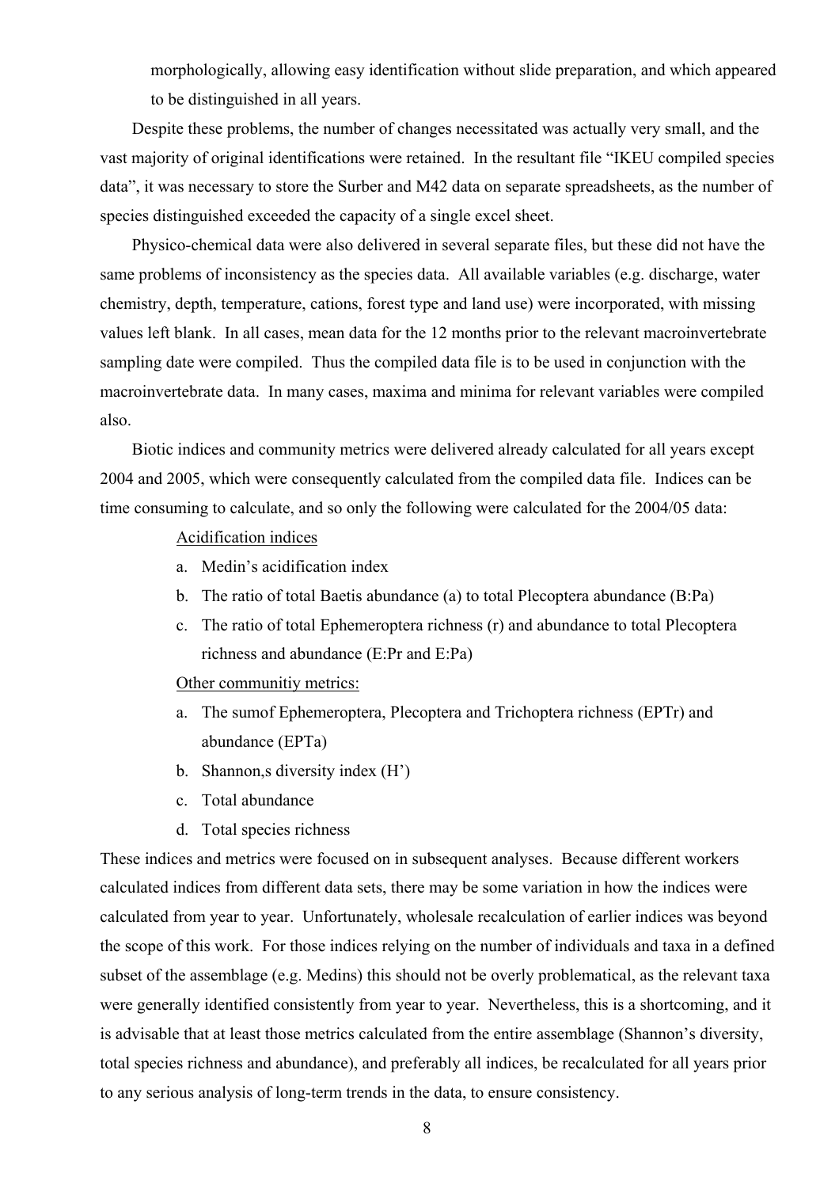morphologically, allowing easy identification without slide preparation, and which appeared to be distinguished in all years.

Despite these problems, the number of changes necessitated was actually very small, and the vast majority of original identifications were retained. In the resultant file "IKEU compiled species data", it was necessary to store the Surber and M42 data on separate spreadsheets, as the number of species distinguished exceeded the capacity of a single excel sheet.

Physico-chemical data were also delivered in several separate files, but these did not have the same problems of inconsistency as the species data. All available variables (e.g. discharge, water chemistry, depth, temperature, cations, forest type and land use) were incorporated, with missing values left blank. In all cases, mean data for the 12 months prior to the relevant macroinvertebrate sampling date were compiled. Thus the compiled data file is to be used in conjunction with the macroinvertebrate data. In many cases, maxima and minima for relevant variables were compiled also.

Biotic indices and community metrics were delivered already calculated for all years except 2004 and 2005, which were consequently calculated from the compiled data file. Indices can be time consuming to calculate, and so only the following were calculated for the 2004/05 data:

<u>Acidification indices</u>

a. Medin's acidification index
b. The ratio of total Baetis abundance (a) to total Plecoptera abundance (B:Pa)
c. The ratio of total Ephemeroptera richness (r) and abundance to total Plecoptera richness and abundance (E:Pr and E:Pa)

<u>Other communitiy metrics:</u>

a. The sumof Ephemeroptera, Plecoptera and Trichoptera richness (EPTr) and abundance (EPTa)
b. Shannon,s diversity index (H')
c. Total abundance
d. Total species richness

These indices and metrics were focused on in subsequent analyses. Because different workers calculated indices from different data sets, there may be some variation in how the indices were calculated from year to year. Unfortunately, wholesale recalculation of earlier indices was beyond the scope of this work. For those indices relying on the number of individuals and taxa in a defined subset of the assemblage (e.g. Medins) this should not be overly problematical, as the relevant taxa were generally identified consistently from year to year. Nevertheless, this is a shortcoming, and it is advisable that at least those metrics calculated from the entire assemblage (Shannon's diversity, total species richness and abundance), and preferably all indices, be recalculated for all years prior to any serious analysis of long-term trends in the data, to ensure consistency.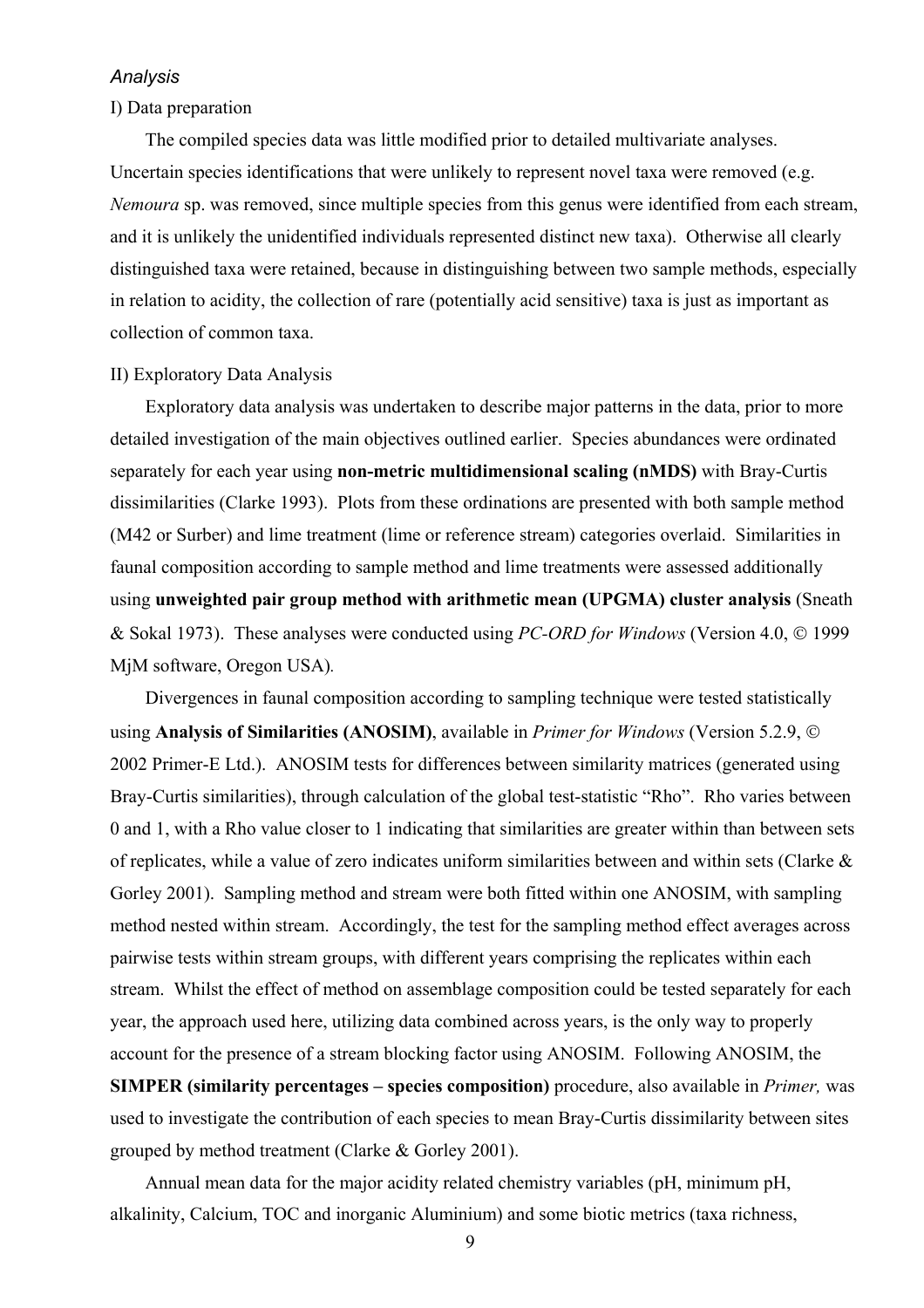### *Analysis*

I) Data preparation

The compiled species data was little modified prior to detailed multivariate analyses. Uncertain species identifications that were unlikely to represent novel taxa were removed (e.g. *Nemoura* sp. was removed, since multiple species from this genus were identified from each stream, and it is unlikely the unidentified individuals represented distinct new taxa). Otherwise all clearly distinguished taxa were retained, because in distinguishing between two sample methods, especially in relation to acidity, the collection of rare (potentially acid sensitive) taxa is just as important as collection of common taxa.

II) Exploratory Data Analysis

Exploratory data analysis was undertaken to describe major patterns in the data, prior to more detailed investigation of the main objectives outlined earlier. Species abundances were ordinated separately for each year using **non-metric multidimensional scaling (nMDS)** with Bray-Curtis dissimilarities (Clarke 1993). Plots from these ordinations are presented with both sample method (M42 or Surber) and lime treatment (lime or reference stream) categories overlaid. Similarities in faunal composition according to sample method and lime treatments were assessed additionally using **unweighted pair group method with arithmetic mean (UPGMA) cluster analysis** (Sneath & Sokal 1973). These analyses were conducted using *PC-ORD for Windows* (Version 4.0, © 1999 MjM software, Oregon USA).

Divergences in faunal composition according to sampling technique were tested statistically using **Analysis of Similarities (ANOSIM)**, available in *Primer for Windows* (Version 5.2.9, © 2002 Primer-E Ltd.). ANOSIM tests for differences between similarity matrices (generated using Bray-Curtis similarities), through calculation of the global test-statistic "Rho". Rho varies between 0 and 1, with a Rho value closer to 1 indicating that similarities are greater within than between sets of replicates, while a value of zero indicates uniform similarities between and within sets (Clarke & Gorley 2001). Sampling method and stream were both fitted within one ANOSIM, with sampling method nested within stream. Accordingly, the test for the sampling method effect averages across pairwise tests within stream groups, with different years comprising the replicates within each stream. Whilst the effect of method on assemblage composition could be tested separately for each year, the approach used here, utilizing data combined across years, is the only way to properly account for the presence of a stream blocking factor using ANOSIM. Following ANOSIM, the **SIMPER (similarity percentages – species composition)** procedure, also available in *Primer,* was used to investigate the contribution of each species to mean Bray-Curtis dissimilarity between sites grouped by method treatment (Clarke & Gorley 2001).

Annual mean data for the major acidity related chemistry variables (pH, minimum pH, alkalinity, Calcium, TOC and inorganic Aluminium) and some biotic metrics (taxa richness,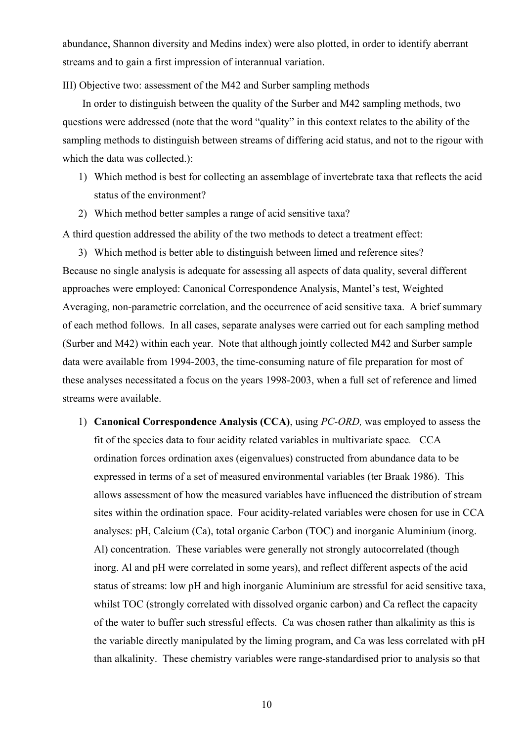abundance, Shannon diversity and Medins index) were also plotted, in order to identify aberrant streams and to gain a first impression of interannual variation.

III) Objective two: assessment of the M42 and Surber sampling methods

In order to distinguish between the quality of the Surber and M42 sampling methods, two questions were addressed (note that the word "quality" in this context relates to the ability of the sampling methods to distinguish between streams of differing acid status, and not to the rigour with which the data was collected.):

1) Which method is best for collecting an assemblage of invertebrate taxa that reflects the acid status of the environment?
2) Which method better samples a range of acid sensitive taxa?

A third question addressed the ability of the two methods to detect a treatment effect:

3) Which method is better able to distinguish between limed and reference sites?

Because no single analysis is adequate for assessing all aspects of data quality, several different approaches were employed: Canonical Correspondence Analysis, Mantel's test, Weighted Averaging, non-parametric correlation, and the occurrence of acid sensitive taxa. A brief summary of each method follows. In all cases, separate analyses were carried out for each sampling method (Surber and M42) within each year. Note that although jointly collected M42 and Surber sample data were available from 1994-2003, the time-consuming nature of file preparation for most of these analyses necessitated a focus on the years 1998-2003, when a full set of reference and limed streams were available.

1) **Canonical Correspondence Analysis (CCA)**, using *PC-ORD,* was employed to assess the fit of the species data to four acidity related variables in multivariate space*.* CCA ordination forces ordination axes (eigenvalues) constructed from abundance data to be expressed in terms of a set of measured environmental variables (ter Braak 1986). This allows assessment of how the measured variables have influenced the distribution of stream sites within the ordination space. Four acidity-related variables were chosen for use in CCA analyses: pH, Calcium (Ca), total organic Carbon (TOC) and inorganic Aluminium (inorg. Al) concentration. These variables were generally not strongly autocorrelated (though inorg. Al and pH were correlated in some years), and reflect different aspects of the acid status of streams: low pH and high inorganic Aluminium are stressful for acid sensitive taxa, whilst TOC (strongly correlated with dissolved organic carbon) and Ca reflect the capacity of the water to buffer such stressful effects. Ca was chosen rather than alkalinity as this is the variable directly manipulated by the liming program, and Ca was less correlated with pH than alkalinity. These chemistry variables were range-standardised prior to analysis so that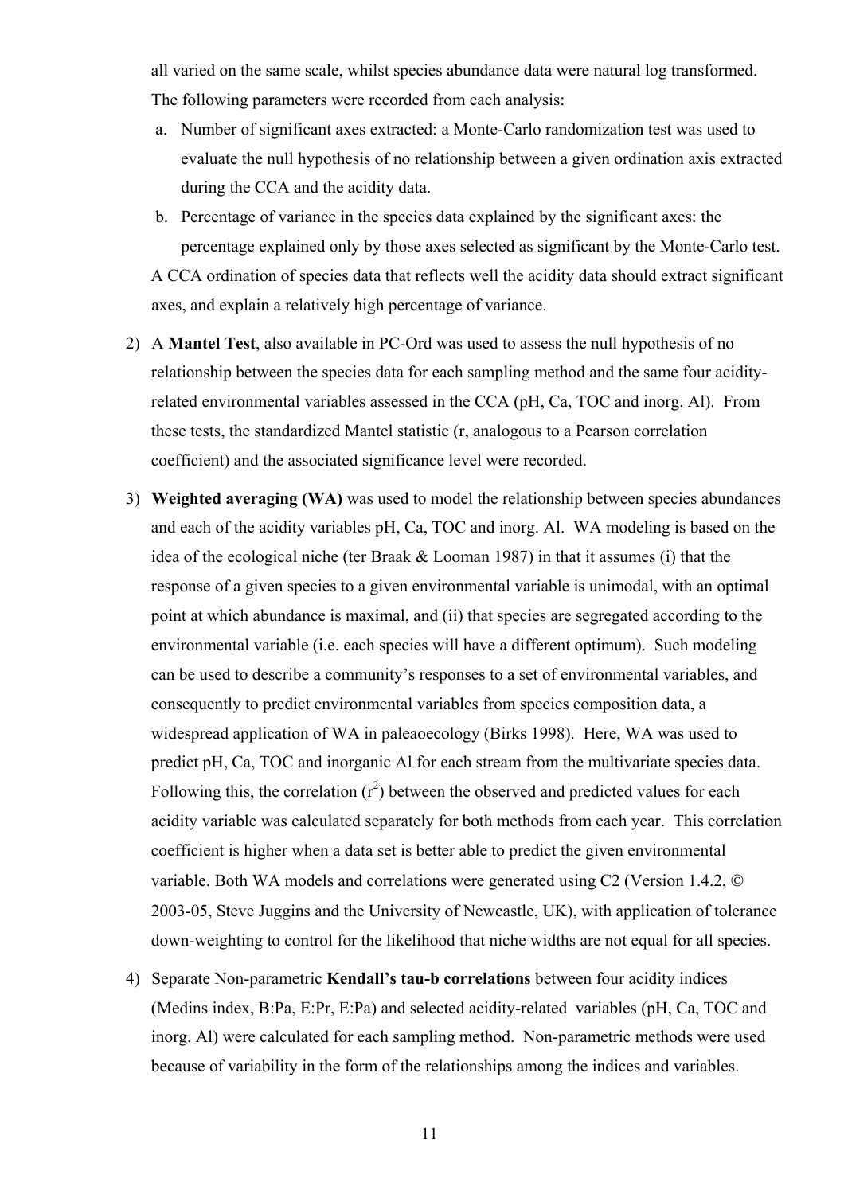all varied on the same scale, whilst species abundance data were natural log transformed. The following parameters were recorded from each analysis:

a. Number of significant axes extracted: a Monte-Carlo randomization test was used to evaluate the null hypothesis of no relationship between a given ordination axis extracted during the CCA and the acidity data.
b. Percentage of variance in the species data explained by the significant axes: the percentage explained only by those axes selected as significant by the Monte-Carlo test.

A CCA ordination of species data that reflects well the acidity data should extract significant axes, and explain a relatively high percentage of variance.

2) A **Mantel Test**, also available in PC-Ord was used to assess the null hypothesis of no relationship between the species data for each sampling method and the same four acidity-related environmental variables assessed in the CCA (pH, Ca, TOC and inorg. Al). From these tests, the standardized Mantel statistic (r, analogous to a Pearson correlation coefficient) and the associated significance level were recorded.

3) **Weighted averaging (WA)** was used to model the relationship between species abundances and each of the acidity variables pH, Ca, TOC and inorg. Al. WA modeling is based on the idea of the ecological niche (ter Braak & Looman 1987) in that it assumes (i) that the response of a given species to a given environmental variable is unimodal, with an optimal point at which abundance is maximal, and (ii) that species are segregated according to the environmental variable (i.e. each species will have a different optimum). Such modeling can be used to describe a community's responses to a set of environmental variables, and consequently to predict environmental variables from species composition data, a widespread application of WA in paleaoecology (Birks 1998). Here, WA was used to predict pH, Ca, TOC and inorganic Al for each stream from the multivariate species data. Following this, the correlation ($r^2$) between the observed and predicted values for each acidity variable was calculated separately for both methods from each year. This correlation coefficient is higher when a data set is better able to predict the given environmental variable. Both WA models and correlations were generated using C2 (Version 1.4.2, © 2003-05, Steve Juggins and the University of Newcastle, UK), with application of tolerance down-weighting to control for the likelihood that niche widths are not equal for all species.

4) Separate Non-parametric **Kendall's tau-b correlations** between four acidity indices (Medins index, B:Pa, E:Pr, E:Pa) and selected acidity-related variables (pH, Ca, TOC and inorg. Al) were calculated for each sampling method. Non-parametric methods were used because of variability in the form of the relationships among the indices and variables.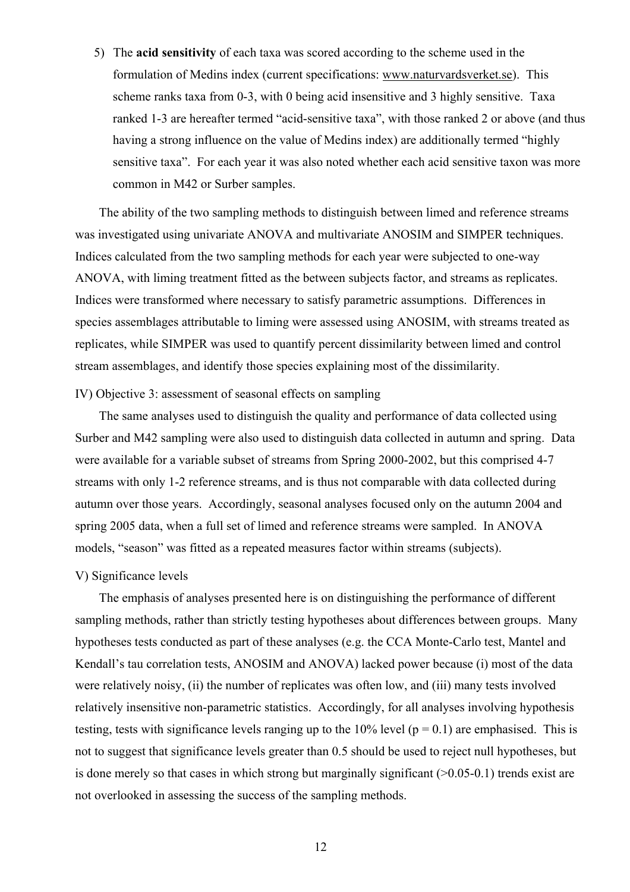5) The **acid sensitivity** of each taxa was scored according to the scheme used in the formulation of Medins index (current specifications: www.naturvardsverket.se). This scheme ranks taxa from 0-3, with 0 being acid insensitive and 3 highly sensitive. Taxa ranked 1-3 are hereafter termed "acid-sensitive taxa", with those ranked 2 or above (and thus having a strong influence on the value of Medins index) are additionally termed "highly sensitive taxa". For each year it was also noted whether each acid sensitive taxon was more common in M42 or Surber samples.

The ability of the two sampling methods to distinguish between limed and reference streams was investigated using univariate ANOVA and multivariate ANOSIM and SIMPER techniques. Indices calculated from the two sampling methods for each year were subjected to one-way ANOVA, with liming treatment fitted as the between subjects factor, and streams as replicates. Indices were transformed where necessary to satisfy parametric assumptions. Differences in species assemblages attributable to liming were assessed using ANOSIM, with streams treated as replicates, while SIMPER was used to quantify percent dissimilarity between limed and control stream assemblages, and identify those species explaining most of the dissimilarity.

IV) Objective 3: assessment of seasonal effects on sampling

The same analyses used to distinguish the quality and performance of data collected using Surber and M42 sampling were also used to distinguish data collected in autumn and spring. Data were available for a variable subset of streams from Spring 2000-2002, but this comprised 4-7 streams with only 1-2 reference streams, and is thus not comparable with data collected during autumn over those years. Accordingly, seasonal analyses focused only on the autumn 2004 and spring 2005 data, when a full set of limed and reference streams were sampled. In ANOVA models, "season" was fitted as a repeated measures factor within streams (subjects).

V) Significance levels

The emphasis of analyses presented here is on distinguishing the performance of different sampling methods, rather than strictly testing hypotheses about differences between groups. Many hypotheses tests conducted as part of these analyses (e.g. the CCA Monte-Carlo test, Mantel and Kendall's tau correlation tests, ANOSIM and ANOVA) lacked power because (i) most of the data were relatively noisy, (ii) the number of replicates was often low, and (iii) many tests involved relatively insensitive non-parametric statistics. Accordingly, for all analyses involving hypothesis testing, tests with significance levels ranging up to the 10% level ($p = 0.1$) are emphasised. This is not to suggest that significance levels greater than 0.5 should be used to reject null hypotheses, but is done merely so that cases in which strong but marginally significant (>0.05-0.1) trends exist are not overlooked in assessing the success of the sampling methods.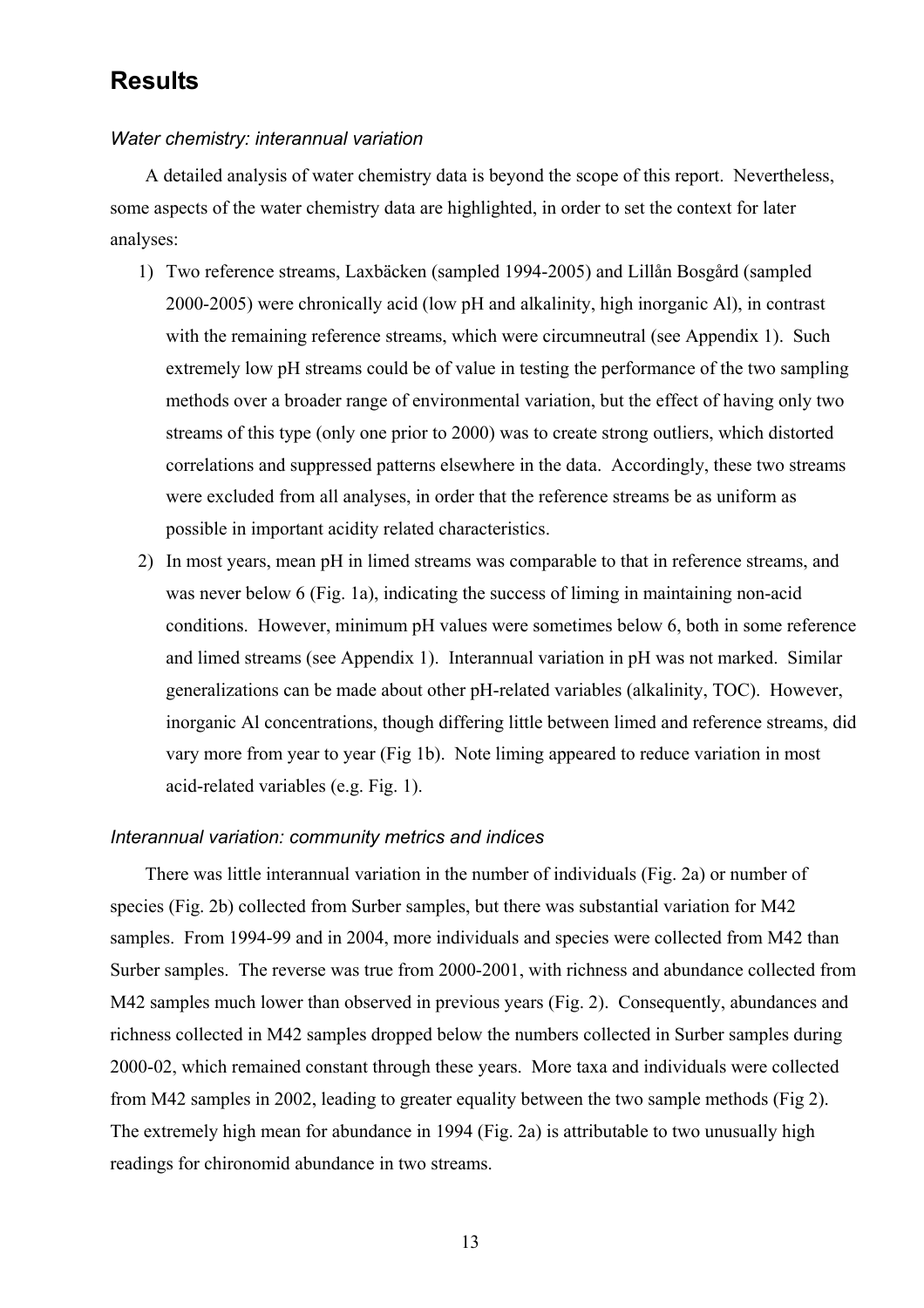## Results

### *Water chemistry: interannual variation*

A detailed analysis of water chemistry data is beyond the scope of this report. Nevertheless, some aspects of the water chemistry data are highlighted, in order to set the context for later analyses:

1) Two reference streams, Laxbäcken (sampled 1994-2005) and Lillån Bosgård (sampled 2000-2005) were chronically acid (low pH and alkalinity, high inorganic Al), in contrast with the remaining reference streams, which were circumneutral (see Appendix 1). Such extremely low pH streams could be of value in testing the performance of the two sampling methods over a broader range of environmental variation, but the effect of having only two streams of this type (only one prior to 2000) was to create strong outliers, which distorted correlations and suppressed patterns elsewhere in the data. Accordingly, these two streams were excluded from all analyses, in order that the reference streams be as uniform as possible in important acidity related characteristics.
2) In most years, mean pH in limed streams was comparable to that in reference streams, and was never below 6 (Fig. 1a), indicating the success of liming in maintaining non-acid conditions. However, minimum pH values were sometimes below 6, both in some reference and limed streams (see Appendix 1). Interannual variation in pH was not marked. Similar generalizations can be made about other pH-related variables (alkalinity, TOC). However, inorganic Al concentrations, though differing little between limed and reference streams, did vary more from year to year (Fig 1b). Note liming appeared to reduce variation in most acid-related variables (e.g. Fig. 1).

### *Interannual variation: community metrics and indices*

There was little interannual variation in the number of individuals (Fig. 2a) or number of species (Fig. 2b) collected from Surber samples, but there was substantial variation for M42 samples. From 1994-99 and in 2004, more individuals and species were collected from M42 than Surber samples. The reverse was true from 2000-2001, with richness and abundance collected from M42 samples much lower than observed in previous years (Fig. 2). Consequently, abundances and richness collected in M42 samples dropped below the numbers collected in Surber samples during 2000-02, which remained constant through these years. More taxa and individuals were collected from M42 samples in 2002, leading to greater equality between the two sample methods (Fig 2). The extremely high mean for abundance in 1994 (Fig. 2a) is attributable to two unusually high readings for chironomid abundance in two streams.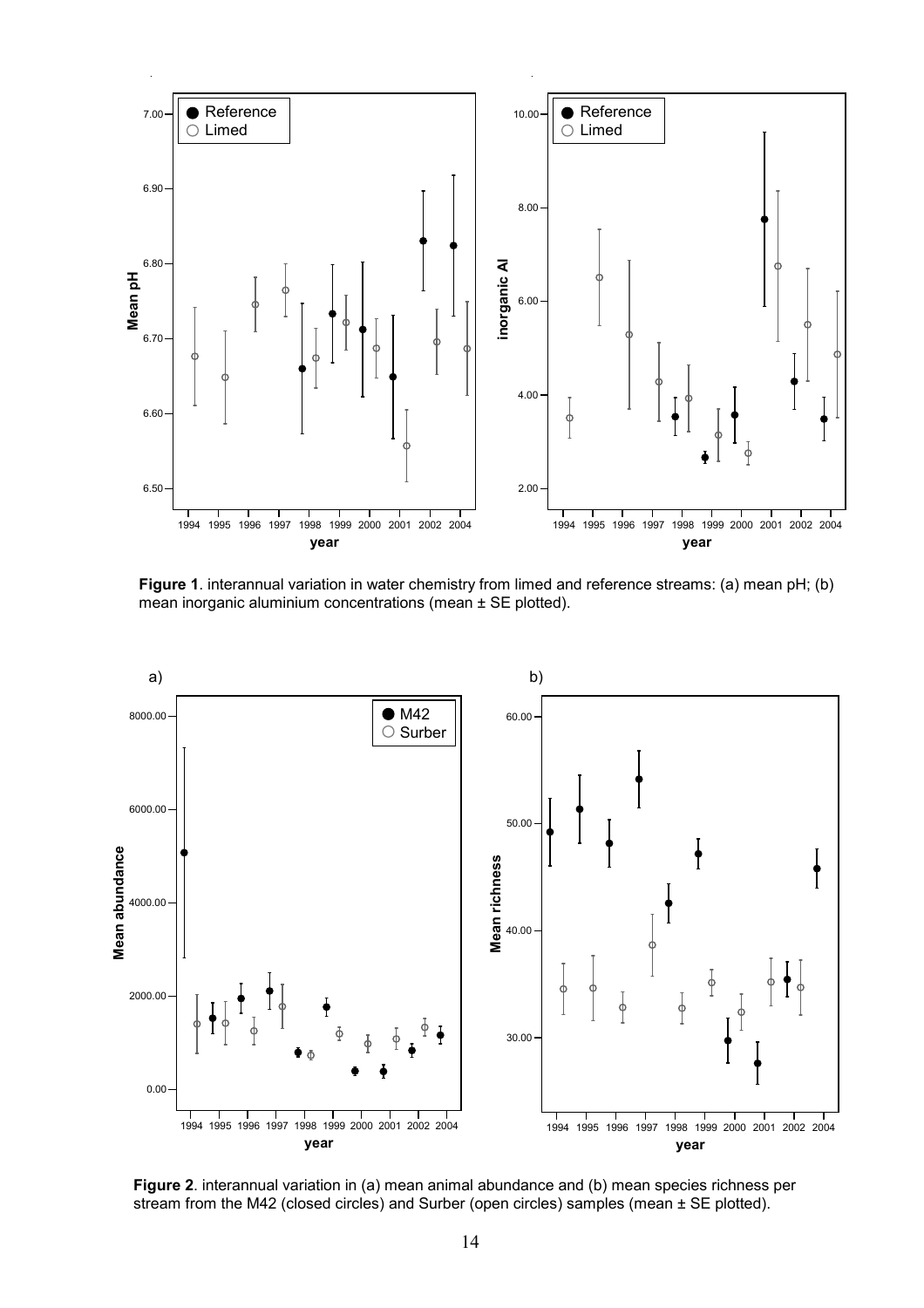**Figure 1**. interannual variation in water chemistry from limed and reference streams: (a) mean pH; (b) mean inorganic aluminium concentrations (mean ± SE plotted).

**Figure 2**. interannual variation in (a) mean animal abundance and (b) mean species richness per stream from the M42 (closed circles) and Surber (open circles) samples (mean ± SE plotted).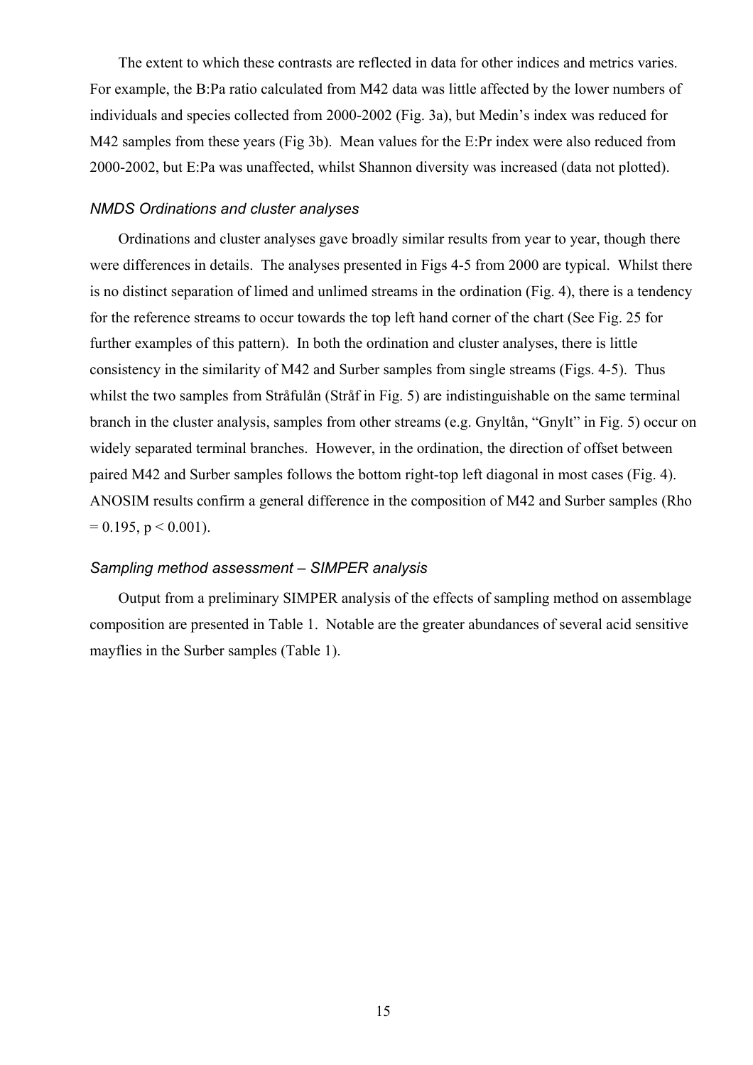The extent to which these contrasts are reflected in data for other indices and metrics varies. For example, the B:Pa ratio calculated from M42 data was little affected by the lower numbers of individuals and species collected from 2000-2002 (Fig. 3a), but Medin's index was reduced for M42 samples from these years (Fig 3b). Mean values for the E:Pr index were also reduced from 2000-2002, but E:Pa was unaffected, whilst Shannon diversity was increased (data not plotted).

### *NMDS Ordinations and cluster analyses*

Ordinations and cluster analyses gave broadly similar results from year to year, though there were differences in details. The analyses presented in Figs 4-5 from 2000 are typical. Whilst there is no distinct separation of limed and unlimed streams in the ordination (Fig. 4), there is a tendency for the reference streams to occur towards the top left hand corner of the chart (See Fig. 25 for further examples of this pattern). In both the ordination and cluster analyses, there is little consistency in the similarity of M42 and Surber samples from single streams (Figs. 4-5). Thus whilst the two samples from Stråfulån (Stråf in Fig. 5) are indistinguishable on the same terminal branch in the cluster analysis, samples from other streams (e.g. Gnyltån, "Gnylt" in Fig. 5) occur on widely separated terminal branches. However, in the ordination, the direction of offset between paired M42 and Surber samples follows the bottom right-top left diagonal in most cases (Fig. 4). ANOSIM results confirm a general difference in the composition of M42 and Surber samples (Rho $= 0.195$, $p < 0.001$).

### *Sampling method assessment – SIMPER analysis*

Output from a preliminary SIMPER analysis of the effects of sampling method on assemblage composition are presented in Table 1. Notable are the greater abundances of several acid sensitive mayflies in the Surber samples (Table 1).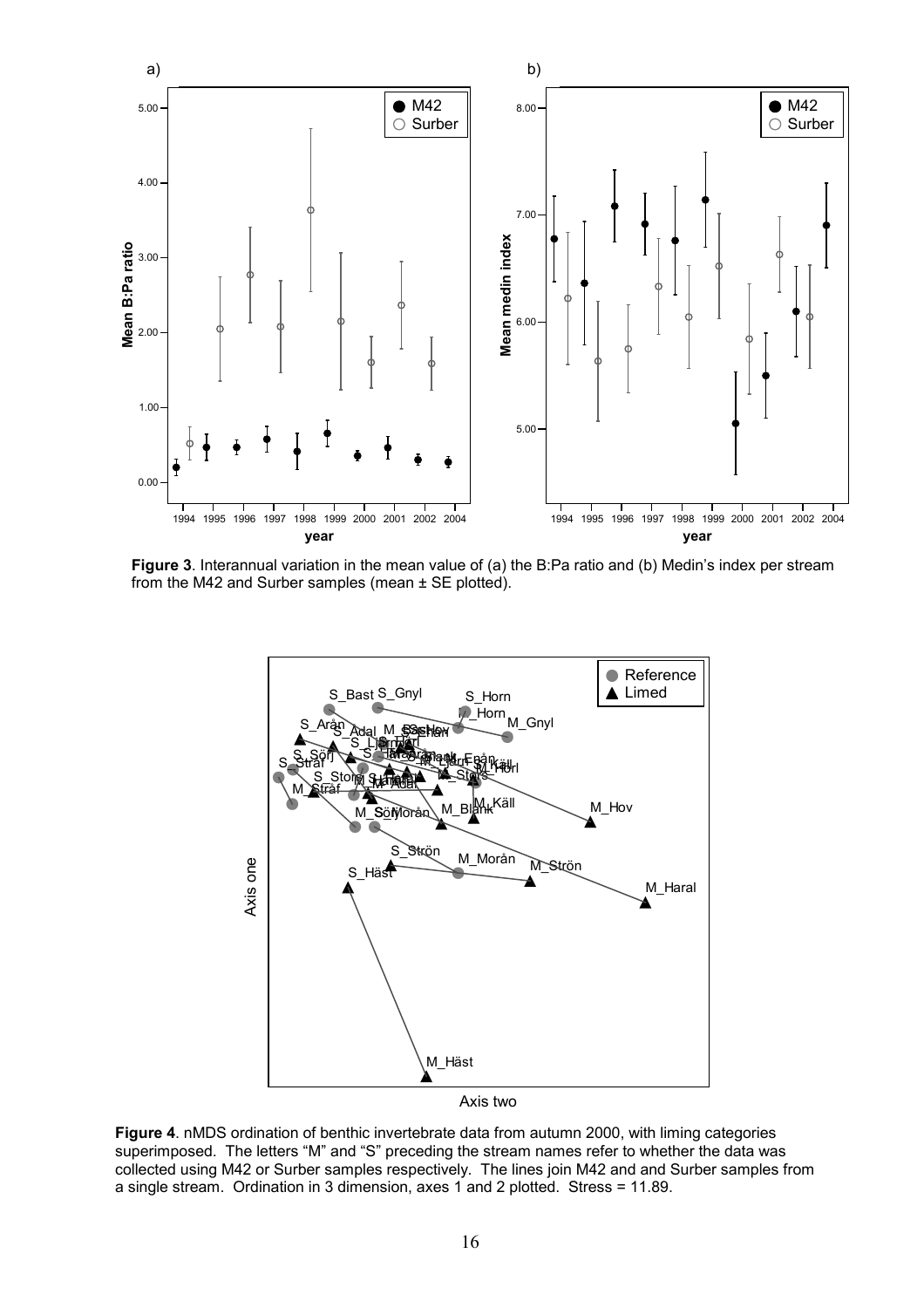**Figure 3**. Interannual variation in the mean value of (a) the B:Pa ratio and (b) Medin's index per stream from the M42 and Surber samples (mean ± SE plotted).

**Figure 4**. nMDS ordination of benthic invertebrate data from autumn 2000, with liming categories superimposed. The letters "M" and "S" preceding the stream names refer to whether the data was collected using M42 or Surber samples respectively. The lines join M42 and and Surber samples from a single stream. Ordination in 3 dimension, axes 1 and 2 plotted. Stress = 11.89.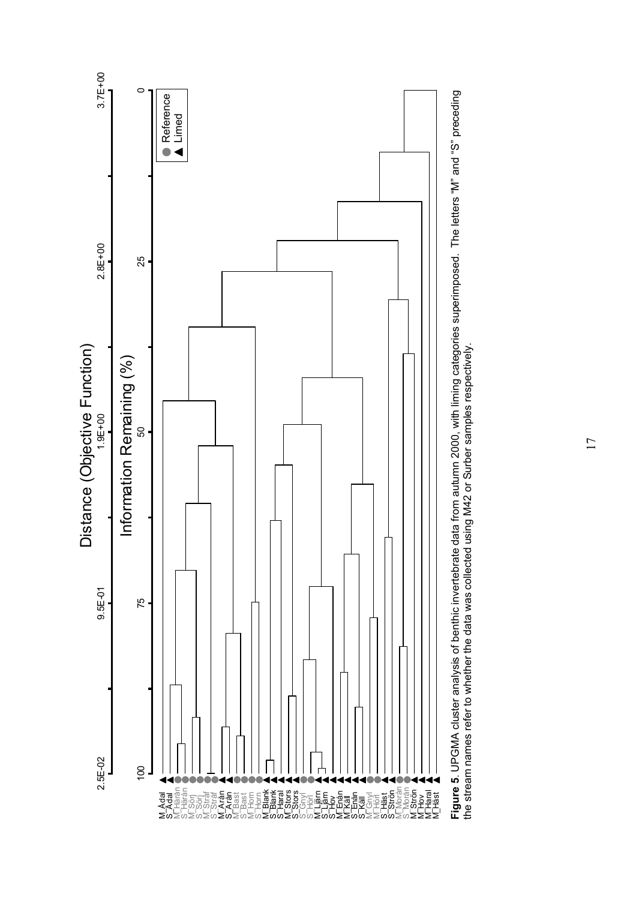**Figure 5**. UPGMA cluster analysis of benthic invertebrate data from autumn 2000, with liming categories superimposed. The letters "M" and "S" preceding the stream names refer to whether the data was collected using M42 or Surber samples respectively.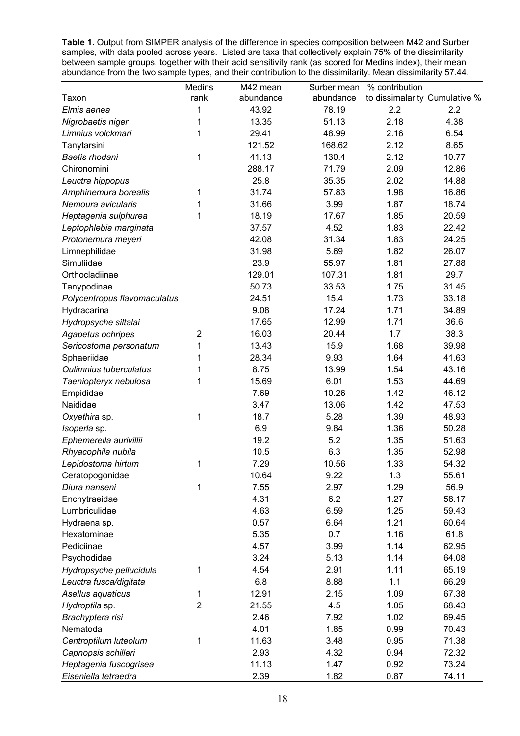**Table 1.** Output from SIMPER analysis of the difference in species composition between M42 and Surber samples, with data pooled across years. Listed are taxa that collectively explain 75% of the dissimilarity between sample groups, together with their acid sensitivity rank (as scored for Medins index), their mean abundance from the two sample types, and their contribution to the dissimilarity. Mean dissimilarity 57.44.

| Taxon | Medins rank | M42 mean abundance | Surber mean abundance | % contribution to dissimilarity | Cumulative % |
|---|---|---|---|---|---|
| *Elmis aenea* | 1 | 43.92 | 78.19 | 2.2 | 2.2 |
| *Nigrobaetis niger* | 1 | 13.35 | 51.13 | 2.18 | 4.38 |
| *Limnius volckmari* | 1 | 29.41 | 48.99 | 2.16 | 6.54 |
| Tanytarsini | | 121.52 | 168.62 | 2.12 | 8.65 |
| *Baetis rhodani* | 1 | 41.13 | 130.4 | 2.12 | 10.77 |
| Chironomini | | 288.17 | 71.79 | 2.09 | 12.86 |
| *Leuctra hippopus* | | 25.8 | 35.35 | 2.02 | 14.88 |
| *Amphinemura borealis* | 1 | 31.74 | 57.83 | 1.98 | 16.86 |
| *Nemoura avicularis* | 1 | 31.66 | 3.99 | 1.87 | 18.74 |
| *Heptagenia sulphurea* | 1 | 18.19 | 17.67 | 1.85 | 20.59 |
| *Leptophlebia marginata* | | 37.57 | 4.52 | 1.83 | 22.42 |
| *Protonemura meyeri* | | 42.08 | 31.34 | 1.83 | 24.25 |
| Limnephilidae | | 31.98 | 5.69 | 1.82 | 26.07 |
| Simuliidae | | 23.9 | 55.97 | 1.81 | 27.88 |
| Orthocladiinae | | 129.01 | 107.31 | 1.81 | 29.7 |
| Tanypodinae | | 50.73 | 33.53 | 1.75 | 31.45 |
| *Polycentropus flavomaculatus* | | 24.51 | 15.4 | 1.73 | 33.18 |
| Hydracarina | | 9.08 | 17.24 | 1.71 | 34.89 |
| *Hydropsyche siltalai* | | 17.65 | 12.99 | 1.71 | 36.6 |
| *Agapetus ochripes* | 2 | 16.03 | 20.44 | 1.7 | 38.3 |
| *Sericostoma personatum* | 1 | 13.43 | 15.9 | 1.68 | 39.98 |
| Sphaeriidae | 1 | 28.34 | 9.93 | 1.64 | 41.63 |
| *Oulimnius tuberculatus* | 1 | 8.75 | 13.99 | 1.54 | 43.16 |
| *Taeniopteryx nebulosa* | 1 | 15.69 | 6.01 | 1.53 | 44.69 |
| Empididae | | 7.69 | 10.26 | 1.42 | 46.12 |
| Naididae | | 3.47 | 13.06 | 1.42 | 47.53 |
| *Oxyethira* sp. | 1 | 18.7 | 5.28 | 1.39 | 48.93 |
| *Isoperla* sp. | | 6.9 | 9.84 | 1.36 | 50.28 |
| *Ephemerella aurivillii* | | 19.2 | 5.2 | 1.35 | 51.63 |
| *Rhyacophila nubila* | | 10.5 | 6.3 | 1.35 | 52.98 |
| *Lepidostoma hirtum* | 1 | 7.29 | 10.56 | 1.33 | 54.32 |
| Ceratopogonidae | | 10.64 | 9.22 | 1.3 | 55.61 |
| *Diura nanseni* | 1 | 7.55 | 2.97 | 1.29 | 56.9 |
| Enchytraeidae | | 4.31 | 6.2 | 1.27 | 58.17 |
| Lumbriculidae | | 4.63 | 6.59 | 1.25 | 59.43 |
| Hydraena sp. | | 0.57 | 6.64 | 1.21 | 60.64 |
| Hexatominae | | 5.35 | 0.7 | 1.16 | 61.8 |
| Pediciinae | | 4.57 | 3.99 | 1.14 | 62.95 |
| Psychodidae | | 3.24 | 5.13 | 1.14 | 64.08 |
| *Hydropsyche pellucidula* | 1 | 4.54 | 2.91 | 1.11 | 65.19 |
| *Leuctra fusca/digitata* | | 6.8 | 8.88 | 1.1 | 66.29 |
| *Asellus aquaticus* | 1 | 12.91 | 2.15 | 1.09 | 67.38 |
| *Hydroptila* sp. | 2 | 21.55 | 4.5 | 1.05 | 68.43 |
| *Brachyptera risi* | | 2.46 | 7.92 | 1.02 | 69.45 |
| Nematoda | | 4.01 | 1.85 | 0.99 | 70.43 |
| *Centroptilum luteolum* | 1 | 11.63 | 3.48 | 0.95 | 71.38 |
| *Capnopsis schilleri* | | 2.93 | 4.32 | 0.94 | 72.32 |
| *Heptagenia fuscogrisea* | | 11.13 | 1.47 | 0.92 | 73.24 |
| *Eiseniella tetraedra* | | 2.39 | 1.82 | 0.87 | 74.11 |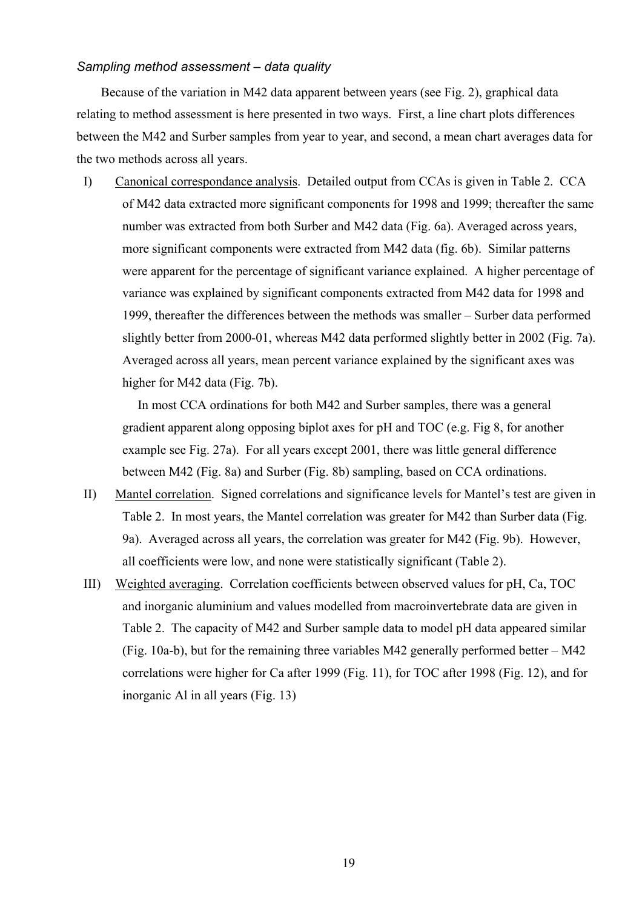*Sampling method assessment – data quality*

Because of the variation in M42 data apparent between years (see Fig. 2), graphical data relating to method assessment is here presented in two ways. First, a line chart plots differences between the M42 and Surber samples from year to year, and second, a mean chart averages data for the two methods across all years.

I) Canonical correspondance analysis. Detailed output from CCAs is given in Table 2. CCA of M42 data extracted more significant components for 1998 and 1999; thereafter the same number was extracted from both Surber and M42 data (Fig. 6a). Averaged across years, more significant components were extracted from M42 data (fig. 6b). Similar patterns were apparent for the percentage of significant variance explained. A higher percentage of variance was explained by significant components extracted from M42 data for 1998 and 1999, thereafter the differences between the methods was smaller – Surber data performed slightly better from 2000-01, whereas M42 data performed slightly better in 2002 (Fig. 7a). Averaged across all years, mean percent variance explained by the significant axes was higher for M42 data (Fig. 7b).

   In most CCA ordinations for both M42 and Surber samples, there was a general gradient apparent along opposing biplot axes for pH and TOC (e.g. Fig 8, for another example see Fig. 27a). For all years except 2001, there was little general difference between M42 (Fig. 8a) and Surber (Fig. 8b) sampling, based on CCA ordinations.

II) Mantel correlation. Signed correlations and significance levels for Mantel's test are given in Table 2. In most years, the Mantel correlation was greater for M42 than Surber data (Fig. 9a). Averaged across all years, the correlation was greater for M42 (Fig. 9b). However, all coefficients were low, and none were statistically significant (Table 2).

III) Weighted averaging. Correlation coefficients between observed values for pH, Ca, TOC and inorganic aluminium and values modelled from macroinvertebrate data are given in Table 2. The capacity of M42 and Surber sample data to model pH data appeared similar (Fig. 10a-b), but for the remaining three variables M42 generally performed better – M42 correlations were higher for Ca after 1999 (Fig. 11), for TOC after 1998 (Fig. 12), and for inorganic Al in all years (Fig. 13)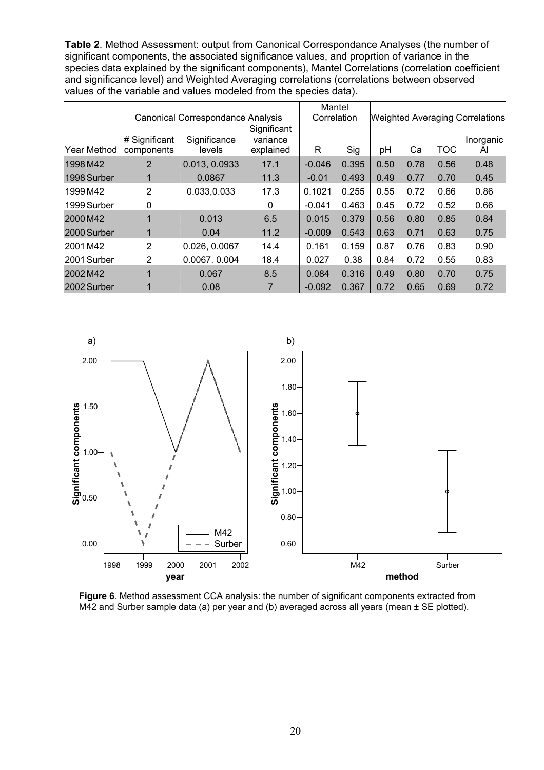**Table 2**. Method Assessment: output from Canonical Correspondance Analyses (the number of significant components, the associated significance values, and proprtion of variance in the species data explained by the significant components), Mantel Correlations (correlation coefficient and significance level) and Weighted Averaging correlations (correlations between observed values of the variable and values modeled from the species data).

| | Canonical Correspondance Analysis | | | Mantel Correlation | | Weighted Averaging Correlations | | | |
|---|---|---|---|---|---|---|---|---|---|
| Year Method | # Significant components | Significance levels | Significant variance explained | R | Sig | pH | Ca | TOC | Inorganic Al |
| 1998 M42 | 2 | 0.013, 0.0933 | 17.1 | -0.046 | 0.395 | 0.50 | 0.78 | 0.56 | 0.48 |
| 1998 Surber | 1 | 0.0867 | 11.3 | -0.01 | 0.493 | 0.49 | 0.77 | 0.70 | 0.45 |
| 1999 M42 | 2 | 0.033,0.033 | 17.3 | 0.1021 | 0.255 | 0.55 | 0.72 | 0.66 | 0.86 |
| 1999 Surber | 0 | | 0 | -0.041 | 0.463 | 0.45 | 0.72 | 0.52 | 0.66 |
| 2000 M42 | 1 | 0.013 | 6.5 | 0.015 | 0.379 | 0.56 | 0.80 | 0.85 | 0.84 |
| 2000 Surber | 1 | 0.04 | 11.2 | -0.009 | 0.543 | 0.63 | 0.71 | 0.63 | 0.75 |
| 2001 M42 | 2 | 0.026, 0.0067 | 14.4 | 0.161 | 0.159 | 0.87 | 0.76 | 0.83 | 0.90 |
| 2001 Surber | 2 | 0.0067. 0.004 | 18.4 | 0.027 | 0.38 | 0.84 | 0.72 | 0.55 | 0.83 |
| 2002 M42 | 1 | 0.067 | 8.5 | 0.084 | 0.316 | 0.49 | 0.80 | 0.70 | 0.75 |
| 2002 Surber | 1 | 0.08 | 7 | -0.092 | 0.367 | 0.72 | 0.65 | 0.69 | 0.72 |

**Figure 6**. Method assessment CCA analysis: the number of significant components extracted from M42 and Surber sample data (a) per year and (b) averaged across all years (mean ± SE plotted).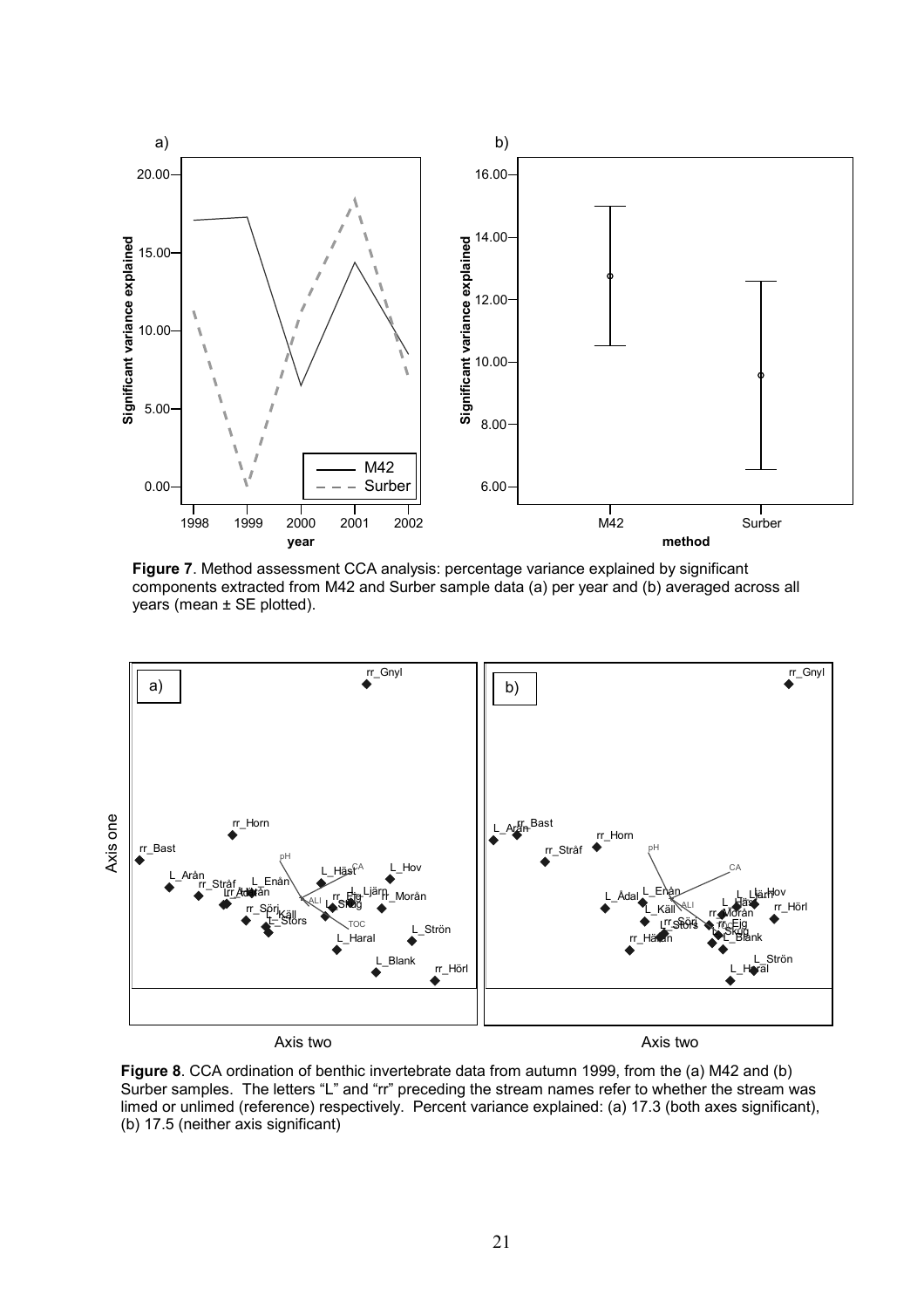**Figure 7**. Method assessment CCA analysis: percentage variance explained by significant components extracted from M42 and Surber sample data (a) per year and (b) averaged across all years (mean ± SE plotted).

**Figure 8**. CCA ordination of benthic invertebrate data from autumn 1999, from the (a) M42 and (b) Surber samples. The letters "L" and "rr" preceding the stream names refer to whether the stream was limed or unlimed (reference) respectively. Percent variance explained: (a) 17.3 (both axes significant), (b) 17.5 (neither axis significant)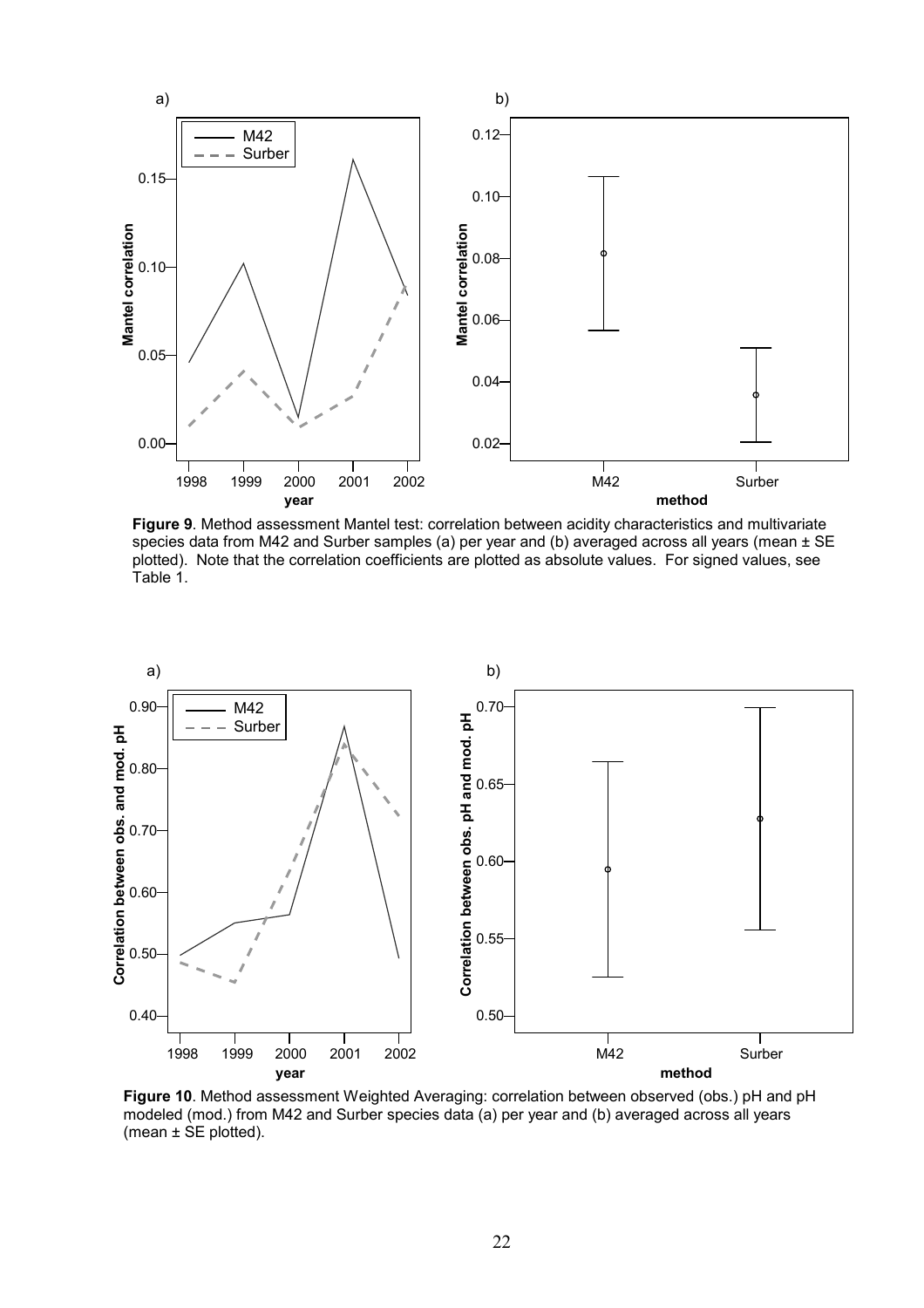**Figure 9**. Method assessment Mantel test: correlation between acidity characteristics and multivariate species data from M42 and Surber samples (a) per year and (b) averaged across all years (mean ± SE plotted). Note that the correlation coefficients are plotted as absolute values. For signed values, see Table 1.

**Figure 10**. Method assessment Weighted Averaging: correlation between observed (obs.) pH and pH modeled (mod.) from M42 and Surber species data (a) per year and (b) averaged across all years (mean ± SE plotted).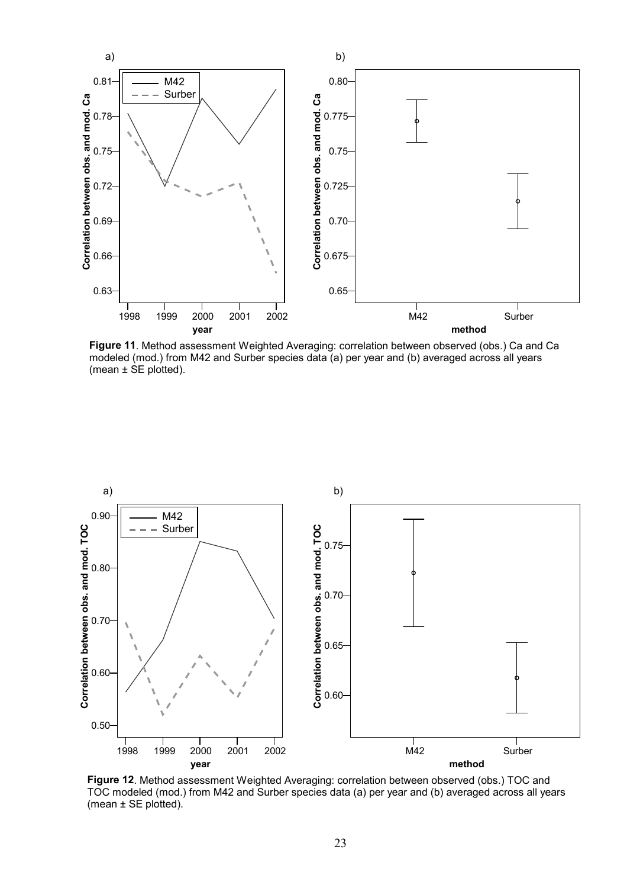**Figure 11**. Method assessment Weighted Averaging: correlation between observed (obs.) Ca and Ca modeled (mod.) from M42 and Surber species data (a) per year and (b) averaged across all years (mean ± SE plotted).

**Figure 12**. Method assessment Weighted Averaging: correlation between observed (obs.) TOC and TOC modeled (mod.) from M42 and Surber species data (a) per year and (b) averaged across all years (mean ± SE plotted).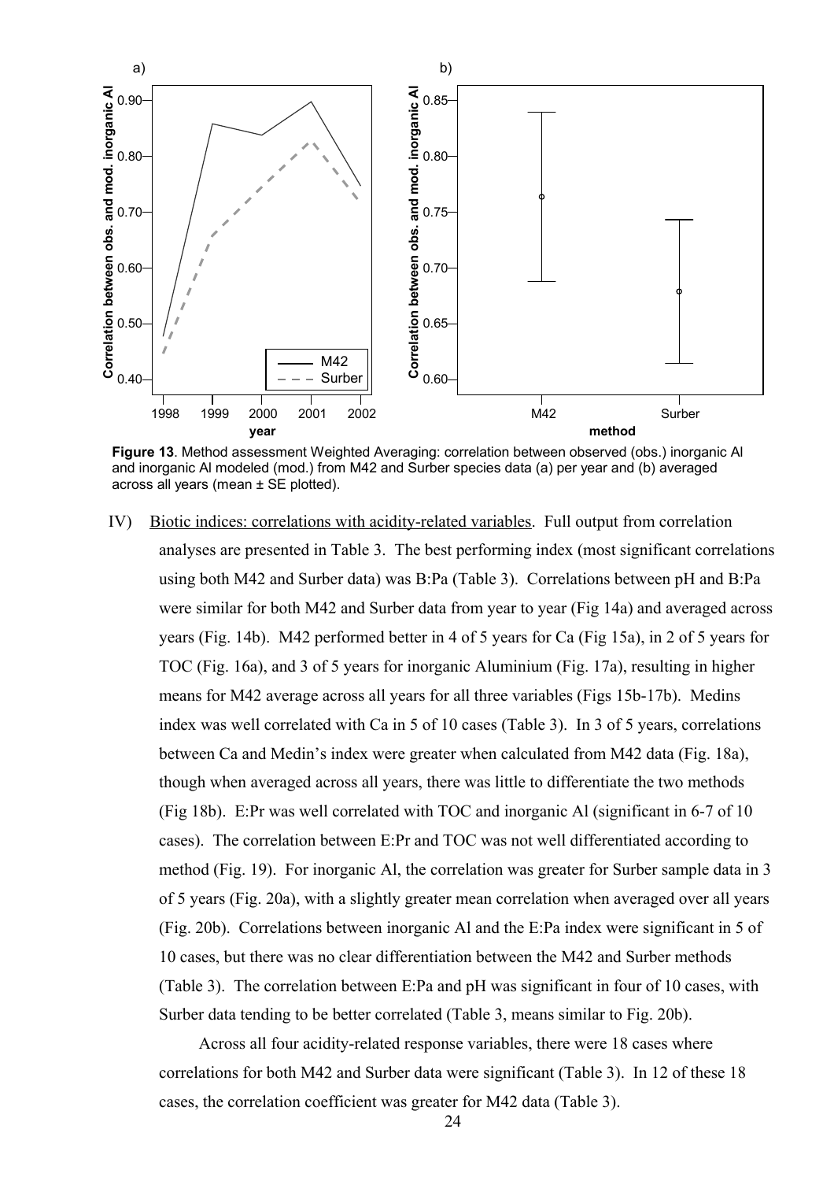**Figure 13**. Method assessment Weighted Averaging: correlation between observed (obs.) inorganic Al and inorganic Al modeled (mod.) from M42 and Surber species data (a) per year and (b) averaged across all years (mean ± SE plotted).

IV) Biotic indices: correlations with acidity-related variables. Full output from correlation analyses are presented in Table 3. The best performing index (most significant correlations using both M42 and Surber data) was B:Pa (Table 3). Correlations between pH and B:Pa were similar for both M42 and Surber data from year to year (Fig 14a) and averaged across years (Fig. 14b). M42 performed better in 4 of 5 years for Ca (Fig 15a), in 2 of 5 years for TOC (Fig. 16a), and 3 of 5 years for inorganic Aluminium (Fig. 17a), resulting in higher means for M42 average across all years for all three variables (Figs 15b-17b). Medins index was well correlated with Ca in 5 of 10 cases (Table 3). In 3 of 5 years, correlations between Ca and Medin's index were greater when calculated from M42 data (Fig. 18a), though when averaged across all years, there was little to differentiate the two methods (Fig 18b). E:Pr was well correlated with TOC and inorganic Al (significant in 6-7 of 10 cases). The correlation between E:Pr and TOC was not well differentiated according to method (Fig. 19). For inorganic Al, the correlation was greater for Surber sample data in 3 of 5 years (Fig. 20a), with a slightly greater mean correlation when averaged over all years (Fig. 20b). Correlations between inorganic Al and the E:Pa index were significant in 5 of 10 cases, but there was no clear differentiation between the M42 and Surber methods (Table 3). The correlation between E:Pa and pH was significant in four of 10 cases, with Surber data tending to be better correlated (Table 3, means similar to Fig. 20b).

Across all four acidity-related response variables, there were 18 cases where correlations for both M42 and Surber data were significant (Table 3). In 12 of these 18 cases, the correlation coefficient was greater for M42 data (Table 3).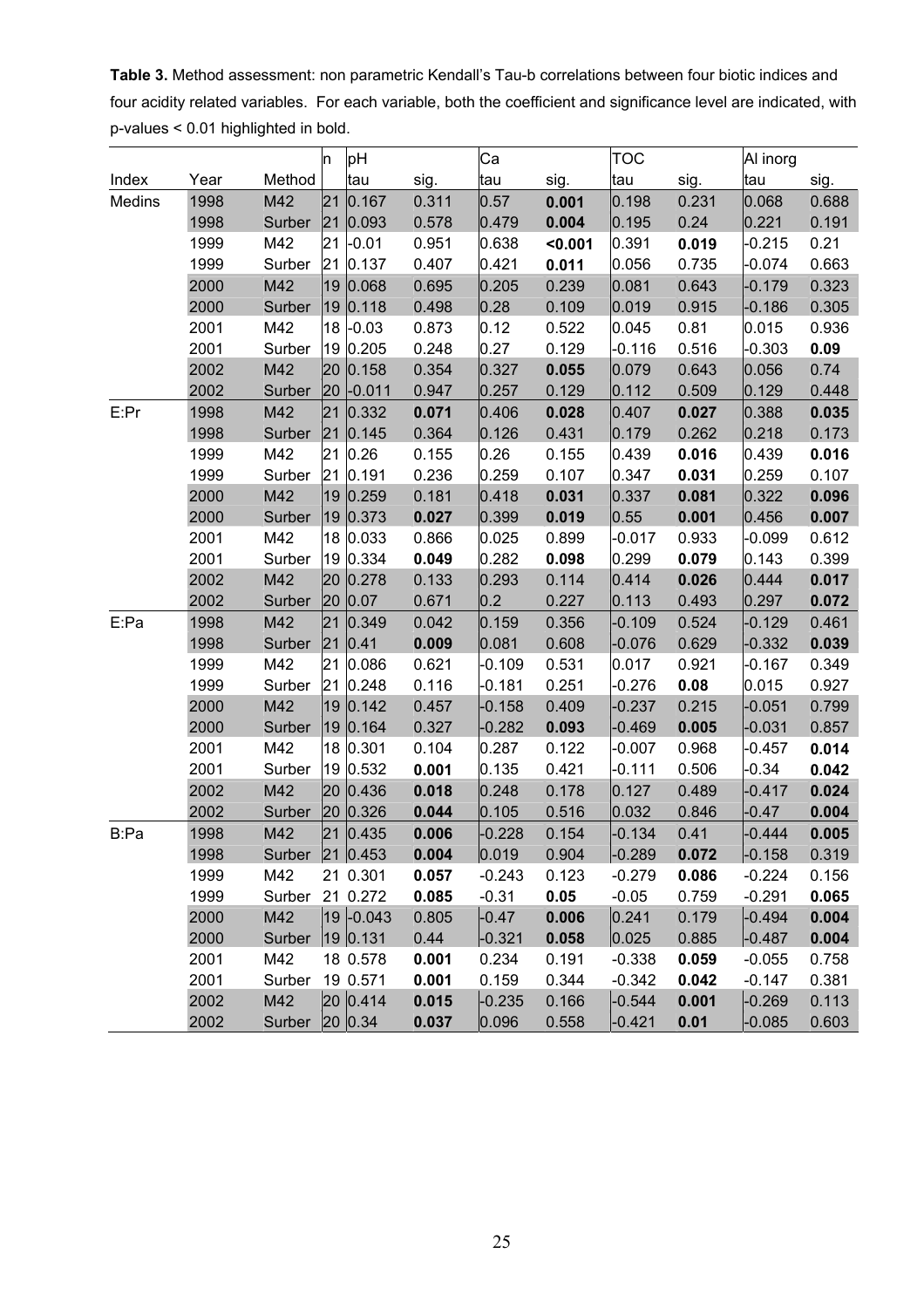**Table 3.** Method assessment: non parametric Kendall's Tau-b correlations between four biotic indices and four acidity related variables. For each variable, both the coefficient and significance level are indicated, with p-values < 0.01 highlighted in bold.

| | | | n | pH | | Ca | | TOC | | Al inorg | |
|---|---|---|---|---|---|---|---|---|---|---|---|
| Index | Year | Method | | tau | sig. | tau | sig. | tau | sig. | tau | sig. |
| Medins | 1998 | M42 | 21 | 0.167 | 0.311 | 0.57 | **0.001** | 0.198 | 0.231 | 0.068 | 0.688 |
| | 1998 | Surber | 21 | 0.093 | 0.578 | 0.479 | **0.004** | 0.195 | 0.24 | 0.221 | 0.191 |
| | 1999 | M42 | 21 | -0.01 | 0.951 | 0.638 | **<0.001** | 0.391 | **0.019** | -0.215 | 0.21 |
| | 1999 | Surber | 21 | 0.137 | 0.407 | 0.421 | **0.011** | 0.056 | 0.735 | -0.074 | 0.663 |
| | 2000 | M42 | 19 | 0.068 | 0.695 | 0.205 | 0.239 | 0.081 | 0.643 | -0.179 | 0.323 |
| | 2000 | Surber | 19 | 0.118 | 0.498 | 0.28 | 0.109 | 0.019 | 0.915 | -0.186 | 0.305 |
| | 2001 | M42 | 18 | -0.03 | 0.873 | 0.12 | 0.522 | 0.045 | 0.81 | 0.015 | 0.936 |
| | 2001 | Surber | 19 | 0.205 | 0.248 | 0.27 | 0.129 | -0.116 | 0.516 | -0.303 | **0.09** |
| | 2002 | M42 | 20 | 0.158 | 0.354 | 0.327 | **0.055** | 0.079 | 0.643 | 0.056 | 0.74 |
| | 2002 | Surber | 20 | -0.011 | 0.947 | 0.257 | 0.129 | 0.112 | 0.509 | 0.129 | 0.448 |
| E:Pr | 1998 | M42 | 21 | 0.332 | **0.071** | 0.406 | **0.028** | 0.407 | **0.027** | 0.388 | **0.035** |
| | 1998 | Surber | 21 | 0.145 | 0.364 | 0.126 | 0.431 | 0.179 | 0.262 | 0.218 | 0.173 |
| | 1999 | M42 | 21 | 0.26 | 0.155 | 0.26 | 0.155 | 0.439 | **0.016** | 0.439 | **0.016** |
| | 1999 | Surber | 21 | 0.191 | 0.236 | 0.259 | 0.107 | 0.347 | **0.031** | 0.259 | 0.107 |
| | 2000 | M42 | 19 | 0.259 | 0.181 | 0.418 | **0.031** | 0.337 | **0.081** | 0.322 | **0.096** |
| | 2000 | Surber | 19 | 0.373 | **0.027** | 0.399 | **0.019** | 0.55 | **0.001** | 0.456 | **0.007** |
| | 2001 | M42 | 18 | 0.033 | 0.866 | 0.025 | 0.899 | -0.017 | 0.933 | -0.099 | 0.612 |
| | 2001 | Surber | 19 | 0.334 | **0.049** | 0.282 | **0.098** | 0.299 | **0.079** | 0.143 | 0.399 |
| | 2002 | M42 | 20 | 0.278 | 0.133 | 0.293 | 0.114 | 0.414 | **0.026** | 0.444 | **0.017** |
| | 2002 | Surber | 20 | 0.07 | 0.671 | 0.2 | 0.227 | 0.113 | 0.493 | 0.297 | **0.072** |
| E:Pa | 1998 | M42 | 21 | 0.349 | 0.042 | 0.159 | 0.356 | -0.109 | 0.524 | -0.129 | 0.461 |
| | 1998 | Surber | 21 | 0.41 | **0.009** | 0.081 | 0.608 | -0.076 | 0.629 | -0.332 | **0.039** |
| | 1999 | M42 | 21 | 0.086 | 0.621 | -0.109 | 0.531 | 0.017 | 0.921 | -0.167 | 0.349 |
| | 1999 | Surber | 21 | 0.248 | 0.116 | -0.181 | 0.251 | -0.276 | **0.08** | 0.015 | 0.927 |
| | 2000 | M42 | 19 | 0.142 | 0.457 | -0.158 | 0.409 | -0.237 | 0.215 | -0.051 | 0.799 |
| | 2000 | Surber | 19 | 0.164 | 0.327 | -0.282 | **0.093** | -0.469 | **0.005** | -0.031 | 0.857 |
| | 2001 | M42 | 18 | 0.301 | 0.104 | 0.287 | 0.122 | -0.007 | 0.968 | -0.457 | **0.014** |
| | 2001 | Surber | 19 | 0.532 | **0.001** | 0.135 | 0.421 | -0.111 | 0.506 | -0.34 | **0.042** |
| | 2002 | M42 | 20 | 0.436 | **0.018** | 0.248 | 0.178 | 0.127 | 0.489 | -0.417 | **0.024** |
| | 2002 | Surber | 20 | 0.326 | **0.044** | 0.105 | 0.516 | 0.032 | 0.846 | -0.47 | **0.004** |
| B:Pa | 1998 | M42 | 21 | 0.435 | **0.006** | -0.228 | 0.154 | -0.134 | 0.41 | -0.444 | **0.005** |
| | 1998 | Surber | 21 | 0.453 | **0.004** | 0.019 | 0.904 | -0.289 | **0.072** | -0.158 | 0.319 |
| | 1999 | M42 | 21 | 0.301 | **0.057** | -0.243 | 0.123 | -0.279 | **0.086** | -0.224 | 0.156 |
| | 1999 | Surber | 21 | 0.272 | **0.085** | -0.31 | **0.05** | -0.05 | 0.759 | -0.291 | **0.065** |
| | 2000 | M42 | 19 | -0.043 | 0.805 | -0.47 | **0.006** | 0.241 | 0.179 | -0.494 | **0.004** |
| | 2000 | Surber | 19 | 0.131 | 0.44 | -0.321 | **0.058** | 0.025 | 0.885 | -0.487 | **0.004** |
| | 2001 | M42 | 18 | 0.578 | **0.001** | 0.234 | 0.191 | -0.338 | **0.059** | -0.055 | 0.758 |
| | 2001 | Surber | 19 | 0.571 | **0.001** | 0.159 | 0.344 | -0.342 | **0.042** | -0.147 | 0.381 |
| | 2002 | M42 | 20 | 0.414 | **0.015** | -0.235 | 0.166 | -0.544 | **0.001** | -0.269 | 0.113 |
| | 2002 | Surber | 20 | 0.34 | **0.037** | 0.096 | 0.558 | -0.421 | **0.01** | -0.085 | 0.603 |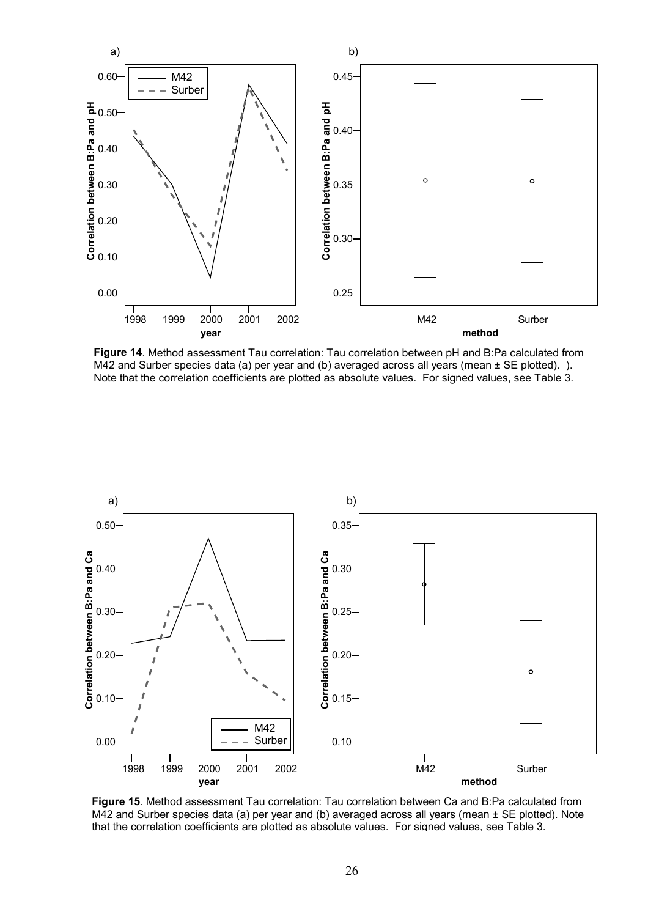**Figure 14**. Method assessment Tau correlation: Tau correlation between pH and B:Pa calculated from M42 and Surber species data (a) per year and (b) averaged across all years (mean ± SE plotted). ). Note that the correlation coefficients are plotted as absolute values. For signed values, see Table 3.

**Figure 15**. Method assessment Tau correlation: Tau correlation between Ca and B:Pa calculated from M42 and Surber species data (a) per year and (b) averaged across all years (mean ± SE plotted). Note that the correlation coefficients are plotted as absolute values. For signed values, see Table 3.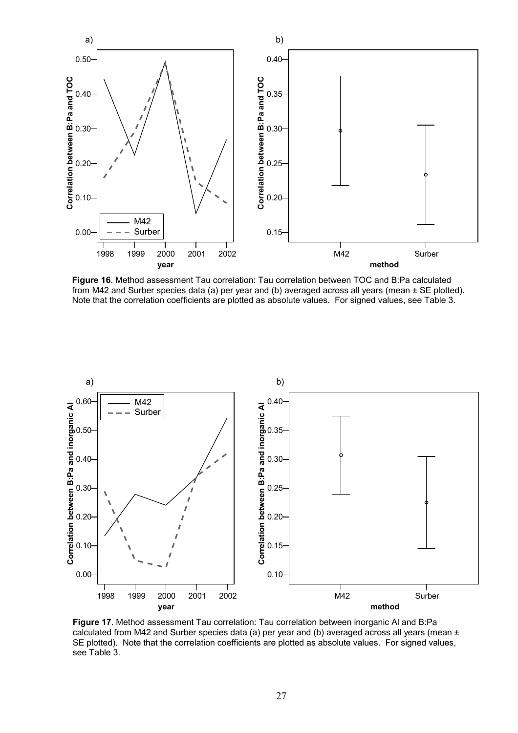**Figure 16**. Method assessment Tau correlation: Tau correlation between TOC and B:Pa calculated from M42 and Surber species data (a) per year and (b) averaged across all years (mean ± SE plotted). Note that the correlation coefficients are plotted as absolute values. For signed values, see Table 3.

**Figure 17**. Method assessment Tau correlation: Tau correlation between inorganic Al and B:Pa calculated from M42 and Surber species data (a) per year and (b) averaged across all years (mean ± SE plotted). Note that the correlation coefficients are plotted as absolute values. For signed values, see Table 3.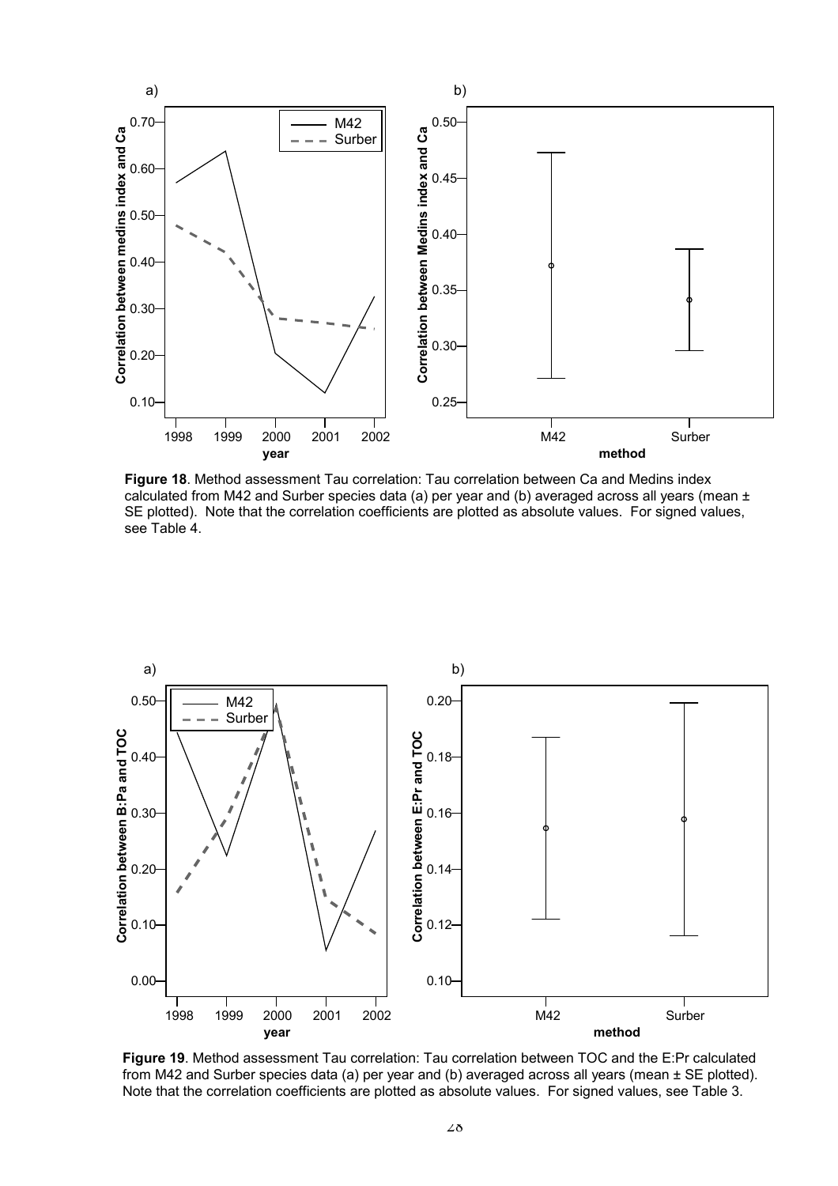**Figure 18**. Method assessment Tau correlation: Tau correlation between Ca and Medins index calculated from M42 and Surber species data (a) per year and (b) averaged across all years (mean ± SE plotted). Note that the correlation coefficients are plotted as absolute values. For signed values, see Table 4.

**Figure 19**. Method assessment Tau correlation: Tau correlation between TOC and the E:Pr calculated from M42 and Surber species data (a) per year and (b) averaged across all years (mean ± SE plotted). Note that the correlation coefficients are plotted as absolute values. For signed values, see Table 3.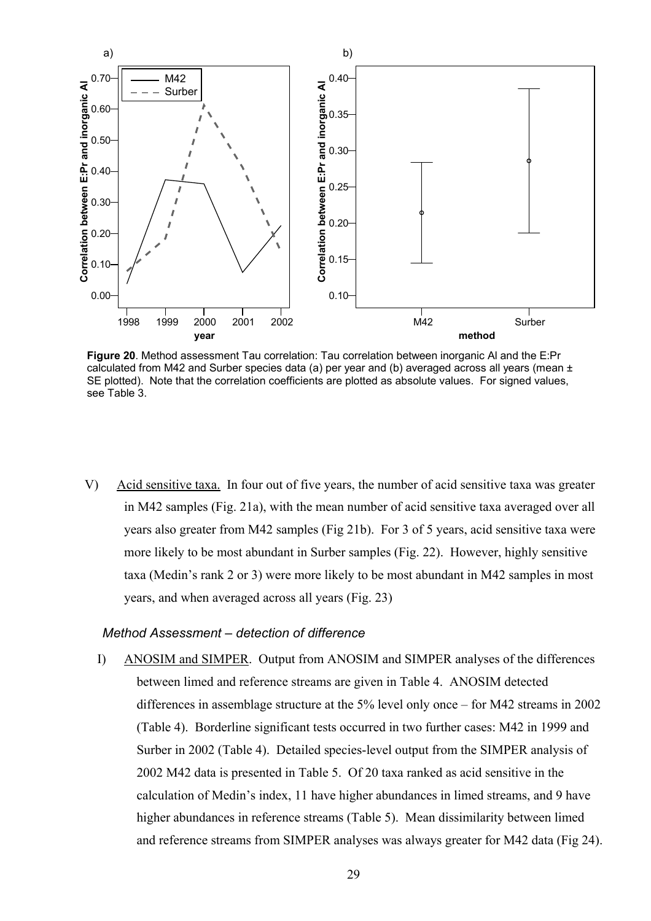**Figure 20**. Method assessment Tau correlation: Tau correlation between inorganic Al and the E:Pr calculated from M42 and Surber species data (a) per year and (b) averaged across all years (mean ± SE plotted). Note that the correlation coefficients are plotted as absolute values. For signed values, see Table 3.

V) Acid sensitive taxa. In four out of five years, the number of acid sensitive taxa was greater in M42 samples (Fig. 21a), with the mean number of acid sensitive taxa averaged over all years also greater from M42 samples (Fig 21b). For 3 of 5 years, acid sensitive taxa were more likely to be most abundant in Surber samples (Fig. 22). However, highly sensitive taxa (Medin's rank 2 or 3) were more likely to be most abundant in M42 samples in most years, and when averaged across all years (Fig. 23)

*Method Assessment – detection of difference*

I) ANOSIM and SIMPER. Output from ANOSIM and SIMPER analyses of the differences between limed and reference streams are given in Table 4. ANOSIM detected differences in assemblage structure at the 5% level only once – for M42 streams in 2002 (Table 4). Borderline significant tests occurred in two further cases: M42 in 1999 and Surber in 2002 (Table 4). Detailed species-level output from the SIMPER analysis of 2002 M42 data is presented in Table 5. Of 20 taxa ranked as acid sensitive in the calculation of Medin's index, 11 have higher abundances in limed streams, and 9 have higher abundances in reference streams (Table 5). Mean dissimilarity between limed and reference streams from SIMPER analyses was always greater for M42 data (Fig 24).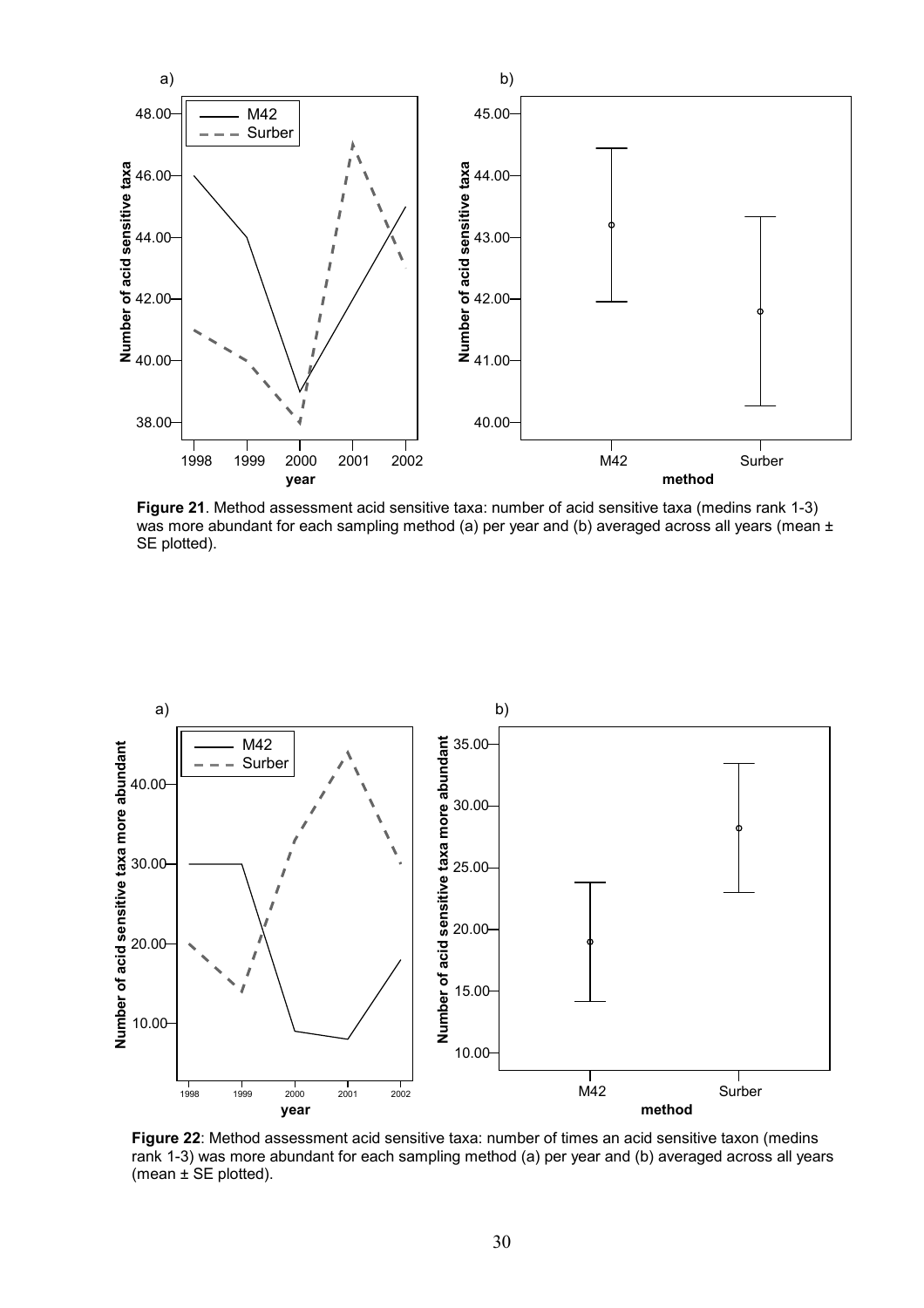**Figure 21**. Method assessment acid sensitive taxa: number of acid sensitive taxa (medins rank 1-3) was more abundant for each sampling method (a) per year and (b) averaged across all years (mean ± SE plotted).

**Figure 22**: Method assessment acid sensitive taxa: number of times an acid sensitive taxon (medins rank 1-3) was more abundant for each sampling method (a) per year and (b) averaged across all years (mean ± SE plotted).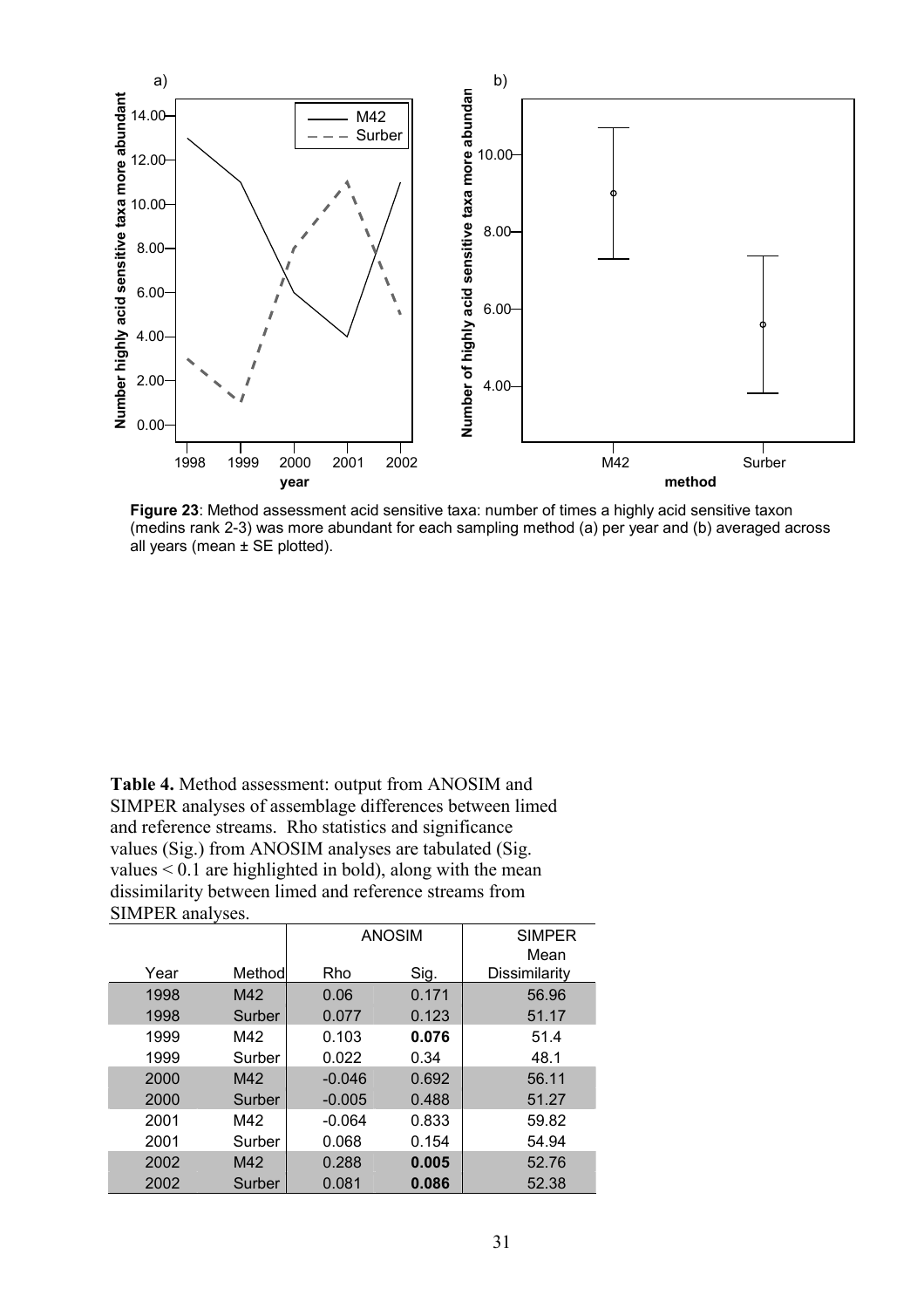**Figure 23**: Method assessment acid sensitive taxa: number of times a highly acid sensitive taxon (medins rank 2-3) was more abundant for each sampling method (a) per year and (b) averaged across all years (mean ± SE plotted).

**Table 4.** Method assessment: output from ANOSIM and SIMPER analyses of assemblage differences between limed and reference streams. Rho statistics and significance values (Sig.) from ANOSIM analyses are tabulated (Sig. values < 0.1 are highlighted in bold), along with the mean dissimilarity between limed and reference streams from SIMPER analyses.

| | | ANOSIM | | SIMPER |
|---|---|---|---|---|
| Year | Method | Rho | Sig. | Mean Dissimilarity |
| 1998 | M42 | 0.06 | 0.171 | 56.96 |
| 1998 | Surber | 0.077 | 0.123 | 51.17 |
| 1999 | M42 | 0.103 | **0.076** | 51.4 |
| 1999 | Surber | 0.022 | 0.34 | 48.1 |
| 2000 | M42 | -0.046 | 0.692 | 56.11 |
| 2000 | Surber | -0.005 | 0.488 | 51.27 |
| 2001 | M42 | -0.064 | 0.833 | 59.82 |
| 2001 | Surber | 0.068 | 0.154 | 54.94 |
| 2002 | M42 | 0.288 | **0.005** | 52.76 |
| 2002 | Surber | 0.081 | **0.086** | 52.38 |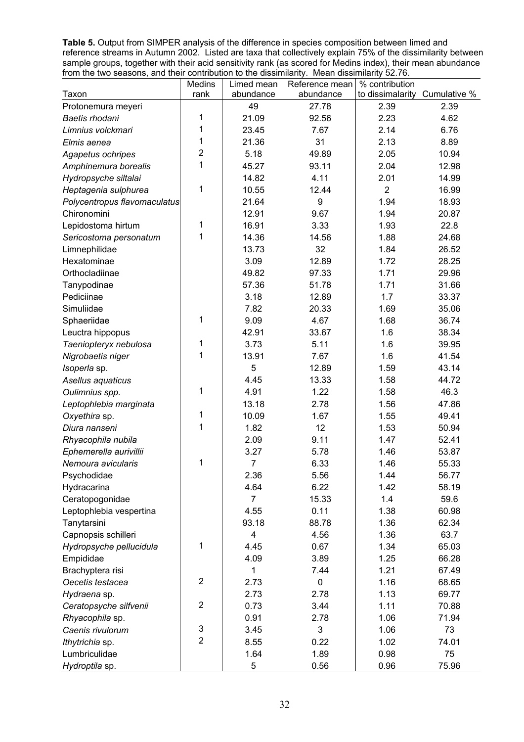**Table 5.** Output from SIMPER analysis of the difference in species composition between limed and reference streams in Autumn 2002. Listed are taxa that collectively explain 75% of the dissimilarity between sample groups, together with their acid sensitivity rank (as scored for Medins index), their mean abundance from the two seasons, and their contribution to the dissimilarity. Mean dissimilarity 52.76.

| Taxon | Medins rank | Limed mean abundance | Reference mean abundance | % contribution to dissimilarity | Cumulative % |
|---|---|---|---|---|---|
| Protonemura meyeri | | 49 | 27.78 | 2.39 | 2.39 |
| *Baetis rhodani* | 1 | 21.09 | 92.56 | 2.23 | 4.62 |
| *Limnius volckmari* | 1 | 23.45 | 7.67 | 2.14 | 6.76 |
| *Elmis aenea* | 1 | 21.36 | 31 | 2.13 | 8.89 |
| *Agapetus ochripes* | 2 | 5.18 | 49.89 | 2.05 | 10.94 |
| *Amphinemura borealis* | 1 | 45.27 | 93.11 | 2.04 | 12.98 |
| *Hydropsyche siltalai* | | 14.82 | 4.11 | 2.01 | 14.99 |
| *Heptagenia sulphurea* | 1 | 10.55 | 12.44 | 2 | 16.99 |
| *Polycentropus flavomaculatus* | | 21.64 | 9 | 1.94 | 18.93 |
| Chironomini | | 12.91 | 9.67 | 1.94 | 20.87 |
| Lepidostoma hirtum | 1 | 16.91 | 3.33 | 1.93 | 22.8 |
| *Sericostoma personatum* | 1 | 14.36 | 14.56 | 1.88 | 24.68 |
| Limnephilidae | | 13.73 | 32 | 1.84 | 26.52 |
| Hexatominae | | 3.09 | 12.89 | 1.72 | 28.25 |
| Orthocladiinae | | 49.82 | 97.33 | 1.71 | 29.96 |
| Tanypodinae | | 57.36 | 51.78 | 1.71 | 31.66 |
| Pediciinae | | 3.18 | 12.89 | 1.7 | 33.37 |
| Simuliidae | | 7.82 | 20.33 | 1.69 | 35.06 |
| Sphaeriidae | 1 | 9.09 | 4.67 | 1.68 | 36.74 |
| Leuctra hippopus | | 42.91 | 33.67 | 1.6 | 38.34 |
| *Taeniopteryx nebulosa* | 1 | 3.73 | 5.11 | 1.6 | 39.95 |
| *Nigrobaetis niger* | 1 | 13.91 | 7.67 | 1.6 | 41.54 |
| *Isoperla* sp. | | 5 | 12.89 | 1.59 | 43.14 |
| *Asellus aquaticus* | | 4.45 | 13.33 | 1.58 | 44.72 |
| *Oulimnius spp.* | 1 | 4.91 | 1.22 | 1.58 | 46.3 |
| *Leptophlebia marginata* | | 13.18 | 2.78 | 1.56 | 47.86 |
| *Oxyethira* sp. | 1 | 10.09 | 1.67 | 1.55 | 49.41 |
| *Diura nanseni* | 1 | 1.82 | 12 | 1.53 | 50.94 |
| *Rhyacophila nubila* | | 2.09 | 9.11 | 1.47 | 52.41 |
| *Ephemerella aurivillii* | | 3.27 | 5.78 | 1.46 | 53.87 |
| *Nemoura avicularis* | 1 | 7 | 6.33 | 1.46 | 55.33 |
| Psychodidae | | 2.36 | 5.56 | 1.44 | 56.77 |
| Hydracarina | | 4.64 | 6.22 | 1.42 | 58.19 |
| Ceratopogonidae | | 7 | 15.33 | 1.4 | 59.6 |
| Leptophlebia vespertina | | 4.55 | 0.11 | 1.38 | 60.98 |
| Tanytarsini | | 93.18 | 88.78 | 1.36 | 62.34 |
| Capnopsis schilleri | | 4 | 4.56 | 1.36 | 63.7 |
| *Hydropsyche pellucidula* | 1 | 4.45 | 0.67 | 1.34 | 65.03 |
| Empididae | | 4.09 | 3.89 | 1.25 | 66.28 |
| Brachyptera risi | | 1 | 7.44 | 1.21 | 67.49 |
| *Oecetis testacea* | 2 | 2.73 | 0 | 1.16 | 68.65 |
| *Hydraena* sp. | | 2.73 | 2.78 | 1.13 | 69.77 |
| *Ceratopsyche silfvenii* | 2 | 0.73 | 3.44 | 1.11 | 70.88 |
| *Rhyacophila* sp. | | 0.91 | 2.78 | 1.06 | 71.94 |
| *Caenis rivulorum* | 3 | 3.45 | 3 | 1.06 | 73 |
| *Ithytrichia* sp. | 2 | 8.55 | 0.22 | 1.02 | 74.01 |
| Lumbriculidae | | 1.64 | 1.89 | 0.98 | 75 |
| *Hydroptila* sp. | | 5 | 0.56 | 0.96 | 75.96 |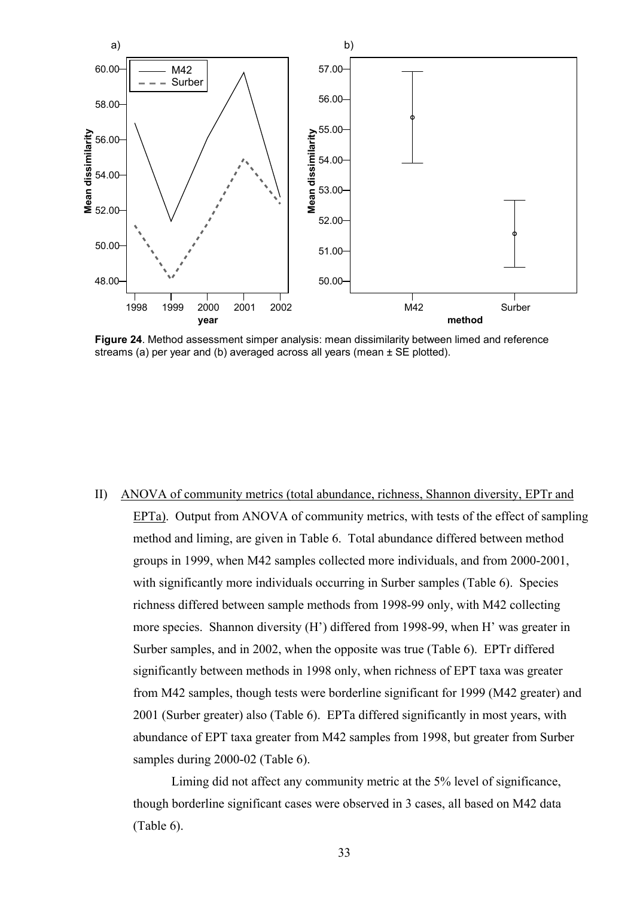**Figure 24**. Method assessment simper analysis: mean dissimilarity between limed and reference streams (a) per year and (b) averaged across all years (mean ± SE plotted).

II) ANOVA of community metrics (total abundance, richness, Shannon diversity, EPTr and EPTa). Output from ANOVA of community metrics, with tests of the effect of sampling method and liming, are given in Table 6. Total abundance differed between method groups in 1999, when M42 samples collected more individuals, and from 2000-2001, with significantly more individuals occurring in Surber samples (Table 6). Species richness differed between sample methods from 1998-99 only, with M42 collecting more species. Shannon diversity (H') differed from 1998-99, when H' was greater in Surber samples, and in 2002, when the opposite was true (Table 6). EPTr differed significantly between methods in 1998 only, when richness of EPT taxa was greater from M42 samples, though tests were borderline significant for 1999 (M42 greater) and 2001 (Surber greater) also (Table 6). EPTa differed significantly in most years, with abundance of EPT taxa greater from M42 samples from 1998, but greater from Surber samples during 2000-02 (Table 6).

Liming did not affect any community metric at the 5% level of significance, though borderline significant cases were observed in 3 cases, all based on M42 data (Table 6).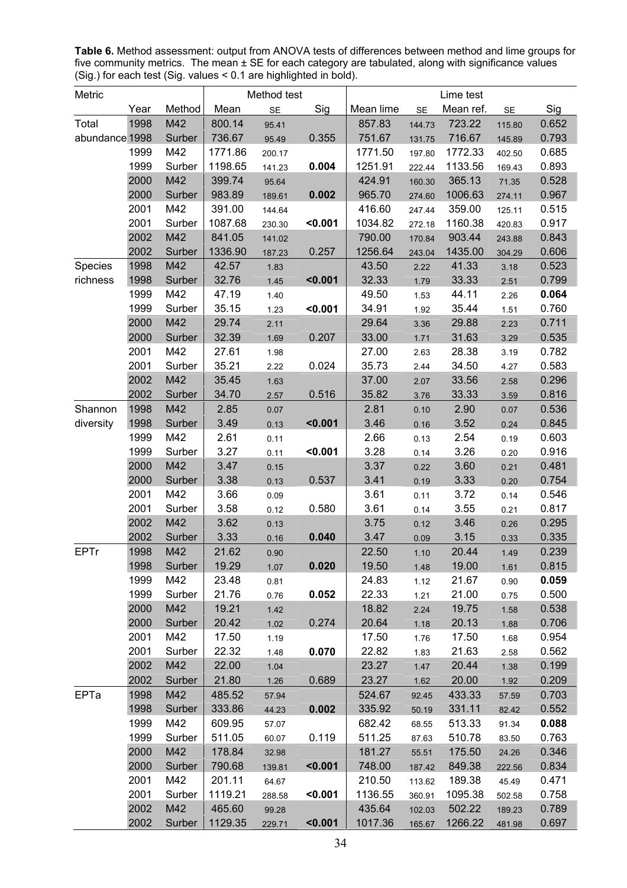**Table 6.** Method assessment: output from ANOVA tests of differences between method and lime groups for five community metrics. The mean ± SE for each category are tabulated, along with significance values (Sig.) for each test (Sig. values < 0.1 are highlighted in bold).

| Metric | | | Method test | | | Lime test | | | | |
|---|---|---|---|---|---|---|---|---|---|---|
| | Year | Method | Mean | SE | Sig | Mean lime | SE | Mean ref. | SE | Sig |
| Total abundance | 1998 | M42 | 800.14 | 95.41 | | 857.83 | 144.73 | 723.22 | 115.80 | 0.652 |
| | 1998 | Surber | 736.67 | 95.49 | 0.355 | 751.67 | 131.75 | 716.67 | 145.89 | 0.793 |
| | 1999 | M42 | 1771.86 | 200.17 | | 1771.50 | 197.80 | 1772.33 | 402.50 | 0.685 |
| | 1999 | Surber | 1198.65 | 141.23 | **0.004** | 1251.91 | 222.44 | 1133.56 | 169.43 | 0.893 |
| | 2000 | M42 | 399.74 | 95.64 | | 424.91 | 160.30 | 365.13 | 71.35 | 0.528 |
| | 2000 | Surber | 983.89 | 189.61 | **0.002** | 965.70 | 274.60 | 1006.63 | 274.11 | 0.967 |
| | 2001 | M42 | 391.00 | 144.64 | | 416.60 | 247.44 | 359.00 | 125.11 | 0.515 |
| | 2001 | Surber | 1087.68 | 230.30 | **<0.001** | 1034.82 | 272.18 | 1160.38 | 420.83 | 0.917 |
| | 2002 | M42 | 841.05 | 141.02 | | 790.00 | 170.84 | 903.44 | 243.88 | 0.843 |
| | 2002 | Surber | 1336.90 | 187.23 | 0.257 | 1256.64 | 243.04 | 1435.00 | 304.29 | 0.606 |
| Species richness | 1998 | M42 | 42.57 | 1.83 | | 43.50 | 2.22 | 41.33 | 3.18 | 0.523 |
| | 1998 | Surber | 32.76 | 1.45 | **<0.001** | 32.33 | 1.79 | 33.33 | 2.51 | 0.799 |
| | 1999 | M42 | 47.19 | 1.40 | | 49.50 | 1.53 | 44.11 | 2.26 | **0.064** |
| | 1999 | Surber | 35.15 | 1.23 | **<0.001** | 34.91 | 1.92 | 35.44 | 1.51 | 0.760 |
| | 2000 | M42 | 29.74 | 2.11 | | 29.64 | 3.36 | 29.88 | 2.23 | 0.711 |
| | 2000 | Surber | 32.39 | 1.69 | 0.207 | 33.00 | 1.71 | 31.63 | 3.29 | 0.535 |
| | 2001 | M42 | 27.61 | 1.98 | | 27.00 | 2.63 | 28.38 | 3.19 | 0.782 |
| | 2001 | Surber | 35.21 | 2.22 | 0.024 | 35.73 | 2.44 | 34.50 | 4.27 | 0.583 |
| | 2002 | M42 | 35.45 | 1.63 | | 37.00 | 2.07 | 33.56 | 2.58 | 0.296 |
| | 2002 | Surber | 34.70 | 2.57 | 0.516 | 35.82 | 3.76 | 33.33 | 3.59 | 0.816 |
| Shannon diversity | 1998 | M42 | 2.85 | 0.07 | | 2.81 | 0.10 | 2.90 | 0.07 | 0.536 |
| | 1998 | Surber | 3.49 | 0.13 | **<0.001** | 3.46 | 0.16 | 3.52 | 0.24 | 0.845 |
| | 1999 | M42 | 2.61 | 0.11 | | 2.66 | 0.13 | 2.54 | 0.19 | 0.603 |
| | 1999 | Surber | 3.27 | 0.11 | **<0.001** | 3.28 | 0.14 | 3.26 | 0.20 | 0.916 |
| | 2000 | M42 | 3.47 | 0.15 | | 3.37 | 0.22 | 3.60 | 0.21 | 0.481 |
| | 2000 | Surber | 3.38 | 0.13 | 0.537 | 3.41 | 0.19 | 3.33 | 0.20 | 0.754 |
| | 2001 | M42 | 3.66 | 0.09 | | 3.61 | 0.11 | 3.72 | 0.14 | 0.546 |
| | 2001 | Surber | 3.58 | 0.12 | 0.580 | 3.61 | 0.14 | 3.55 | 0.21 | 0.817 |
| | 2002 | M42 | 3.62 | 0.13 | | 3.75 | 0.12 | 3.46 | 0.26 | 0.295 |
| | 2002 | Surber | 3.33 | 0.16 | **0.040** | 3.47 | 0.09 | 3.15 | 0.33 | 0.335 |
| EPTr | 1998 | M42 | 21.62 | 0.90 | | 22.50 | 1.10 | 20.44 | 1.49 | 0.239 |
| | 1998 | Surber | 19.29 | 1.07 | **0.020** | 19.50 | 1.48 | 19.00 | 1.61 | 0.815 |
| | 1999 | M42 | 23.48 | 0.81 | | 24.83 | 1.12 | 21.67 | 0.90 | **0.059** |
| | 1999 | Surber | 21.76 | 0.76 | **0.052** | 22.33 | 1.21 | 21.00 | 0.75 | 0.500 |
| | 2000 | M42 | 19.21 | 1.42 | | 18.82 | 2.24 | 19.75 | 1.58 | 0.538 |
| | 2000 | Surber | 20.42 | 1.02 | 0.274 | 20.64 | 1.18 | 20.13 | 1.88 | 0.706 |
| | 2001 | M42 | 17.50 | 1.19 | | 17.50 | 1.76 | 17.50 | 1.68 | 0.954 |
| | 2001 | Surber | 22.32 | 1.48 | **0.070** | 22.82 | 1.83 | 21.63 | 2.58 | 0.562 |
| | 2002 | M42 | 22.00 | 1.04 | | 23.27 | 1.47 | 20.44 | 1.38 | 0.199 |
| | 2002 | Surber | 21.80 | 1.26 | 0.689 | 23.27 | 1.62 | 20.00 | 1.92 | 0.209 |
| EPTa | 1998 | M42 | 485.52 | 57.94 | | 524.67 | 92.45 | 433.33 | 57.59 | 0.703 |
| | 1998 | Surber | 333.86 | 44.23 | **0.002** | 335.92 | 50.19 | 331.11 | 82.42 | 0.552 |
| | 1999 | M42 | 609.95 | 57.07 | | 682.42 | 68.55 | 513.33 | 91.34 | **0.088** |
| | 1999 | Surber | 511.05 | 60.07 | 0.119 | 511.25 | 87.63 | 510.78 | 83.50 | 0.763 |
| | 2000 | M42 | 178.84 | 32.98 | | 181.27 | 55.51 | 175.50 | 24.26 | 0.346 |
| | 2000 | Surber | 790.68 | 139.81 | **<0.001** | 748.00 | 187.42 | 849.38 | 222.56 | 0.834 |
| | 2001 | M42 | 201.11 | 64.67 | | 210.50 | 113.62 | 189.38 | 45.49 | 0.471 |
| | 2001 | Surber | 1119.21 | 288.58 | **<0.001** | 1136.55 | 360.91 | 1095.38 | 502.58 | 0.758 |
| | 2002 | M42 | 465.60 | 99.28 | | 435.64 | 102.03 | 502.22 | 189.23 | 0.789 |
| | 2002 | Surber | 1129.35 | 229.71 | **<0.001** | 1017.36 | 165.67 | 1266.22 | 481.98 | 0.697 |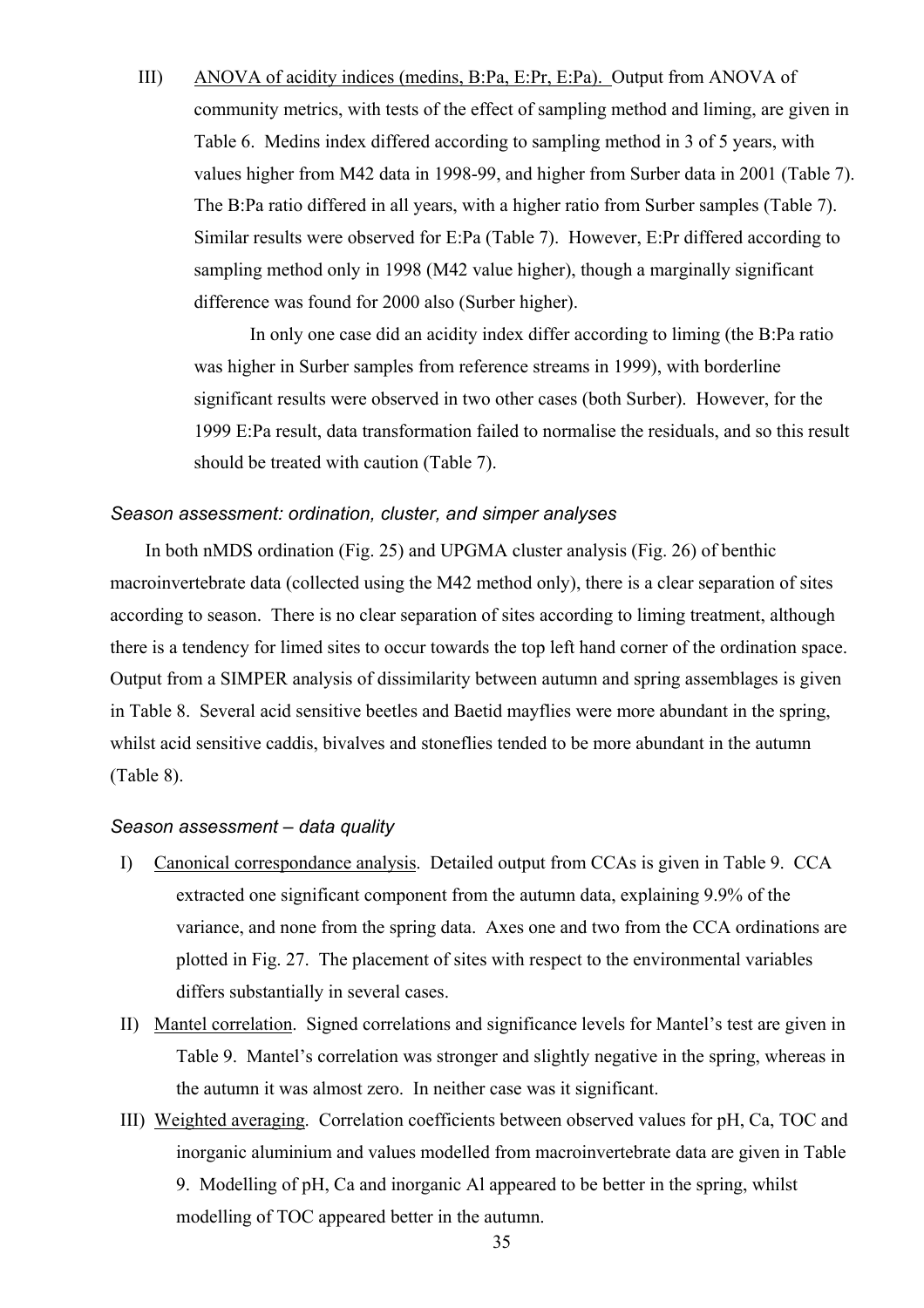III) <u>ANOVA of acidity indices (medins, B:Pa, E:Pr, E:Pa).</u> Output from ANOVA of community metrics, with tests of the effect of sampling method and liming, are given in Table 6. Medins index differed according to sampling method in 3 of 5 years, with values higher from M42 data in 1998-99, and higher from Surber data in 2001 (Table 7). The B:Pa ratio differed in all years, with a higher ratio from Surber samples (Table 7). Similar results were observed for E:Pa (Table 7). However, E:Pr differed according to sampling method only in 1998 (M42 value higher), though a marginally significant difference was found for 2000 also (Surber higher).

In only one case did an acidity index differ according to liming (the B:Pa ratio was higher in Surber samples from reference streams in 1999), with borderline significant results were observed in two other cases (both Surber). However, for the 1999 E:Pa result, data transformation failed to normalise the residuals, and so this result should be treated with caution (Table 7).

### *Season assessment: ordination, cluster, and simper analyses*

In both nMDS ordination (Fig. 25) and UPGMA cluster analysis (Fig. 26) of benthic macroinvertebrate data (collected using the M42 method only), there is a clear separation of sites according to season. There is no clear separation of sites according to liming treatment, although there is a tendency for limed sites to occur towards the top left hand corner of the ordination space. Output from a SIMPER analysis of dissimilarity between autumn and spring assemblages is given in Table 8. Several acid sensitive beetles and Baetid mayflies were more abundant in the spring, whilst acid sensitive caddis, bivalves and stoneflies tended to be more abundant in the autumn (Table 8).

### *Season assessment – data quality*

I) <u>Canonical correspondance analysis</u>. Detailed output from CCAs is given in Table 9. CCA extracted one significant component from the autumn data, explaining 9.9% of the variance, and none from the spring data. Axes one and two from the CCA ordinations are plotted in Fig. 27. The placement of sites with respect to the environmental variables differs substantially in several cases.

II) <u>Mantel correlation</u>. Signed correlations and significance levels for Mantel's test are given in Table 9. Mantel's correlation was stronger and slightly negative in the spring, whereas in the autumn it was almost zero. In neither case was it significant.

III) <u>Weighted averaging</u>. Correlation coefficients between observed values for pH, Ca, TOC and inorganic aluminium and values modelled from macroinvertebrate data are given in Table 9. Modelling of pH, Ca and inorganic Al appeared to be better in the spring, whilst modelling of TOC appeared better in the autumn.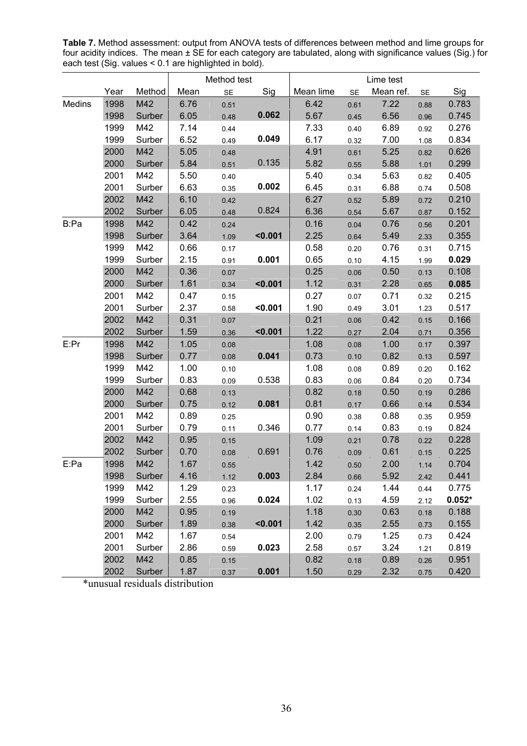**Table 7.** Method assessment: output from ANOVA tests of differences between method and lime groups for four acidity indices. The mean ± SE for each category are tabulated, along with significance values (Sig.) for each test (Sig. values < 0.1 are highlighted in bold).

| | | | Method test | | | Lime test | | | | |
|---|---|---|---|---|---|---|---|---|---|---|
| | Year | Method | Mean | SE | Sig | Mean lime | SE | Mean ref. | SE | Sig |
| Medins | 1998 | M42 | 6.76 | 0.51 | | 6.42 | 0.61 | 7.22 | 0.88 | 0.783 |
| | 1998 | Surber | 6.05 | 0.48 | **0.062** | 5.67 | 0.45 | 6.56 | 0.96 | 0.745 |
| | 1999 | M42 | 7.14 | 0.44 | | 7.33 | 0.40 | 6.89 | 0.92 | 0.276 |
| | 1999 | Surber | 6.52 | 0.49 | **0.049** | 6.17 | 0.32 | 7.00 | 1.08 | 0.834 |
| | 2000 | M42 | 5.05 | 0.48 | | 4.91 | 0.61 | 5.25 | 0.82 | 0.626 |
| | 2000 | Surber | 5.84 | 0.51 | 0.135 | 5.82 | 0.55 | 5.88 | 1.01 | 0.299 |
| | 2001 | M42 | 5.50 | 0.40 | | 5.40 | 0.34 | 5.63 | 0.82 | 0.405 |
| | 2001 | Surber | 6.63 | 0.35 | **0.002** | 6.45 | 0.31 | 6.88 | 0.74 | 0.508 |
| | 2002 | M42 | 6.10 | 0.42 | | 6.27 | 0.52 | 5.89 | 0.72 | 0.210 |
| | 2002 | Surber | 6.05 | 0.48 | 0.824 | 6.36 | 0.54 | 5.67 | 0.87 | 0.152 |
| B:Pa | 1998 | M42 | 0.42 | 0.24 | | 0.16 | 0.04 | 0.76 | 0.56 | 0.201 |
| | 1998 | Surber | 3.64 | 1.09 | **<0.001** | 2.25 | 0.64 | 5.49 | 2.33 | 0.355 |
| | 1999 | M42 | 0.66 | 0.17 | | 0.58 | 0.20 | 0.76 | 0.31 | 0.715 |
| | 1999 | Surber | 2.15 | 0.91 | **0.001** | 0.65 | 0.10 | 4.15 | 1.99 | **0.029** |
| | 2000 | M42 | 0.36 | 0.07 | | 0.25 | 0.06 | 0.50 | 0.13 | 0.108 |
| | 2000 | Surber | 1.61 | 0.34 | **<0.001** | 1.12 | 0.31 | 2.28 | 0.65 | **0.085** |
| | 2001 | M42 | 0.47 | 0.15 | | 0.27 | 0.07 | 0.71 | 0.32 | 0.215 |
| | 2001 | Surber | 2.37 | 0.58 | **<0.001** | 1.90 | 0.49 | 3.01 | 1.23 | 0.517 |
| | 2002 | M42 | 0.31 | 0.07 | | 0.21 | 0.06 | 0.42 | 0.15 | 0.166 |
| | 2002 | Surber | 1.59 | 0.36 | **<0.001** | 1.22 | 0.27 | 2.04 | 0.71 | 0.356 |
| E:Pr | 1998 | M42 | 1.05 | 0.08 | | 1.08 | 0.08 | 1.00 | 0.17 | 0.397 |
| | 1998 | Surber | 0.77 | 0.08 | **0.041** | 0.73 | 0.10 | 0.82 | 0.13 | 0.597 |
| | 1999 | M42 | 1.00 | 0.10 | | 1.08 | 0.08 | 0.89 | 0.20 | 0.162 |
| | 1999 | Surber | 0.83 | 0.09 | 0.538 | 0.83 | 0.06 | 0.84 | 0.20 | 0.734 |
| | 2000 | M42 | 0.68 | 0.13 | | 0.82 | 0.18 | 0.50 | 0.19 | 0.286 |
| | 2000 | Surber | 0.75 | 0.12 | **0.081** | 0.81 | 0.17 | 0.66 | 0.14 | 0.534 |
| | 2001 | M42 | 0.89 | 0.25 | | 0.90 | 0.38 | 0.88 | 0.35 | 0.959 |
| | 2001 | Surber | 0.79 | 0.11 | 0.346 | 0.77 | 0.14 | 0.83 | 0.19 | 0.824 |
| | 2002 | M42 | 0.95 | 0.15 | | 1.09 | 0.21 | 0.78 | 0.22 | 0.228 |
| | 2002 | Surber | 0.70 | 0.08 | 0.691 | 0.76 | 0.09 | 0.61 | 0.15 | 0.225 |
| E:Pa | 1998 | M42 | 1.67 | 0.55 | | 1.42 | 0.50 | 2.00 | 1.14 | 0.704 |
| | 1998 | Surber | 4.16 | 1.12 | **0.003** | 2.84 | 0.66 | 5.92 | 2.42 | 0.441 |
| | 1999 | M42 | 1.29 | 0.23 | | 1.17 | 0.24 | 1.44 | 0.44 | 0.775 |
| | 1999 | Surber | 2.55 | 0.96 | **0.024** | 1.02 | 0.13 | 4.59 | 2.12 | **0.052*** |
| | 2000 | M42 | 0.95 | 0.19 | | 1.18 | 0.30 | 0.63 | 0.18 | 0.188 |
| | 2000 | Surber | 1.89 | 0.38 | **<0.001** | 1.42 | 0.35 | 2.55 | 0.73 | 0.155 |
| | 2001 | M42 | 1.67 | 0.54 | | 2.00 | 0.79 | 1.25 | 0.73 | 0.424 |
| | 2001 | Surber | 2.86 | 0.59 | **0.023** | 2.58 | 0.57 | 3.24 | 1.21 | 0.819 |
| | 2002 | M42 | 0.85 | 0.15 | | 0.82 | 0.18 | 0.89 | 0.26 | 0.951 |
| | 2002 | Surber | 1.87 | 0.37 | **0.001** | 1.50 | 0.29 | 2.32 | 0.75 | 0.420 |

*unusual residuals distribution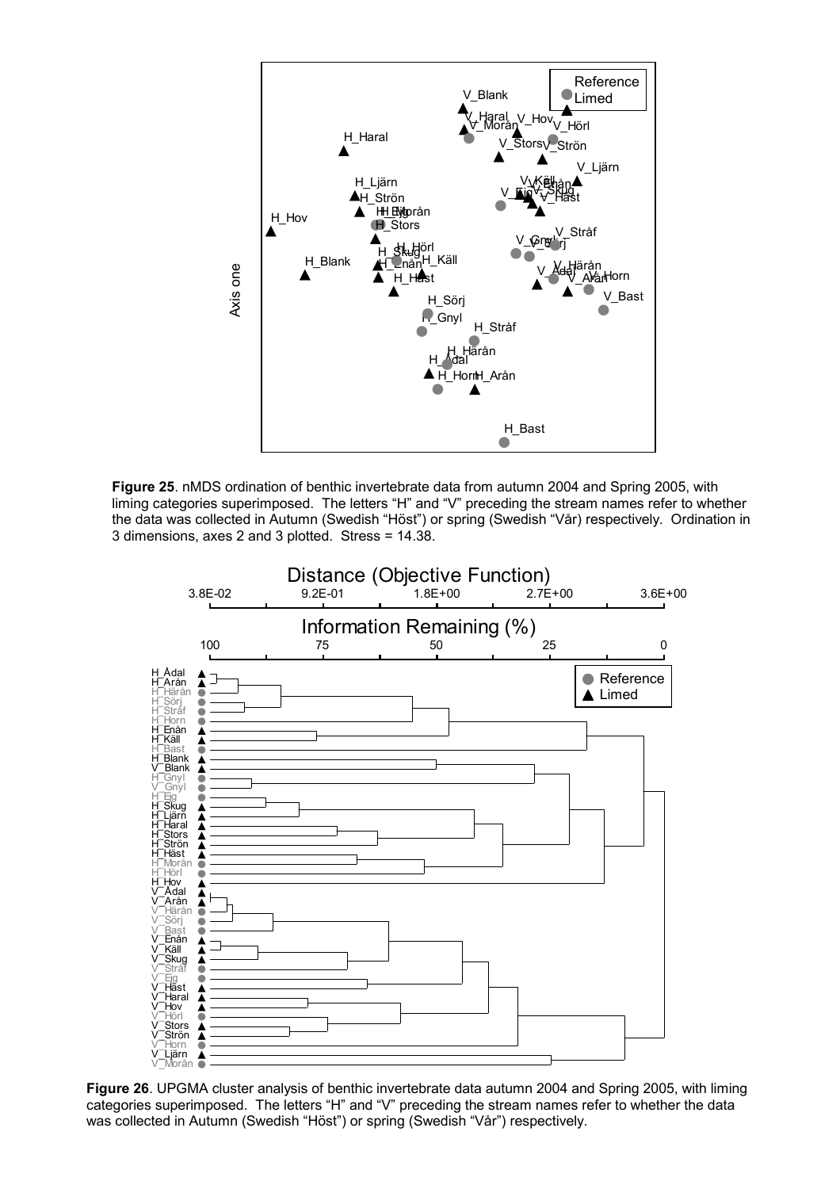**Figure 25**. nMDS ordination of benthic invertebrate data from autumn 2004 and Spring 2005, with liming categories superimposed. The letters "H" and "V" preceding the stream names refer to whether the data was collected in Autumn (Swedish "Höst") or spring (Swedish "Vår) respectively. Ordination in 3 dimensions, axes 2 and 3 plotted. Stress = 14.38.

**Figure 26**. UPGMA cluster analysis of benthic invertebrate data autumn 2004 and Spring 2005, with liming categories superimposed. The letters "H" and "V" preceding the stream names refer to whether the data was collected in Autumn (Swedish "Höst") or spring (Swedish "Vår") respectively.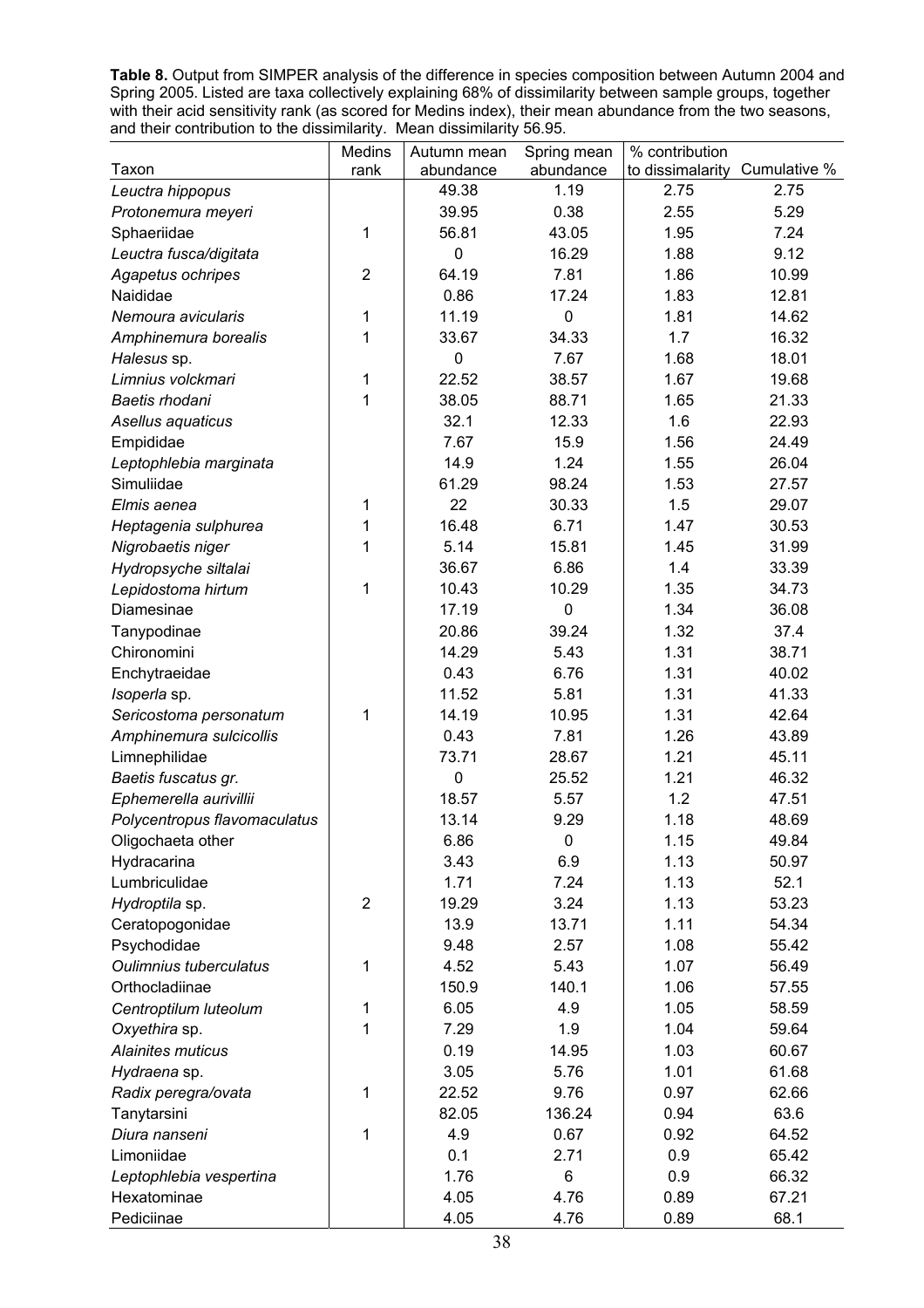**Table 8.** Output from SIMPER analysis of the difference in species composition between Autumn 2004 and Spring 2005. Listed are taxa collectively explaining 68% of dissimilarity between sample groups, together with their acid sensitivity rank (as scored for Medins index), their mean abundance from the two seasons, and their contribution to the dissimilarity. Mean dissimilarity 56.95.

| Taxon | Medins rank | Autumn mean abundance | Spring mean abundance | % contribution to dissimalarity | Cumulative % |
|---|---|---|---|---|---|
| *Leuctra hippopus* | | 49.38 | 1.19 | 2.75 | 2.75 |
| *Protonemura meyeri* | | 39.95 | 0.38 | 2.55 | 5.29 |
| Sphaeriidae | 1 | 56.81 | 43.05 | 1.95 | 7.24 |
| *Leuctra fusca/digitata* | | 0 | 16.29 | 1.88 | 9.12 |
| *Agapetus ochripes* | 2 | 64.19 | 7.81 | 1.86 | 10.99 |
| Naididae | | 0.86 | 17.24 | 1.83 | 12.81 |
| *Nemoura avicularis* | 1 | 11.19 | 0 | 1.81 | 14.62 |
| *Amphinemura borealis* | 1 | 33.67 | 34.33 | 1.7 | 16.32 |
| *Halesus* sp. | | 0 | 7.67 | 1.68 | 18.01 |
| *Limnius volckmari* | 1 | 22.52 | 38.57 | 1.67 | 19.68 |
| *Baetis rhodani* | 1 | 38.05 | 88.71 | 1.65 | 21.33 |
| *Asellus aquaticus* | | 32.1 | 12.33 | 1.6 | 22.93 |
| Empididae | | 7.67 | 15.9 | 1.56 | 24.49 |
| *Leptophlebia marginata* | | 14.9 | 1.24 | 1.55 | 26.04 |
| Simuliidae | | 61.29 | 98.24 | 1.53 | 27.57 |
| *Elmis aenea* | 1 | 22 | 30.33 | 1.5 | 29.07 |
| *Heptagenia sulphurea* | 1 | 16.48 | 6.71 | 1.47 | 30.53 |
| *Nigrobaetis niger* | 1 | 5.14 | 15.81 | 1.45 | 31.99 |
| *Hydropsyche siltalai* | | 36.67 | 6.86 | 1.4 | 33.39 |
| *Lepidostoma hirtum* | 1 | 10.43 | 10.29 | 1.35 | 34.73 |
| Diamesinae | | 17.19 | 0 | 1.34 | 36.08 |
| Tanypodinae | | 20.86 | 39.24 | 1.32 | 37.4 |
| Chironomini | | 14.29 | 5.43 | 1.31 | 38.71 |
| Enchytraeidae | | 0.43 | 6.76 | 1.31 | 40.02 |
| *Isoperla* sp. | | 11.52 | 5.81 | 1.31 | 41.33 |
| *Sericostoma personatum* | 1 | 14.19 | 10.95 | 1.31 | 42.64 |
| *Amphinemura sulcicollis* | | 0.43 | 7.81 | 1.26 | 43.89 |
| Limnephilidae | | 73.71 | 28.67 | 1.21 | 45.11 |
| *Baetis fuscatus gr.* | | 0 | 25.52 | 1.21 | 46.32 |
| *Ephemerella aurivillii* | | 18.57 | 5.57 | 1.2 | 47.51 |
| *Polycentropus flavomaculatus* | | 13.14 | 9.29 | 1.18 | 48.69 |
| Oligochaeta other | | 6.86 | 0 | 1.15 | 49.84 |
| Hydracarina | | 3.43 | 6.9 | 1.13 | 50.97 |
| Lumbriculidae | | 1.71 | 7.24 | 1.13 | 52.1 |
| *Hydroptila* sp. | 2 | 19.29 | 3.24 | 1.13 | 53.23 |
| Ceratopogonidae | | 13.9 | 13.71 | 1.11 | 54.34 |
| Psychodidae | | 9.48 | 2.57 | 1.08 | 55.42 |
| *Oulimnius tuberculatus* | 1 | 4.52 | 5.43 | 1.07 | 56.49 |
| Orthocladiinae | | 150.9 | 140.1 | 1.06 | 57.55 |
| *Centroptilum luteolum* | 1 | 6.05 | 4.9 | 1.05 | 58.59 |
| *Oxyethira* sp. | 1 | 7.29 | 1.9 | 1.04 | 59.64 |
| *Alainites muticus* | | 0.19 | 14.95 | 1.03 | 60.67 |
| *Hydraena* sp. | | 3.05 | 5.76 | 1.01 | 61.68 |
| *Radix peregra/ovata* | 1 | 22.52 | 9.76 | 0.97 | 62.66 |
| Tanytarsini | | 82.05 | 136.24 | 0.94 | 63.6 |
| *Diura nanseni* | 1 | 4.9 | 0.67 | 0.92 | 64.52 |
| Limoniidae | | 0.1 | 2.71 | 0.9 | 65.42 |
| *Leptophlebia vespertina* | | 1.76 | 6 | 0.9 | 66.32 |
| Hexatominae | | 4.05 | 4.76 | 0.89 | 67.21 |
| Pediciinae | | 4.05 | 4.76 | 0.89 | 68.1 |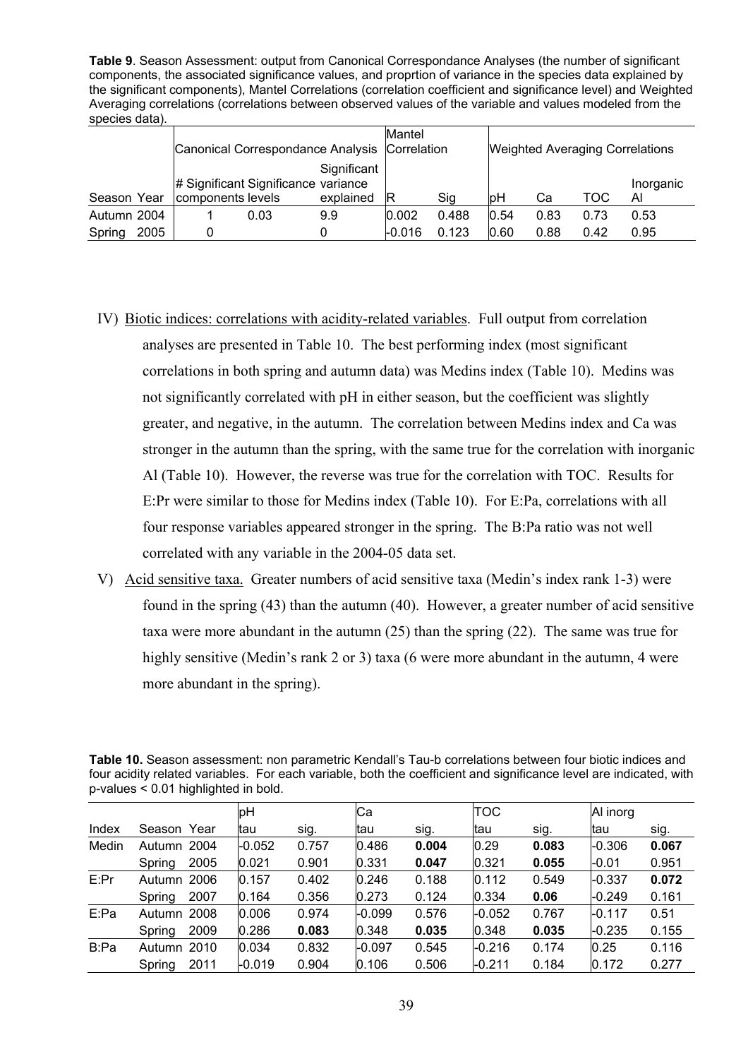**Table 9**. Season Assessment: output from Canonical Correspondance Analyses (the number of significant components, the associated significance values, and proprtion of variance in the species data explained by the significant components), Mantel Correlations (correlation coefficient and significance level) and Weighted Averaging correlations (correlations between observed values of the variable and values modeled from the species data).

| | | Canonical Correspondance Analysis | | | Mantel Correlation | | Weighted Averaging Correlations | | | |
|---|---|---|---|---|---|---|---|---|---|---|
| Season | Year | # Significant components | Significance levels | Significant variance explained | R | Sig | pH | Ca | TOC | Inorganic Al |
| Autumn | 2004 | 1 | 0.03 | 9.9 | 0.002 | 0.488 | 0.54 | 0.83 | 0.73 | 0.53 |
| Spring | 2005 | 0 | | 0 | -0.016 | 0.123 | 0.60 | 0.88 | 0.42 | 0.95 |

IV) Biotic indices: correlations with acidity-related variables. Full output from correlation analyses are presented in Table 10. The best performing index (most significant correlations in both spring and autumn data) was Medins index (Table 10). Medins was not significantly correlated with pH in either season, but the coefficient was slightly greater, and negative, in the autumn. The correlation between Medins index and Ca was stronger in the autumn than the spring, with the same true for the correlation with inorganic Al (Table 10). However, the reverse was true for the correlation with TOC. Results for E:Pr were similar to those for Medins index (Table 10). For E:Pa, correlations with all four response variables appeared stronger in the spring. The B:Pa ratio was not well correlated with any variable in the 2004-05 data set.

V) Acid sensitive taxa. Greater numbers of acid sensitive taxa (Medin's index rank 1-3) were found in the spring (43) than the autumn (40). However, a greater number of acid sensitive taxa were more abundant in the autumn (25) than the spring (22). The same was true for highly sensitive (Medin's rank 2 or 3) taxa (6 were more abundant in the autumn, 4 were more abundant in the spring).

**Table 10.** Season assessment: non parametric Kendall's Tau-b correlations between four biotic indices and four acidity related variables. For each variable, both the coefficient and significance level are indicated, with p-values < 0.01 highlighted in bold.

| | | | pH | | Ca | | TOC | | Al inorg | |
|---|---|---|---|---|---|---|---|---|---|---|
| Index | Season | Year | tau | sig. | tau | sig. | tau | sig. | tau | sig. |
| Medin | Autumn | 2004 | -0.052 | 0.757 | 0.486 | **0.004** | 0.29 | **0.083** | -0.306 | **0.067** |
| | Spring | 2005 | 0.021 | 0.901 | 0.331 | **0.047** | 0.321 | **0.055** | -0.01 | 0.951 |
| E:Pr | Autumn | 2006 | 0.157 | 0.402 | 0.246 | 0.188 | 0.112 | 0.549 | -0.337 | **0.072** |
| | Spring | 2007 | 0.164 | 0.356 | 0.273 | 0.124 | 0.334 | **0.06** | -0.249 | 0.161 |
| E:Pa | Autumn | 2008 | 0.006 | 0.974 | -0.099 | 0.576 | -0.052 | 0.767 | -0.117 | 0.51 |
| | Spring | 2009 | 0.286 | **0.083** | 0.348 | **0.035** | 0.348 | **0.035** | -0.235 | 0.155 |
| B:Pa | Autumn | 2010 | 0.034 | 0.832 | -0.097 | 0.545 | -0.216 | 0.174 | 0.25 | 0.116 |
| | Spring | 2011 | -0.019 | 0.904 | 0.106 | 0.506 | -0.211 | 0.184 | 0.172 | 0.277 |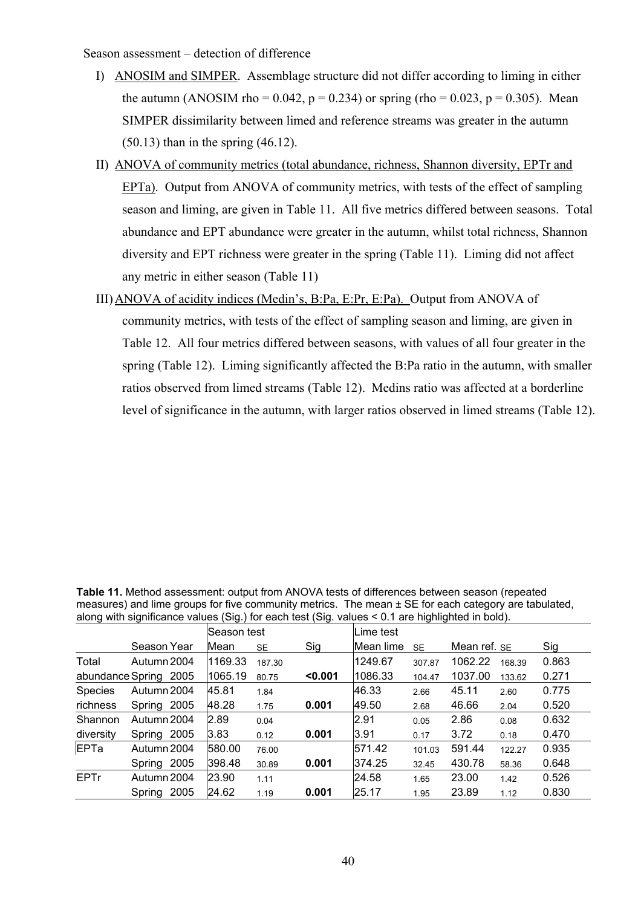Season assessment – detection of difference

I) <u>ANOSIM and SIMPER</u>. Assemblage structure did not differ according to liming in either the autumn (ANOSIM rho = 0.042, p = 0.234) or spring (rho = 0.023, p = 0.305). Mean SIMPER dissimilarity between limed and reference streams was greater in the autumn (50.13) than in the spring (46.12).

II) <u>ANOVA of community metrics (total abundance, richness, Shannon diversity, EPTr and EPTa)</u>. Output from ANOVA of community metrics, with tests of the effect of sampling season and liming, are given in Table 11. All five metrics differed between seasons. Total abundance and EPT abundance were greater in the autumn, whilst total richness, Shannon diversity and EPT richness were greater in the spring (Table 11). Liming did not affect any metric in either season (Table 11)

III) <u>ANOVA of acidity indices (Medin's, B:Pa, E:Pr, E:Pa).</u> Output from ANOVA of community metrics, with tests of the effect of sampling season and liming, are given in Table 12. All four metrics differed between seasons, with values of all four greater in the spring (Table 12). Liming significantly affected the B:Pa ratio in the autumn, with smaller ratios observed from limed streams (Table 12). Medins ratio was affected at a borderline level of significance in the autumn, with larger ratios observed in limed streams (Table 12).

**Table 11.** Method assessment: output from ANOVA tests of differences between season (repeated measures) and lime groups for five community metrics. The mean ± SE for each category are tabulated, along with significance values (Sig.) for each test (Sig. values < 0.1 are highlighted in bold).

| | | | Season test | | | Lime test | | | | |
|---|---|---|---|---|---|---|---|---|---|---|
| | Season | Year | Mean | SE | Sig | Mean lime | SE | Mean ref. | SE | Sig |
| Total abundance | Autumn | 2004 | 1169.33 | 187.30 | | 1249.67 | 307.87 | 1062.22 | 168.39 | 0.863 |
| | Spring | 2005 | 1065.19 | 80.75 | **<0.001** | 1086.33 | 104.47 | 1037.00 | 133.62 | 0.271 |
| Species richness | Autumn | 2004 | 45.81 | 1.84 | | 46.33 | 2.66 | 45.11 | 2.60 | 0.775 |
| | Spring | 2005 | 48.28 | 1.75 | **0.001** | 49.50 | 2.68 | 46.66 | 2.04 | 0.520 |
| Shannon diversity | Autumn | 2004 | 2.89 | 0.04 | | 2.91 | 0.05 | 2.86 | 0.08 | 0.632 |
| | Spring | 2005 | 3.83 | 0.12 | **0.001** | 3.91 | 0.17 | 3.72 | 0.18 | 0.470 |
| EPTa | Autumn | 2004 | 580.00 | 76.00 | | 571.42 | 101.03 | 591.44 | 122.27 | 0.935 |
| | Spring | 2005 | 398.48 | 30.89 | **0.001** | 374.25 | 32.45 | 430.78 | 58.36 | 0.648 |
| EPTr | Autumn | 2004 | 23.90 | 1.11 | | 24.58 | 1.65 | 23.00 | 1.42 | 0.526 |
| | Spring | 2005 | 24.62 | 1.19 | **0.001** | 25.17 | 1.95 | 23.89 | 1.12 | 0.830 |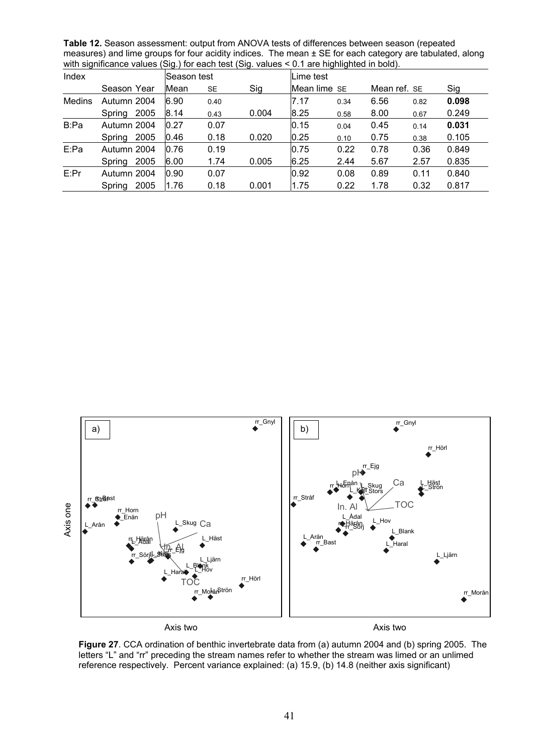**Table 12.** Season assessment: output from ANOVA tests of differences between season (repeated measures) and lime groups for four acidity indices. The mean ± SE for each category are tabulated, along with significance values (Sig.) for each test (Sig. values < 0.1 are highlighted in bold).

| Index | Season | Year | Season test | | | Lime test | | | | |
|---|---|---|---|---|---|---|---|---|---|---|
| | | | Mean | SE | Sig | Mean lime | SE | Mean ref. | SE | Sig |
| Medins | Autumn | 2004 | 6.90 | 0.40 | | 7.17 | 0.34 | 6.56 | 0.82 | **0.098** |
| | Spring | 2005 | 8.14 | 0.43 | 0.004 | 8.25 | 0.58 | 8.00 | 0.67 | 0.249 |
| B:Pa | Autumn | 2004 | 0.27 | 0.07 | | 0.15 | 0.04 | 0.45 | 0.14 | **0.031** |
| | Spring | 2005 | 0.46 | 0.18 | 0.020 | 0.25 | 0.10 | 0.75 | 0.38 | 0.105 |
| E:Pa | Autumn | 2004 | 0.76 | 0.19 | | 0.75 | 0.22 | 0.78 | 0.36 | 0.849 |
| | Spring | 2005 | 6.00 | 1.74 | 0.005 | 6.25 | 2.44 | 5.67 | 2.57 | 0.835 |
| E:Pr | Autumn | 2004 | 0.90 | 0.07 | | 0.92 | 0.08 | 0.89 | 0.11 | 0.840 |
| | Spring | 2005 | 1.76 | 0.18 | 0.001 | 1.75 | 0.22 | 1.78 | 0.32 | 0.817 |

**Figure 27**. CCA ordination of benthic invertebrate data from (a) autumn 2004 and (b) spring 2005. The letters "L" and "rr" preceding the stream names refer to whether the stream was limed or an unlimed reference respectively. Percent variance explained: (a) 15.9, (b) 14.8 (neither axis significant)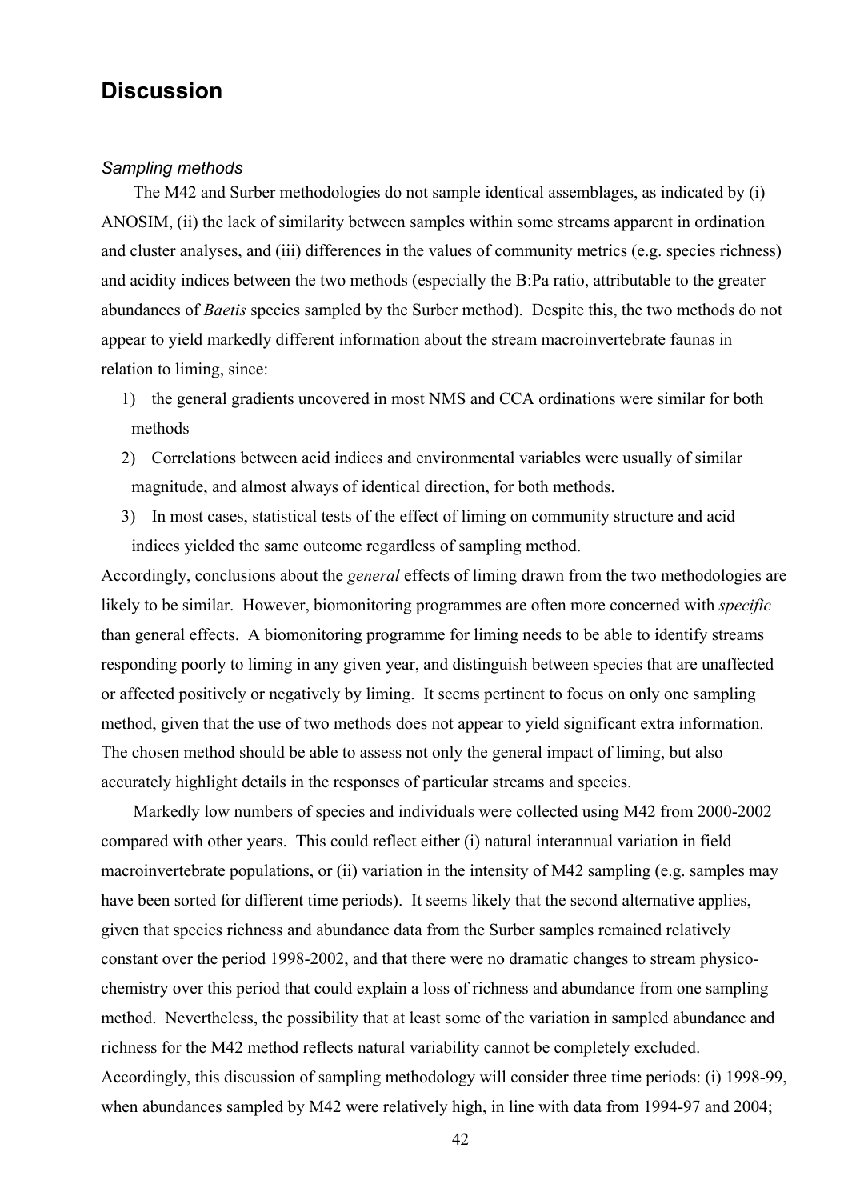## Discussion

### *Sampling methods*

The M42 and Surber methodologies do not sample identical assemblages, as indicated by (i) ANOSIM, (ii) the lack of similarity between samples within some streams apparent in ordination and cluster analyses, and (iii) differences in the values of community metrics (e.g. species richness) and acidity indices between the two methods (especially the B:Pa ratio, attributable to the greater abundances of *Baetis* species sampled by the Surber method). Despite this, the two methods do not appear to yield markedly different information about the stream macroinvertebrate faunas in relation to liming, since:

1) the general gradients uncovered in most NMS and CCA ordinations were similar for both methods
2) Correlations between acid indices and environmental variables were usually of similar magnitude, and almost always of identical direction, for both methods.
3) In most cases, statistical tests of the effect of liming on community structure and acid indices yielded the same outcome regardless of sampling method.

Accordingly, conclusions about the *general* effects of liming drawn from the two methodologies are likely to be similar. However, biomonitoring programmes are often more concerned with *specific* than general effects. A biomonitoring programme for liming needs to be able to identify streams responding poorly to liming in any given year, and distinguish between species that are unaffected or affected positively or negatively by liming. It seems pertinent to focus on only one sampling method, given that the use of two methods does not appear to yield significant extra information. The chosen method should be able to assess not only the general impact of liming, but also accurately highlight details in the responses of particular streams and species.

Markedly low numbers of species and individuals were collected using M42 from 2000-2002 compared with other years. This could reflect either (i) natural interannual variation in field macroinvertebrate populations, or (ii) variation in the intensity of M42 sampling (e.g. samples may have been sorted for different time periods). It seems likely that the second alternative applies, given that species richness and abundance data from the Surber samples remained relatively constant over the period 1998-2002, and that there were no dramatic changes to stream physico-chemistry over this period that could explain a loss of richness and abundance from one sampling method. Nevertheless, the possibility that at least some of the variation in sampled abundance and richness for the M42 method reflects natural variability cannot be completely excluded. Accordingly, this discussion of sampling methodology will consider three time periods: (i) 1998-99, when abundances sampled by M42 were relatively high, in line with data from 1994-97 and 2004;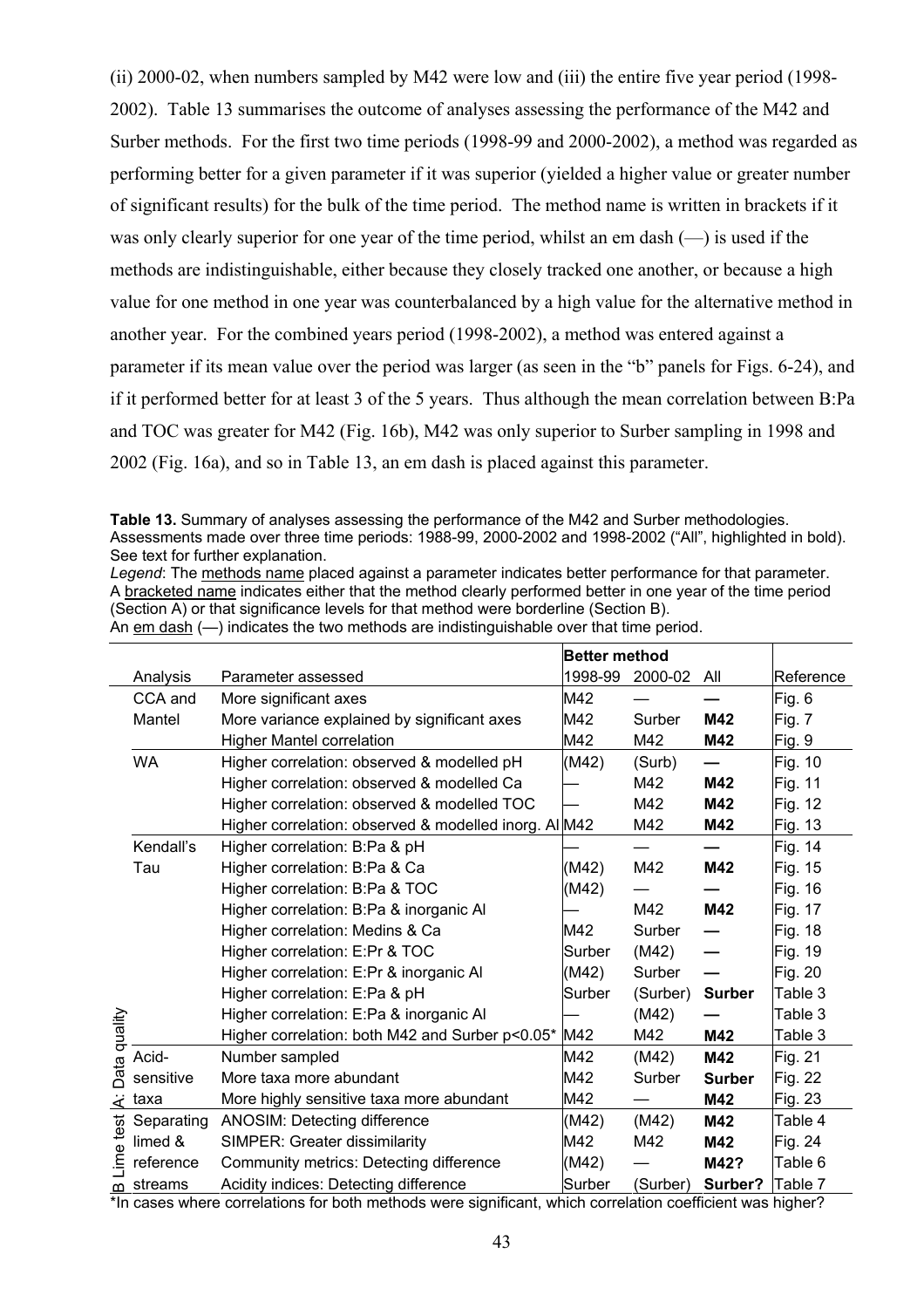(ii) 2000-02, when numbers sampled by M42 were low and (iii) the entire five year period (1998-2002). Table 13 summarises the outcome of analyses assessing the performance of the M42 and Surber methods. For the first two time periods (1998-99 and 2000-2002), a method was regarded as performing better for a given parameter if it was superior (yielded a higher value or greater number of significant results) for the bulk of the time period. The method name is written in brackets if it was only clearly superior for one year of the time period, whilst an em dash (—) is used if the methods are indistinguishable, either because they closely tracked one another, or because a high value for one method in one year was counterbalanced by a high value for the alternative method in another year. For the combined years period (1998-2002), a method was entered against a parameter if its mean value over the period was larger (as seen in the "b" panels for Figs. 6-24), and if it performed better for at least 3 of the 5 years. Thus although the mean correlation between B:Pa and TOC was greater for M42 (Fig. 16b), M42 was only superior to Surber sampling in 1998 and 2002 (Fig. 16a), and so in Table 13, an em dash is placed against this parameter.

**Table 13.** Summary of analyses assessing the performance of the M42 and Surber methodologies. Assessments made over three time periods: 1988-99, 2000-2002 and 1998-2002 ("All", highlighted in bold). See text for further explanation.

*Legend*: The methods name placed against a parameter indicates better performance for that parameter. A bracketed name indicates either that the method clearly performed better in one year of the time period (Section A) or that significance levels for that method were borderline (Section B). An em dash (—) indicates the two methods are indistinguishable over that time period.

| | Analysis | Parameter assessed | Better method 1998-99 | 2000-02 | All | Reference |
|---|---|---|---|---|---|---|
| A: Data quality | CCA and Mantel | More significant axes | M42 | — | **—** | Fig. 6 |
| | | More variance explained by significant axes | M42 | Surber | **M42** | Fig. 7 |
| | | Higher Mantel correlation | M42 | M42 | **M42** | Fig. 9 |
| | WA | Higher correlation: observed & modelled pH | (M42) | (Surb) | **—** | Fig. 10 |
| | | Higher correlation: observed & modelled Ca | — | M42 | **M42** | Fig. 11 |
| | | Higher correlation: observed & modelled TOC | — | M42 | **M42** | Fig. 12 |
| | | Higher correlation: observed & modelled inorg. Al | M42 | M42 | **M42** | Fig. 13 |
| | Kendall's Tau | Higher correlation: B:Pa & pH | — | — | **—** | Fig. 14 |
| | | Higher correlation: B:Pa & Ca | (M42) | M42 | **M42** | Fig. 15 |
| | | Higher correlation: B:Pa & TOC | (M42) | — | **—** | Fig. 16 |
| | | Higher correlation: B:Pa & inorganic Al | — | M42 | **M42** | Fig. 17 |
| | | Higher correlation: Medins & Ca | M42 | Surber | **—** | Fig. 18 |
| | | Higher correlation: E:Pr & TOC | Surber | (M42) | **—** | Fig. 19 |
| | | Higher correlation: E:Pr & inorganic Al | (M42) | Surber | **—** | Fig. 20 |
| | | Higher correlation: E:Pa & pH | Surber | (Surber) | **Surber** | Table 3 |
| | | Higher correlation: E:Pa & inorganic Al | — | (M42) | **—** | Table 3 |
| | | Higher correlation: both M42 and Surber p<0.05* | M42 | M42 | **M42** | Table 3 |
| | Acid-sensitive taxa | Number sampled | M42 | (M42) | **M42** | Fig. 21 |
| | | More taxa more abundant | M42 | Surber | **Surber** | Fig. 22 |
| | | More highly sensitive taxa more abundant | M42 | — | **M42** | Fig. 23 |
| B Lime test | Separating limed & reference streams | ANOSIM: Detecting difference | (M42) | (M42) | **M42** | Table 4 |
| | | SIMPER: Greater dissimilarity | M42 | M42 | **M42** | Fig. 24 |
| | | Community metrics: Detecting difference | (M42) | — | **M42?** | Table 6 |
| | | Acidity indices: Detecting difference | Surber | (Surber) | **Surber?** | Table 7 |

*In cases where correlations for both methods were significant, which correlation coefficient was higher?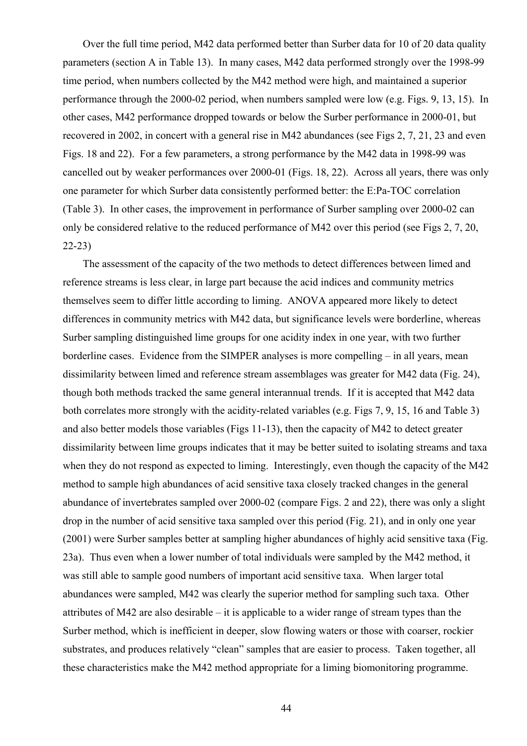Over the full time period, M42 data performed better than Surber data for 10 of 20 data quality parameters (section A in Table 13). In many cases, M42 data performed strongly over the 1998-99 time period, when numbers collected by the M42 method were high, and maintained a superior performance through the 2000-02 period, when numbers sampled were low (e.g. Figs. 9, 13, 15). In other cases, M42 performance dropped towards or below the Surber performance in 2000-01, but recovered in 2002, in concert with a general rise in M42 abundances (see Figs 2, 7, 21, 23 and even Figs. 18 and 22). For a few parameters, a strong performance by the M42 data in 1998-99 was cancelled out by weaker performances over 2000-01 (Figs. 18, 22). Across all years, there was only one parameter for which Surber data consistently performed better: the E:Pa-TOC correlation (Table 3). In other cases, the improvement in performance of Surber sampling over 2000-02 can only be considered relative to the reduced performance of M42 over this period (see Figs 2, 7, 20, 22-23)

The assessment of the capacity of the two methods to detect differences between limed and reference streams is less clear, in large part because the acid indices and community metrics themselves seem to differ little according to liming. ANOVA appeared more likely to detect differences in community metrics with M42 data, but significance levels were borderline, whereas Surber sampling distinguished lime groups for one acidity index in one year, with two further borderline cases. Evidence from the SIMPER analyses is more compelling – in all years, mean dissimilarity between limed and reference stream assemblages was greater for M42 data (Fig. 24), though both methods tracked the same general interannual trends. If it is accepted that M42 data both correlates more strongly with the acidity-related variables (e.g. Figs 7, 9, 15, 16 and Table 3) and also better models those variables (Figs 11-13), then the capacity of M42 to detect greater dissimilarity between lime groups indicates that it may be better suited to isolating streams and taxa when they do not respond as expected to liming. Interestingly, even though the capacity of the M42 method to sample high abundances of acid sensitive taxa closely tracked changes in the general abundance of invertebrates sampled over 2000-02 (compare Figs. 2 and 22), there was only a slight drop in the number of acid sensitive taxa sampled over this period (Fig. 21), and in only one year (2001) were Surber samples better at sampling higher abundances of highly acid sensitive taxa (Fig. 23a). Thus even when a lower number of total individuals were sampled by the M42 method, it was still able to sample good numbers of important acid sensitive taxa. When larger total abundances were sampled, M42 was clearly the superior method for sampling such taxa. Other attributes of M42 are also desirable – it is applicable to a wider range of stream types than the Surber method, which is inefficient in deeper, slow flowing waters or those with coarser, rockier substrates, and produces relatively "clean" samples that are easier to process. Taken together, all these characteristics make the M42 method appropriate for a liming biomonitoring programme.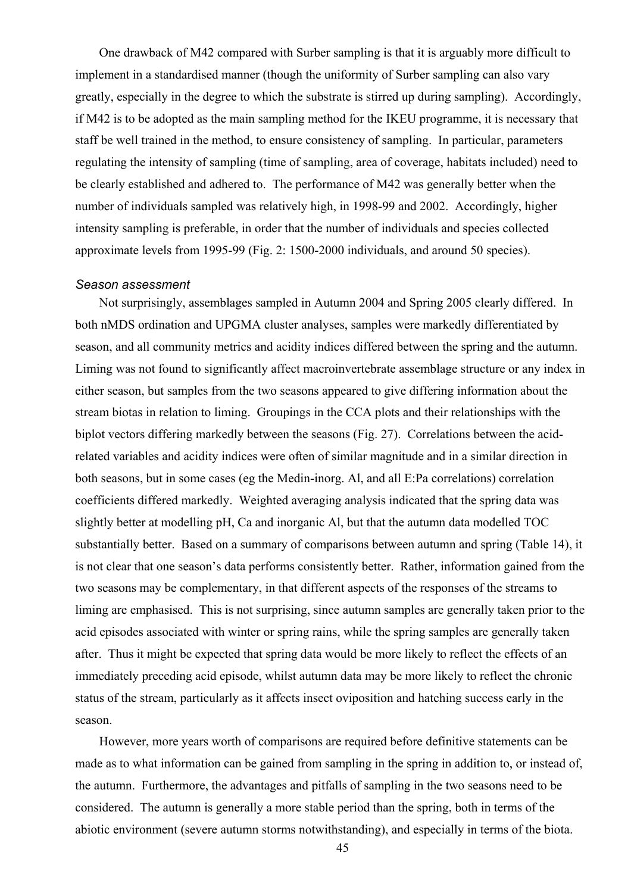One drawback of M42 compared with Surber sampling is that it is arguably more difficult to implement in a standardised manner (though the uniformity of Surber sampling can also vary greatly, especially in the degree to which the substrate is stirred up during sampling). Accordingly, if M42 is to be adopted as the main sampling method for the IKEU programme, it is necessary that staff be well trained in the method, to ensure consistency of sampling. In particular, parameters regulating the intensity of sampling (time of sampling, area of coverage, habitats included) need to be clearly established and adhered to. The performance of M42 was generally better when the number of individuals sampled was relatively high, in 1998-99 and 2002. Accordingly, higher intensity sampling is preferable, in order that the number of individuals and species collected approximate levels from 1995-99 (Fig. 2: 1500-2000 individuals, and around 50 species).

### *Season assessment*

Not surprisingly, assemblages sampled in Autumn 2004 and Spring 2005 clearly differed. In both nMDS ordination and UPGMA cluster analyses, samples were markedly differentiated by season, and all community metrics and acidity indices differed between the spring and the autumn. Liming was not found to significantly affect macroinvertebrate assemblage structure or any index in either season, but samples from the two seasons appeared to give differing information about the stream biotas in relation to liming. Groupings in the CCA plots and their relationships with the biplot vectors differing markedly between the seasons (Fig. 27). Correlations between the acid-related variables and acidity indices were often of similar magnitude and in a similar direction in both seasons, but in some cases (eg the Medin-inorg. Al, and all E:Pa correlations) correlation coefficients differed markedly. Weighted averaging analysis indicated that the spring data was slightly better at modelling pH, Ca and inorganic Al, but that the autumn data modelled TOC substantially better. Based on a summary of comparisons between autumn and spring (Table 14), it is not clear that one season's data performs consistently better. Rather, information gained from the two seasons may be complementary, in that different aspects of the responses of the streams to liming are emphasised. This is not surprising, since autumn samples are generally taken prior to the acid episodes associated with winter or spring rains, while the spring samples are generally taken after. Thus it might be expected that spring data would be more likely to reflect the effects of an immediately preceding acid episode, whilst autumn data may be more likely to reflect the chronic status of the stream, particularly as it affects insect oviposition and hatching success early in the season.

However, more years worth of comparisons are required before definitive statements can be made as to what information can be gained from sampling in the spring in addition to, or instead of, the autumn. Furthermore, the advantages and pitfalls of sampling in the two seasons need to be considered. The autumn is generally a more stable period than the spring, both in terms of the abiotic environment (severe autumn storms notwithstanding), and especially in terms of the biota.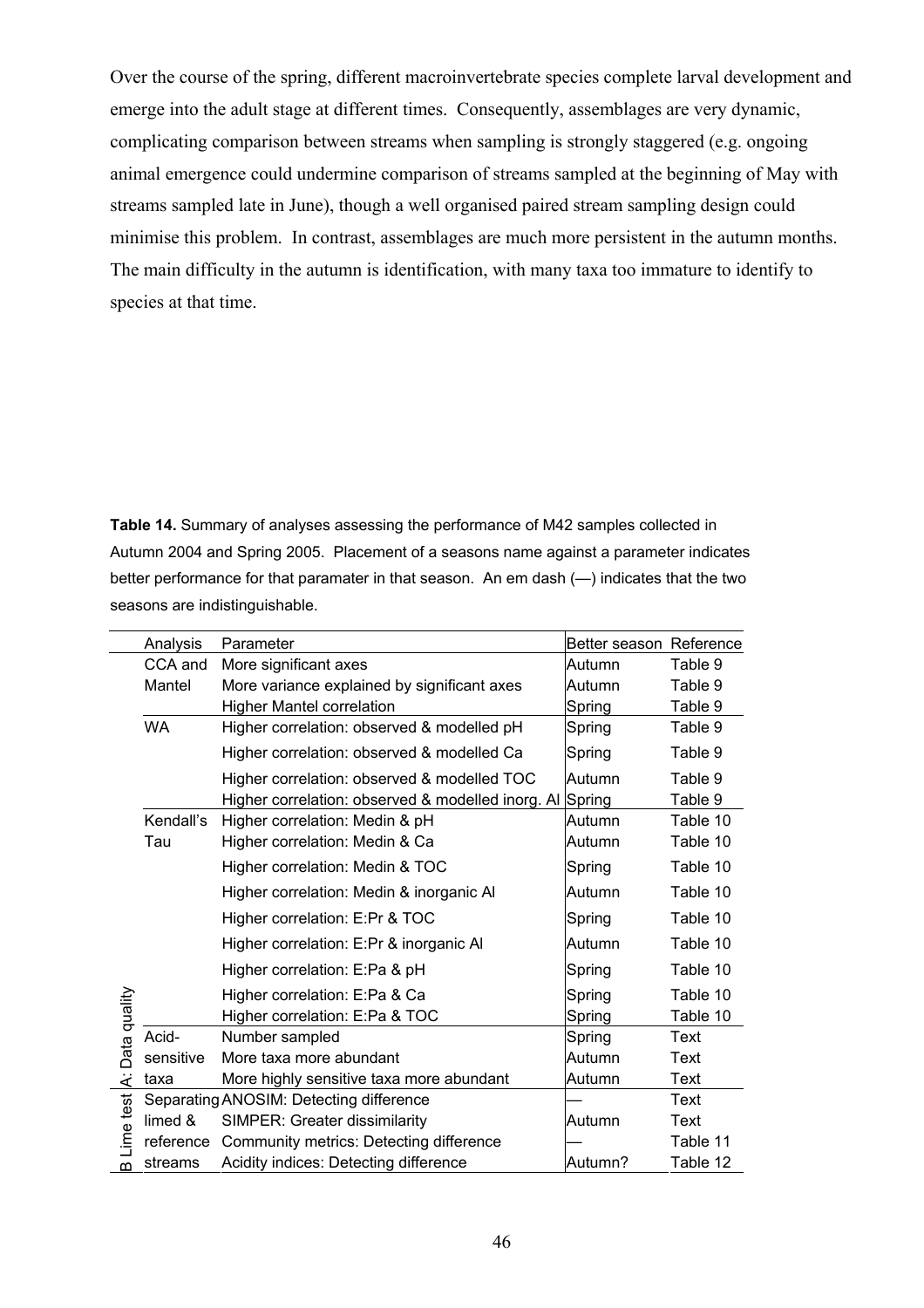Over the course of the spring, different macroinvertebrate species complete larval development and emerge into the adult stage at different times. Consequently, assemblages are very dynamic, complicating comparison between streams when sampling is strongly staggered (e.g. ongoing animal emergence could undermine comparison of streams sampled at the beginning of May with streams sampled late in June), though a well organised paired stream sampling design could minimise this problem. In contrast, assemblages are much more persistent in the autumn months. The main difficulty in the autumn is identification, with many taxa too immature to identify to species at that time.

**Table 14.** Summary of analyses assessing the performance of M42 samples collected in Autumn 2004 and Spring 2005. Placement of a seasons name against a parameter indicates better performance for that paramater in that season. An em dash (—) indicates that the two seasons are indistinguishable.

| | Analysis | Parameter | Better season | Reference |
|---|---|---|---|---|
| A: Data quality | CCA and Mantel | More significant axes | Autumn | Table 9 |
| | | More variance explained by significant axes | Autumn | Table 9 |
| | | Higher Mantel correlation | Spring | Table 9 |
| | WA | Higher correlation: observed & modelled pH | Spring | Table 9 |
| | | Higher correlation: observed & modelled Ca | Spring | Table 9 |
| | | Higher correlation: observed & modelled TOC | Autumn | Table 9 |
| | | Higher correlation: observed & modelled inorg. Al | Spring | Table 9 |
| | Kendall's Tau | Higher correlation: Medin & pH | Autumn | Table 10 |
| | | Higher correlation: Medin & Ca | Autumn | Table 10 |
| | | Higher correlation: Medin & TOC | Spring | Table 10 |
| | | Higher correlation: Medin & inorganic Al | Autumn | Table 10 |
| | | Higher correlation: E:Pr & TOC | Spring | Table 10 |
| | | Higher correlation: E:Pr & inorganic Al | Autumn | Table 10 |
| | | Higher correlation: E:Pa & pH | Spring | Table 10 |
| | | Higher correlation: E:Pa & Ca | Spring | Table 10 |
| | | Higher correlation: E:Pa & TOC | Spring | Table 10 |
| | Acid-sensitive taxa | Number sampled | Spring | Text |
| | | More taxa more abundant | Autumn | Text |
| | | More highly sensitive taxa more abundant | Autumn | Text |
| B Lime test | Separating limed & reference streams | ANOSIM: Detecting difference | — | Text |
| | | SIMPER: Greater dissimilarity | Autumn | Text |
| | | Community metrics: Detecting difference | — | Table 11 |
| | | Acidity indices: Detecting difference | Autumn? | Table 12 |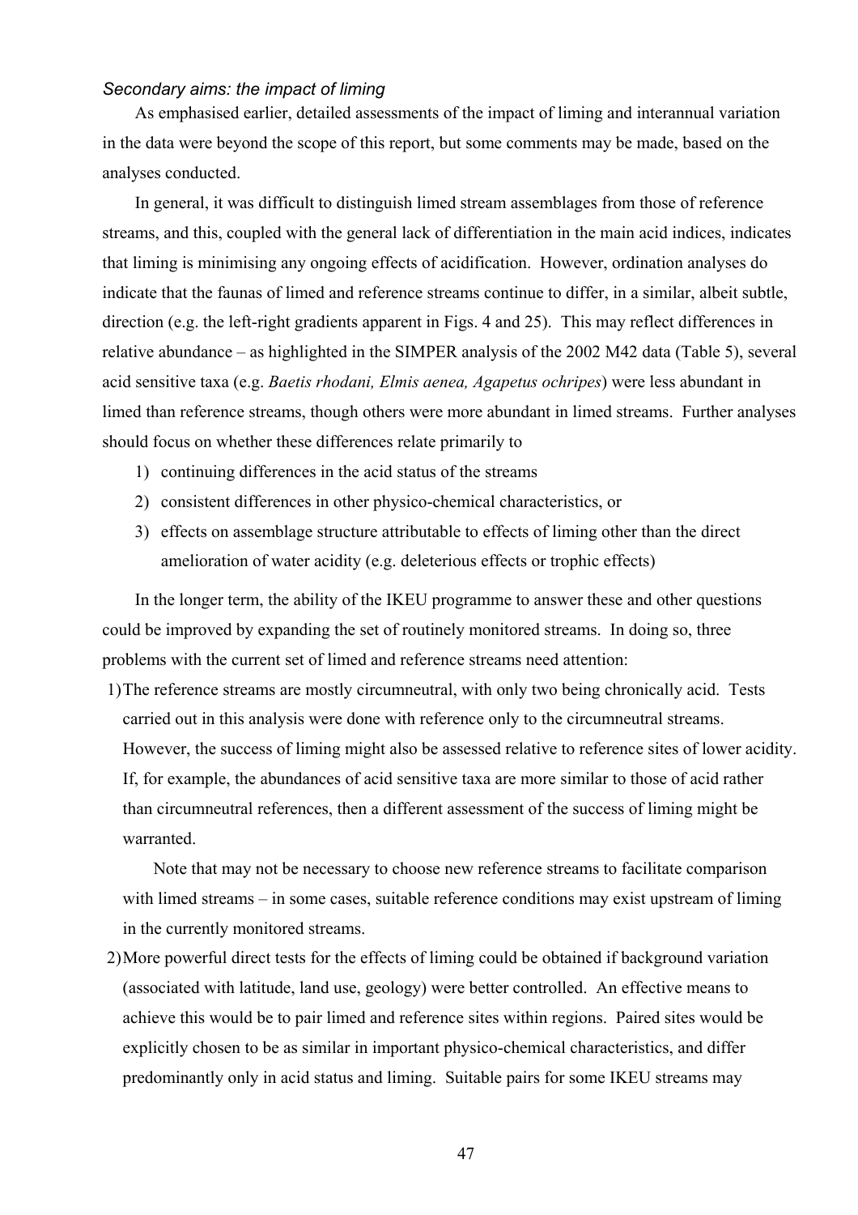*Secondary aims: the impact of liming*

As emphasised earlier, detailed assessments of the impact of liming and interannual variation in the data were beyond the scope of this report, but some comments may be made, based on the analyses conducted.

In general, it was difficult to distinguish limed stream assemblages from those of reference streams, and this, coupled with the general lack of differentiation in the main acid indices, indicates that liming is minimising any ongoing effects of acidification. However, ordination analyses do indicate that the faunas of limed and reference streams continue to differ, in a similar, albeit subtle, direction (e.g. the left-right gradients apparent in Figs. 4 and 25). This may reflect differences in relative abundance – as highlighted in the SIMPER analysis of the 2002 M42 data (Table 5), several acid sensitive taxa (e.g. *Baetis rhodani, Elmis aenea, Agapetus ochripes*) were less abundant in limed than reference streams, though others were more abundant in limed streams. Further analyses should focus on whether these differences relate primarily to

1) continuing differences in the acid status of the streams
2) consistent differences in other physico-chemical characteristics, or
3) effects on assemblage structure attributable to effects of liming other than the direct amelioration of water acidity (e.g. deleterious effects or trophic effects)

In the longer term, the ability of the IKEU programme to answer these and other questions could be improved by expanding the set of routinely monitored streams. In doing so, three problems with the current set of limed and reference streams need attention:

1) The reference streams are mostly circumneutral, with only two being chronically acid. Tests carried out in this analysis were done with reference only to the circumneutral streams. However, the success of liming might also be assessed relative to reference sites of lower acidity. If, for example, the abundances of acid sensitive taxa are more similar to those of acid rather than circumneutral references, then a different assessment of the success of liming might be warranted.

   Note that may not be necessary to choose new reference streams to facilitate comparison with limed streams – in some cases, suitable reference conditions may exist upstream of liming in the currently monitored streams.

2) More powerful direct tests for the effects of liming could be obtained if background variation (associated with latitude, land use, geology) were better controlled. An effective means to achieve this would be to pair limed and reference sites within regions. Paired sites would be explicitly chosen to be as similar in important physico-chemical characteristics, and differ predominantly only in acid status and liming. Suitable pairs for some IKEU streams may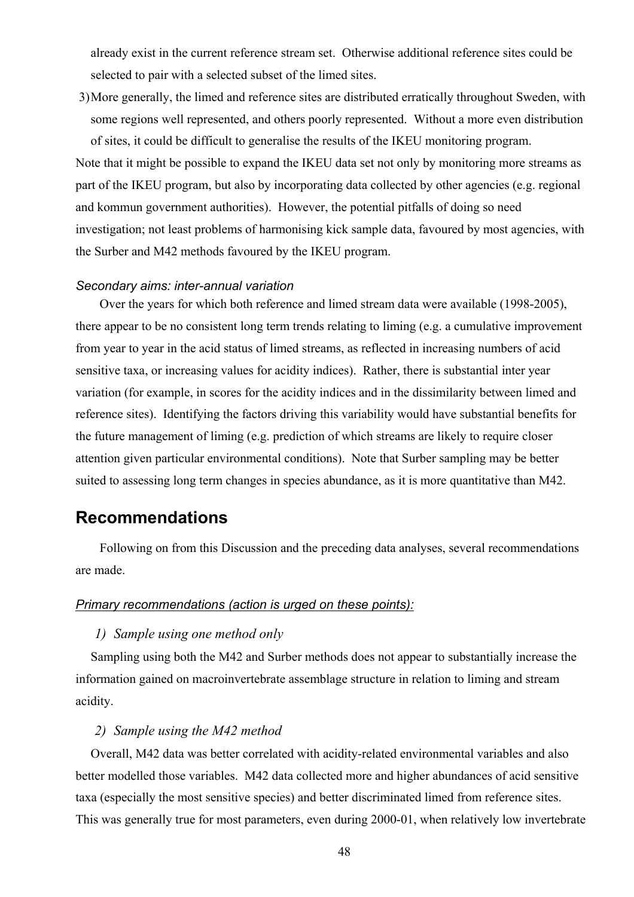already exist in the current reference stream set. Otherwise additional reference sites could be selected to pair with a selected subset of the limed sites.

3) More generally, the limed and reference sites are distributed erratically throughout Sweden, with some regions well represented, and others poorly represented. Without a more even distribution of sites, it could be difficult to generalise the results of the IKEU monitoring program.

Note that it might be possible to expand the IKEU data set not only by monitoring more streams as part of the IKEU program, but also by incorporating data collected by other agencies (e.g. regional and kommun government authorities). However, the potential pitfalls of doing so need investigation; not least problems of harmonising kick sample data, favoured by most agencies, with the Surber and M42 methods favoured by the IKEU program.

*Secondary aims: inter-annual variation*

Over the years for which both reference and limed stream data were available (1998-2005), there appear to be no consistent long term trends relating to liming (e.g. a cumulative improvement from year to year in the acid status of limed streams, as reflected in increasing numbers of acid sensitive taxa, or increasing values for acidity indices). Rather, there is substantial inter year variation (for example, in scores for the acidity indices and in the dissimilarity between limed and reference sites). Identifying the factors driving this variability would have substantial benefits for the future management of liming (e.g. prediction of which streams are likely to require closer attention given particular environmental conditions). Note that Surber sampling may be better suited to assessing long term changes in species abundance, as it is more quantitative than M42.

## Recommendations

Following on from this Discussion and the preceding data analyses, several recommendations are made.

*Primary recommendations (action is urged on these points):*

*1) Sample using one method only*

Sampling using both the M42 and Surber methods does not appear to substantially increase the information gained on macroinvertebrate assemblage structure in relation to liming and stream acidity.

*2) Sample using the M42 method*

Overall, M42 data was better correlated with acidity-related environmental variables and also better modelled those variables. M42 data collected more and higher abundances of acid sensitive taxa (especially the most sensitive species) and better discriminated limed from reference sites. This was generally true for most parameters, even during 2000-01, when relatively low invertebrate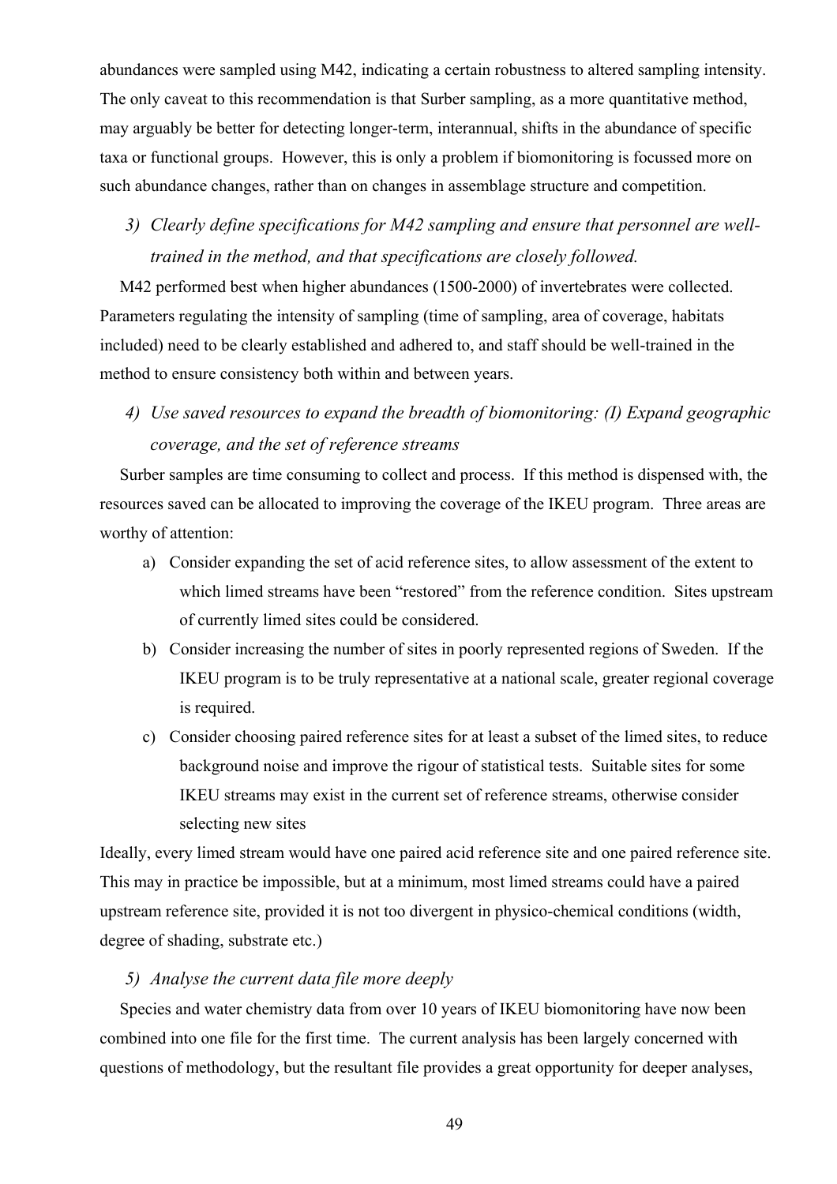abundances were sampled using M42, indicating a certain robustness to altered sampling intensity. The only caveat to this recommendation is that Surber sampling, as a more quantitative method, may arguably be better for detecting longer-term, interannual, shifts in the abundance of specific taxa or functional groups. However, this is only a problem if biomonitoring is focussed more on such abundance changes, rather than on changes in assemblage structure and competition.

3) *Clearly define specifications for M42 sampling and ensure that personnel are well-trained in the method, and that specifications are closely followed.*

M42 performed best when higher abundances (1500-2000) of invertebrates were collected. Parameters regulating the intensity of sampling (time of sampling, area of coverage, habitats included) need to be clearly established and adhered to, and staff should be well-trained in the method to ensure consistency both within and between years.

4) *Use saved resources to expand the breadth of biomonitoring: (I) Expand geographic coverage, and the set of reference streams*

Surber samples are time consuming to collect and process. If this method is dispensed with, the resources saved can be allocated to improving the coverage of the IKEU program. Three areas are worthy of attention:

a) Consider expanding the set of acid reference sites, to allow assessment of the extent to which limed streams have been "restored" from the reference condition. Sites upstream of currently limed sites could be considered.
b) Consider increasing the number of sites in poorly represented regions of Sweden. If the IKEU program is to be truly representative at a national scale, greater regional coverage is required.
c) Consider choosing paired reference sites for at least a subset of the limed sites, to reduce background noise and improve the rigour of statistical tests. Suitable sites for some IKEU streams may exist in the current set of reference streams, otherwise consider selecting new sites

Ideally, every limed stream would have one paired acid reference site and one paired reference site. This may in practice be impossible, but at a minimum, most limed streams could have a paired upstream reference site, provided it is not too divergent in physico-chemical conditions (width, degree of shading, substrate etc.)

5) *Analyse the current data file more deeply*

Species and water chemistry data from over 10 years of IKEU biomonitoring have now been combined into one file for the first time. The current analysis has been largely concerned with questions of methodology, but the resultant file provides a great opportunity for deeper analyses,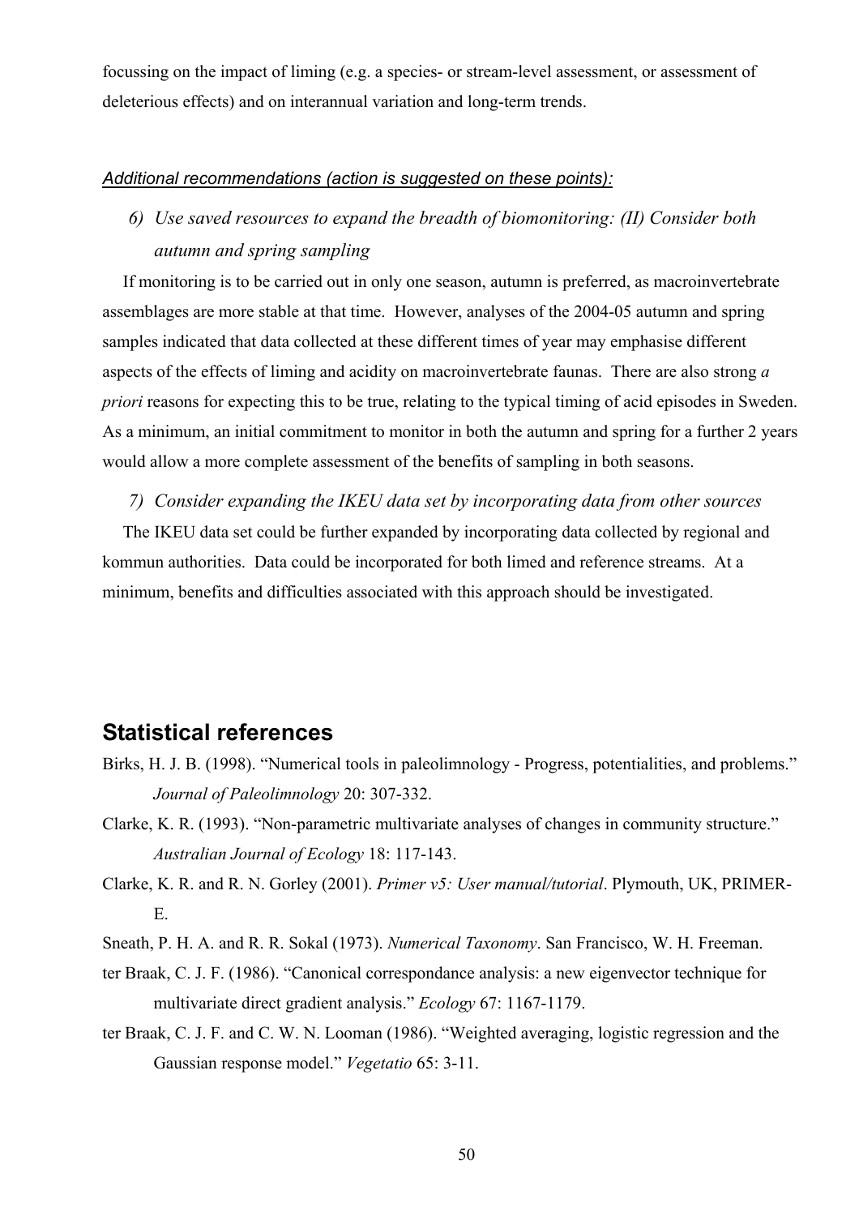focussing on the impact of liming (e.g. a species- or stream-level assessment, or assessment of deleterious effects) and on interannual variation and long-term trends.

*Additional recommendations (action is suggested on these points):*

6) *Use saved resources to expand the breadth of biomonitoring: (II) Consider both autumn and spring sampling*

If monitoring is to be carried out in only one season, autumn is preferred, as macroinvertebrate assemblages are more stable at that time. However, analyses of the 2004-05 autumn and spring samples indicated that data collected at these different times of year may emphasise different aspects of the effects of liming and acidity on macroinvertebrate faunas. There are also strong *a priori* reasons for expecting this to be true, relating to the typical timing of acid episodes in Sweden. As a minimum, an initial commitment to monitor in both the autumn and spring for a further 2 years would allow a more complete assessment of the benefits of sampling in both seasons.

7) *Consider expanding the IKEU data set by incorporating data from other sources*

The IKEU data set could be further expanded by incorporating data collected by regional and kommun authorities. Data could be incorporated for both limed and reference streams. At a minimum, benefits and difficulties associated with this approach should be investigated.

## Statistical references

Birks, H. J. B. (1998). "Numerical tools in paleolimnology - Progress, potentialities, and problems." *Journal of Paleolimnology* 20: 307-332.

Clarke, K. R. (1993). "Non-parametric multivariate analyses of changes in community structure." *Australian Journal of Ecology* 18: 117-143.

Clarke, K. R. and R. N. Gorley (2001). *Primer v5: User manual/tutorial*. Plymouth, UK, PRIMER-E.

Sneath, P. H. A. and R. R. Sokal (1973). *Numerical Taxonomy*. San Francisco, W. H. Freeman.

ter Braak, C. J. F. (1986). "Canonical correspondance analysis: a new eigenvector technique for multivariate direct gradient analysis." *Ecology* 67: 1167-1179.

ter Braak, C. J. F. and C. W. N. Looman (1986). "Weighted averaging, logistic regression and the Gaussian response model." *Vegetatio* 65: 3-11.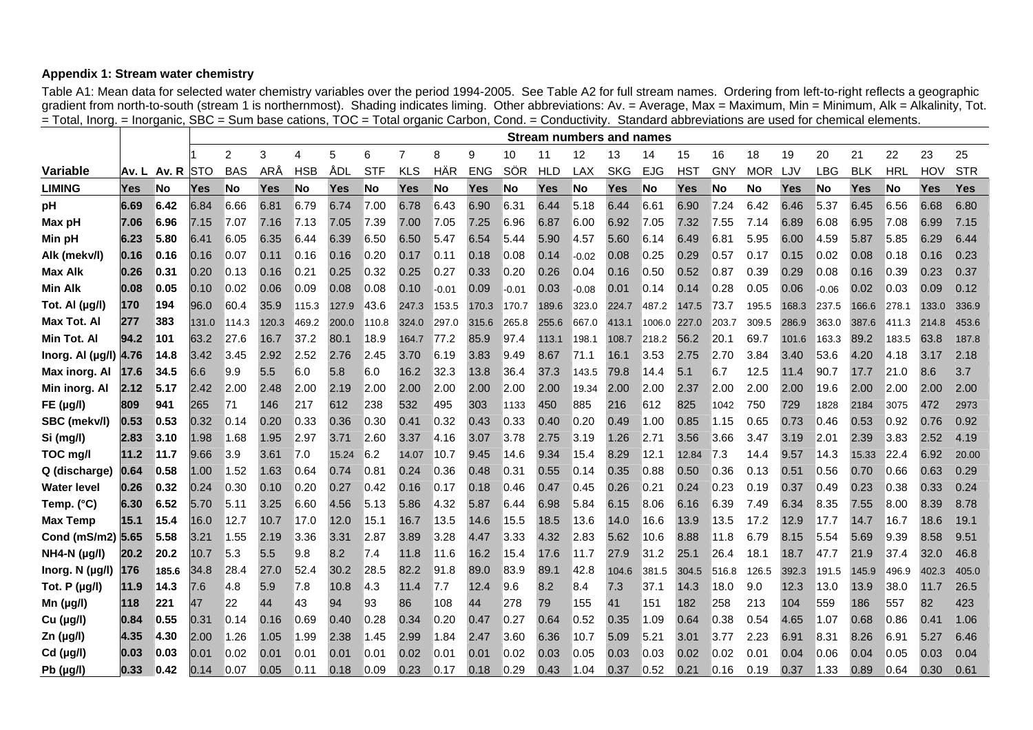**Appendix 1: Stream water chemistry**

Table A1: Mean data for selected water chemistry variables over the period 1994-2005. See Table A2 for full stream names. Ordering from left-to-right reflects a geographic gradient from north-to-south (stream 1 is northernmost). Shading indicates liming. Other abbreviations: Av. = Average, Max = Maximum, Min = Minimum, Alk = Alkalinity, Tot. = Total, Inorg. = Inorganic, SBC = Sum base cations, TOC = Total organic Carbon, Cond. = Conductivity. Standard abbreviations are used for chemical elements.

| | | | Stream numbers and names | | | | | | | | | | | | | | | | | | | | | | |
|---|---|---|---|---|---|---|---|---|---|---|---|---|---|---|---|---|---|---|---|---|---|---|---|---|---|
| | | | 1 | 2 | 3 | 4 | 5 | 6 | 7 | 8 | 9 | 10 | 11 | 12 | 13 | 14 | 15 | 16 | 18 | 19 | 20 | 21 | 22 | 23 | 25 |
| **Variable** | **Av. L** | **Av. R** | STO | BAS | ARÅ | HSB | ÅDL | STF | KLS | HÄR | ENG | SÖR | HLD | LAX | SKG | EJG | HST | GNY | MOR | LJV | LBG | BLK | HRL | HOV | STR |
| **LIMING** | **Yes** | **No** | **Yes** | **No** | **Yes** | **No** | **Yes** | **No** | **Yes** | **No** | **Yes** | **No** | **Yes** | **No** | **Yes** | **No** | **Yes** | **No** | **No** | **Yes** | **No** | **Yes** | **No** | **Yes** | **Yes** |
| **pH** | **6.69** | **6.42** | 6.84 | 6.66 | 6.81 | 6.79 | 6.74 | 7.00 | 6.78 | 6.43 | 6.90 | 6.31 | 6.44 | 5.18 | 6.44 | 6.61 | 6.90 | 7.24 | 6.42 | 6.46 | 5.37 | 6.45 | 6.56 | 6.68 | 6.80 |
| **Max pH** | **7.06** | **6.96** | 7.15 | 7.07 | 7.16 | 7.13 | 7.05 | 7.39 | 7.00 | 7.05 | 7.25 | 6.96 | 6.87 | 6.00 | 6.92 | 7.05 | 7.32 | 7.55 | 7.14 | 6.89 | 6.08 | 6.95 | 7.08 | 6.99 | 7.15 |
| **Min pH** | **6.23** | **5.80** | 6.41 | 6.05 | 6.35 | 6.44 | 6.39 | 6.50 | 6.50 | 5.47 | 6.54 | 5.44 | 5.90 | 4.57 | 5.60 | 6.14 | 6.49 | 6.81 | 5.95 | 6.00 | 4.59 | 5.87 | 5.85 | 6.29 | 6.44 |
| **Alk (mekv/l)** | **0.16** | **0.16** | 0.16 | 0.07 | 0.11 | 0.16 | 0.16 | 0.20 | 0.17 | 0.11 | 0.18 | 0.08 | 0.14 | -0.02 | 0.08 | 0.25 | 0.29 | 0.57 | 0.17 | 0.15 | 0.02 | 0.08 | 0.18 | 0.16 | 0.23 |
| **Max Alk** | **0.26** | **0.31** | 0.20 | 0.13 | 0.16 | 0.21 | 0.25 | 0.32 | 0.25 | 0.27 | 0.33 | 0.20 | 0.26 | 0.04 | 0.16 | 0.50 | 0.52 | 0.87 | 0.39 | 0.29 | 0.08 | 0.16 | 0.39 | 0.23 | 0.37 |
| **Min Alk** | **0.08** | **0.05** | 0.10 | 0.02 | 0.06 | 0.09 | 0.08 | 0.08 | 0.10 | -0.01 | 0.09 | -0.01 | 0.03 | -0.08 | 0.01 | 0.14 | 0.14 | 0.28 | 0.05 | 0.06 | -0.06 | 0.02 | 0.03 | 0.09 | 0.12 |
| **Tot. Al (µg/l)** | **170** | **194** | 96.0 | 60.4 | 35.9 | 115.3 | 127.9 | 43.6 | 247.3 | 153.5 | 170.3 | 170.7 | 189.6 | 323.0 | 224.7 | 487.2 | 147.5 | 73.7 | 195.5 | 168.3 | 237.5 | 166.6 | 278.1 | 133.0 | 336.9 |
| **Max Tot. Al** | **277** | **383** | 131.0 | 114.3 | 120.3 | 469.2 | 200.0 | 110.8 | 324.0 | 297.0 | 315.6 | 265.8 | 255.6 | 667.0 | 413.1 | 1006.0 | 227.0 | 203.7 | 309.5 | 286.9 | 363.0 | 387.6 | 411.3 | 214.8 | 453.6 |
| **Min Tot. Al** | **94.2** | **101** | 63.2 | 27.6 | 16.7 | 37.2 | 80.1 | 18.9 | 164.7 | 77.2 | 85.9 | 97.4 | 113.1 | 198.1 | 108.7 | 218.2 | 56.2 | 20.1 | 69.7 | 101.6 | 163.3 | 89.2 | 183.5 | 63.8 | 187.8 |
| **Inorg. Al (µg/l)** | **4.76** | **14.8** | 3.42 | 3.45 | 2.92 | 2.52 | 2.76 | 2.45 | 3.70 | 6.19 | 3.83 | 9.49 | 8.67 | 71.1 | 16.1 | 3.53 | 2.75 | 2.70 | 3.84 | 3.40 | 53.6 | 4.20 | 4.18 | 3.17 | 2.18 |
| **Max inorg. Al** | **17.6** | **34.5** | 6.6 | 9.9 | 5.5 | 6.0 | 5.8 | 6.0 | 16.2 | 32.3 | 13.8 | 36.4 | 37.3 | 143.5 | 79.8 | 14.4 | 5.1 | 6.7 | 12.5 | 11.4 | 90.7 | 17.7 | 21.0 | 8.6 | 3.7 |
| **Min inorg. Al** | **2.12** | **5.17** | 2.42 | 2.00 | 2.48 | 2.00 | 2.19 | 2.00 | 2.00 | 2.00 | 2.00 | 2.00 | 2.00 | 19.34 | 2.00 | 2.00 | 2.37 | 2.00 | 2.00 | 2.00 | 19.6 | 2.00 | 2.00 | 2.00 | 2.00 |
| **FE (µg/l)** | **809** | **941** | 265 | 71 | 146 | 217 | 612 | 238 | 532 | 495 | 303 | 1133 | 450 | 885 | 216 | 612 | 825 | 1042 | 750 | 729 | 1828 | 2184 | 3075 | 472 | 2973 |
| **SBC (mekv/l)** | **0.53** | **0.53** | 0.32 | 0.14 | 0.20 | 0.33 | 0.36 | 0.30 | 0.41 | 0.32 | 0.43 | 0.33 | 0.40 | 0.20 | 0.49 | 1.00 | 0.85 | 1.15 | 0.65 | 0.73 | 0.46 | 0.53 | 0.92 | 0.76 | 0.92 |
| **Si (mg/l)** | **2.83** | **3.10** | 1.98 | 1.68 | 1.95 | 2.97 | 3.71 | 2.60 | 3.37 | 4.16 | 3.07 | 3.78 | 2.75 | 3.19 | 1.26 | 2.71 | 3.56 | 3.66 | 3.47 | 3.19 | 2.01 | 2.39 | 3.83 | 2.52 | 4.19 |
| **TOC mg/l** | **11.2** | **11.7** | 9.66 | 3.9 | 3.61 | 7.0 | 15.24 | 6.2 | 14.07 | 10.7 | 9.45 | 14.6 | 9.34 | 15.4 | 8.29 | 12.1 | 12.84 | 7.3 | 14.4 | 9.57 | 14.3 | 15.33 | 22.4 | 6.92 | 20.00 |
| **Q (discharge)** | **0.64** | **0.58** | 1.00 | 1.52 | 1.63 | 0.64 | 0.74 | 0.81 | 0.24 | 0.36 | 0.48 | 0.31 | 0.55 | 0.14 | 0.35 | 0.88 | 0.50 | 0.36 | 0.13 | 0.51 | 0.56 | 0.70 | 0.66 | 0.63 | 0.29 |
| **Water level** | **0.26** | **0.32** | 0.24 | 0.30 | 0.10 | 0.20 | 0.27 | 0.42 | 0.16 | 0.17 | 0.18 | 0.46 | 0.47 | 0.45 | 0.26 | 0.21 | 0.24 | 0.23 | 0.19 | 0.37 | 0.49 | 0.23 | 0.38 | 0.33 | 0.24 |
| **Temp. (°C)** | **6.30** | **6.52** | 5.70 | 5.11 | 3.25 | 6.60 | 4.56 | 5.13 | 5.86 | 4.32 | 5.87 | 6.44 | 6.98 | 5.84 | 6.15 | 8.06 | 6.16 | 6.39 | 7.49 | 6.34 | 8.35 | 7.55 | 8.00 | 8.39 | 8.78 |
| **Max Temp** | **15.1** | **15.4** | 16.0 | 12.7 | 10.7 | 17.0 | 12.0 | 15.1 | 16.7 | 13.5 | 14.6 | 15.5 | 18.5 | 13.6 | 14.0 | 16.6 | 13.9 | 13.5 | 17.2 | 12.9 | 17.7 | 14.7 | 16.7 | 18.6 | 19.1 |
| **Cond (mS/m2)** | **5.65** | **5.58** | 3.21 | 1.55 | 2.19 | 3.36 | 3.31 | 2.87 | 3.89 | 3.28 | 4.47 | 3.33 | 4.32 | 2.83 | 5.62 | 10.6 | 8.88 | 11.8 | 6.79 | 8.15 | 5.54 | 5.69 | 9.39 | 8.58 | 9.51 |
| **NH4-N (µg/l)** | **20.2** | **20.2** | 10.7 | 5.3 | 5.5 | 9.8 | 8.2 | 7.4 | 11.8 | 11.6 | 16.2 | 15.4 | 17.6 | 11.7 | 27.9 | 31.2 | 25.1 | 26.4 | 18.1 | 18.7 | 47.7 | 21.9 | 37.4 | 32.0 | 46.8 |
| **Inorg. N (µg/l)** | **176** | **185.6** | 34.8 | 28.4 | 27.0 | 52.4 | 30.2 | 28.5 | 82.2 | 91.8 | 89.0 | 83.9 | 89.1 | 42.8 | 104.6 | 381.5 | 304.5 | 516.8 | 126.5 | 392.3 | 191.5 | 145.9 | 496.9 | 402.3 | 405.0 |
| **Tot. P (µg/l)** | **11.9** | **14.3** | 7.6 | 4.8 | 5.9 | 7.8 | 10.8 | 4.3 | 11.4 | 7.7 | 12.4 | 9.6 | 8.2 | 8.4 | 7.3 | 37.1 | 14.3 | 18.0 | 9.0 | 12.3 | 13.0 | 13.9 | 38.0 | 11.7 | 26.5 |
| **Mn (µg/l)** | **118** | **221** | 47 | 22 | 44 | 43 | 94 | 93 | 86 | 108 | 44 | 278 | 79 | 155 | 41 | 151 | 182 | 258 | 213 | 104 | 559 | 186 | 557 | 82 | 423 |
| **Cu (µg/l)** | **0.84** | **0.55** | 0.31 | 0.14 | 0.16 | 0.69 | 0.40 | 0.28 | 0.34 | 0.20 | 0.47 | 0.27 | 0.64 | 0.52 | 0.35 | 1.09 | 0.64 | 0.38 | 0.54 | 4.65 | 1.07 | 0.68 | 0.86 | 0.41 | 1.06 |
| **Zn (µg/l)** | **4.35** | **4.30** | 2.00 | 1.26 | 1.05 | 1.99 | 2.38 | 1.45 | 2.99 | 1.84 | 2.47 | 3.60 | 6.36 | 10.7 | 5.09 | 5.21 | 3.01 | 3.77 | 2.23 | 6.91 | 8.31 | 8.26 | 6.91 | 5.27 | 6.46 |
| **Cd (µg/l)** | **0.03** | **0.03** | 0.01 | 0.02 | 0.01 | 0.01 | 0.01 | 0.01 | 0.02 | 0.01 | 0.01 | 0.02 | 0.03 | 0.05 | 0.03 | 0.03 | 0.02 | 0.02 | 0.01 | 0.04 | 0.06 | 0.04 | 0.05 | 0.03 | 0.04 |
| **Pb (µg/l)** | **0.33** | **0.42** | 0.14 | 0.07 | 0.05 | 0.11 | 0.18 | 0.09 | 0.23 | 0.17 | 0.18 | 0.29 | 0.43 | 1.04 | 0.37 | 0.52 | 0.21 | 0.16 | 0.19 | 0.37 | 1.33 | 0.89 | 0.64 | 0.30 | 0.61 |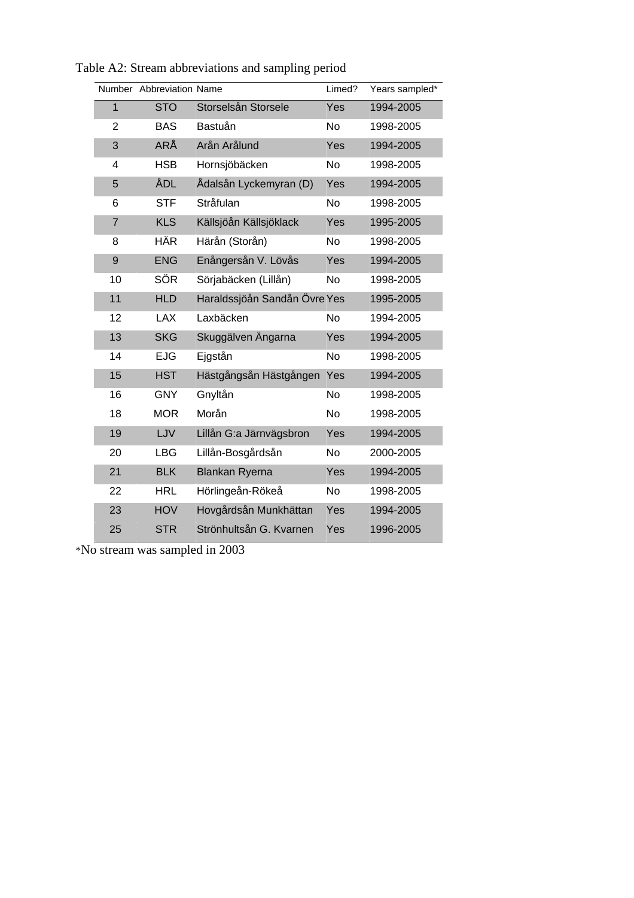Table A2: Stream abbreviations and sampling period

| Number | Abbreviation | Name | Limed? | Years sampled* |
|---|---|---|---|---|
| 1 | STO | Storselsån Storsele | Yes | 1994-2005 |
| 2 | BAS | Bastuån | No | 1998-2005 |
| 3 | ARÅ | Arån Arålund | Yes | 1994-2005 |
| 4 | HSB | Hornsjöbäcken | No | 1998-2005 |
| 5 | ÅDL | Ådalsån Lyckemyran (D) | Yes | 1994-2005 |
| 6 | STF | Stråfulan | No | 1998-2005 |
| 7 | KLS | Källsjöån Källsjöklack | Yes | 1995-2005 |
| 8 | HÄR | Härån (Storån) | No | 1998-2005 |
| 9 | ENG | Enångersån V. Lövås | Yes | 1994-2005 |
| 10 | SÖR | Sörjabäcken (Lillån) | No | 1998-2005 |
| 11 | HLD | Haraldssjöån Sandån Övre | Yes | 1995-2005 |
| 12 | LAX | Laxbäcken | No | 1994-2005 |
| 13 | SKG | Skuggälven Ängarna | Yes | 1994-2005 |
| 14 | EJG | Ejgstån | No | 1998-2005 |
| 15 | HST | Hästgångsån Hästgången | Yes | 1994-2005 |
| 16 | GNY | Gnyltån | No | 1998-2005 |
| 18 | MOR | Morån | No | 1998-2005 |
| 19 | LJV | Lillån G:a Järnvägsbron | Yes | 1994-2005 |
| 20 | LBG | Lillån-Bosgårdsån | No | 2000-2005 |
| 21 | BLK | Blankan Ryerna | Yes | 1994-2005 |
| 22 | HRL | Hörlingeån-Rökeå | No | 1998-2005 |
| 23 | HOV | Hovgårdsån Munkhättan | Yes | 1994-2005 |
| 25 | STR | Strönhultsån G. Kvarnen | Yes | 1996-2005 |

*No stream was sampled in 2003